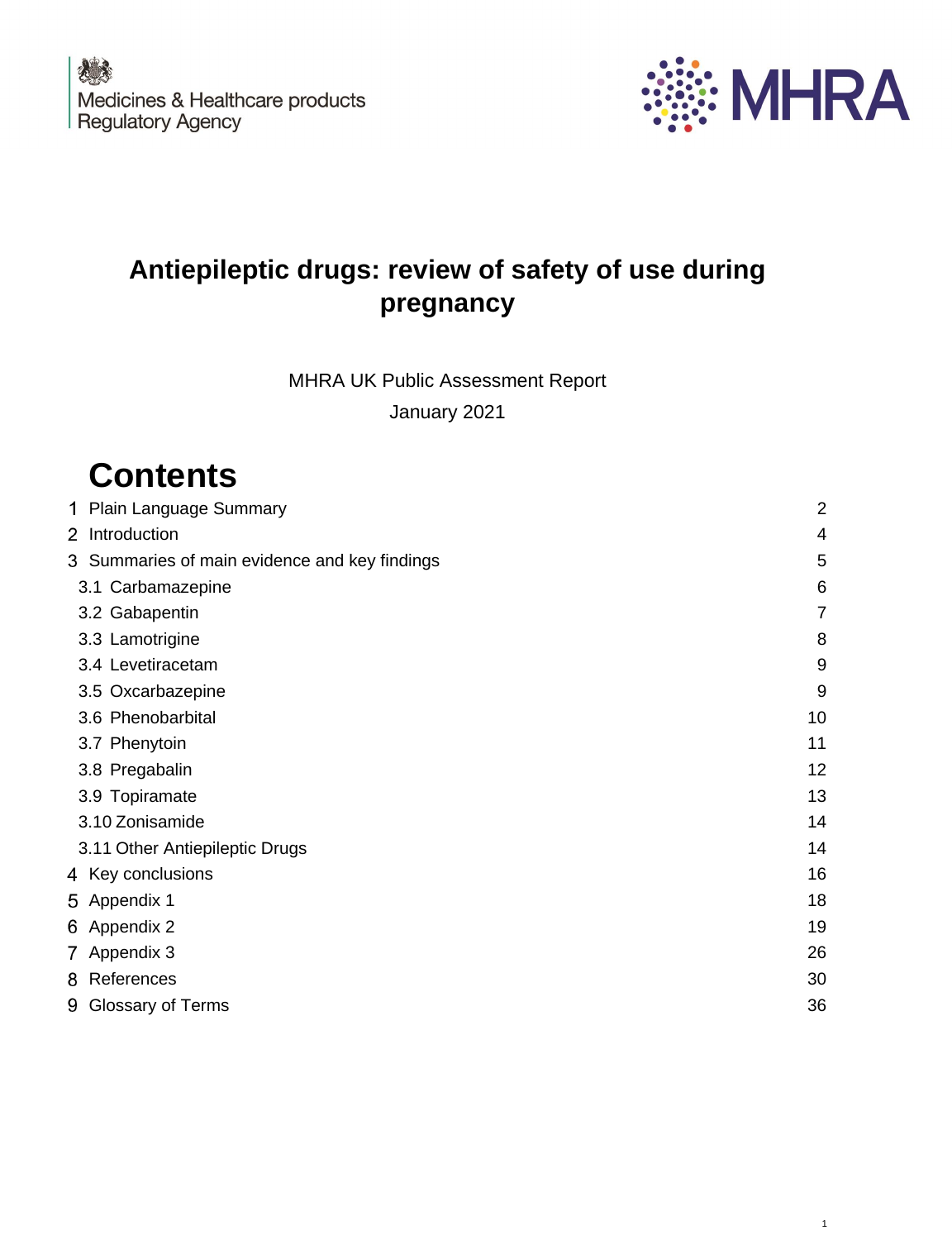Medicines & Healthcare products Regulatory Agency

MHRA

# Antiepileptic drugs: review of safety of use during pregnancy

MHRA UK Public Assessment Report

January 2021

## Contents

| | |
|---|---|
| 1 Plain Language Summary | 2 |
| 2 Introduction | 4 |
| 3 Summaries of main evidence and key findings | 5 |
| 3.1 Carbamazepine | 6 |
| 3.2 Gabapentin | 7 |
| 3.3 Lamotrigine | 8 |
| 3.4 Levetiracetam | 9 |
| 3.5 Oxcarbazepine | 9 |
| 3.6 Phenobarbital | 10 |
| 3.7 Phenytoin | 11 |
| 3.8 Pregabalin | 12 |
| 3.9 Topiramate | 13 |
| 3.10 Zonisamide | 14 |
| 3.11 Other Antiepileptic Drugs | 14 |
| 4 Key conclusions | 16 |
| 5 Appendix 1 | 18 |
| 6 Appendix 2 | 19 |
| 7 Appendix 3 | 26 |
| 8 References | 30 |
| 9 Glossary of Terms | 36 |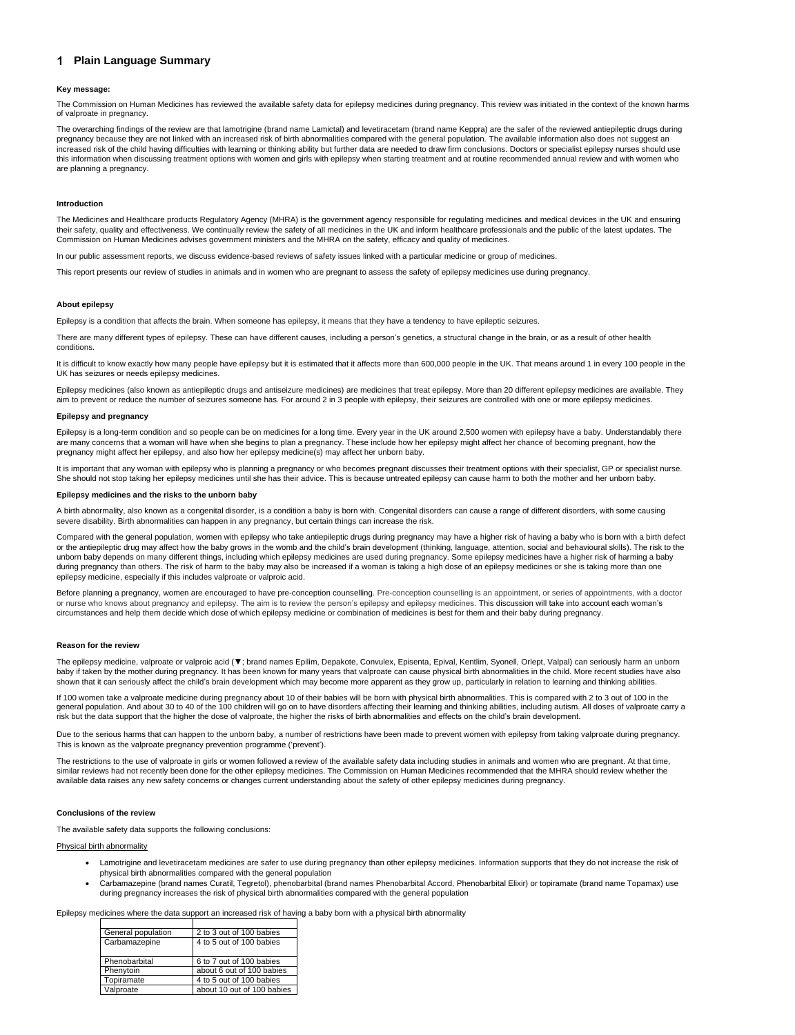# 1 Plain Language Summary

**Key message:**

The Commission on Human Medicines has reviewed the available safety data for epilepsy medicines during pregnancy. This review was initiated in the context of the known harms of valproate in pregnancy.

The overarching findings of the review are that lamotrigine (brand name Lamictal) and levetiracetam (brand name Keppra) are the safer of the reviewed antiepileptic drugs during pregnancy because they are not linked with an increased risk of birth abnormalities compared with the general population. The available information also does not suggest an increased risk of the child having difficulties with learning or thinking ability but further data are needed to draw firm conclusions. Doctors or specialist epilepsy nurses should use this information when discussing treatment options with women and girls with epilepsy when starting treatment and at routine recommended annual review and with women who are planning a pregnancy.

**Introduction**

The Medicines and Healthcare products Regulatory Agency (MHRA) is the government agency responsible for regulating medicines and medical devices in the UK and ensuring their safety, quality and effectiveness. We continually review the safety of all medicines in the UK and inform healthcare professionals and the public of the latest updates. The Commission on Human Medicines advises government ministers and the MHRA on the safety, efficacy and quality of medicines.

In our public assessment reports, we discuss evidence-based reviews of safety issues linked with a particular medicine or group of medicines.

This report presents our review of studies in animals and in women who are pregnant to assess the safety of epilepsy medicines use during pregnancy.

**About epilepsy**

Epilepsy is a condition that affects the brain. When someone has epilepsy, it means that they have a tendency to have epileptic seizures.

There are many different types of epilepsy. These can have different causes, including a person's genetics, a structural change in the brain, or as a result of other health conditions.

It is difficult to know exactly how many people have epilepsy but it is estimated that it affects more than 600,000 people in the UK. That means around 1 in every 100 people in the UK has seizures or needs epilepsy medicines.

Epilepsy medicines (also known as antiepileptic drugs and antiseizure medicines) are medicines that treat epilepsy. More than 20 different epilepsy medicines are available. They aim to prevent or reduce the number of seizures someone has. For around 2 in 3 people with epilepsy, their seizures are controlled with one or more epilepsy medicines.

**Epilepsy and pregnancy**

Epilepsy is a long-term condition and so people can be on medicines for a long time. Every year in the UK around 2,500 women with epilepsy have a baby. Understandably there are many concerns that a woman will have when she begins to plan a pregnancy. These include how her epilepsy might affect her chance of becoming pregnant, how the pregnancy might affect her epilepsy, and also how her epilepsy medicine(s) may affect her unborn baby.

It is important that any woman with epilepsy who is planning a pregnancy or who becomes pregnant discusses their treatment options with their specialist, GP or specialist nurse. She should not stop taking her epilepsy medicines until she has their advice. This is because untreated epilepsy can cause harm to both the mother and her unborn baby.

**Epilepsy medicines and the risks to the unborn baby**

A birth abnormality, also known as a congenital disorder, is a condition a baby is born with. Congenital disorders can cause a range of different disorders, with some causing severe disability. Birth abnormalities can happen in any pregnancy, but certain things can increase the risk.

Compared with the general population, women with epilepsy who take antiepileptic drugs during pregnancy may have a higher risk of having a baby who is born with a birth defect or the antiepileptic drug may affect how the baby grows in the womb and the child's brain development (thinking, language, attention, social and behavioural skills). The risk to the unborn baby depends on many different things, including which epilepsy medicines are used during pregnancy. Some epilepsy medicines have a higher risk of harming a baby during pregnancy than others. The risk of harm to the baby may also be increased if a woman is taking a high dose of an epilepsy medicines or she is taking more than one epilepsy medicine, especially if this includes valproate or valproic acid.

Before planning a pregnancy, women are encouraged to have pre-conception counselling. Pre-conception counselling is an appointment, or series of appointments, with a doctor or nurse who knows about pregnancy and epilepsy. The aim is to review the person's epilepsy and epilepsy medicines. This discussion will take into account each woman's circumstances and help them decide which dose of which epilepsy medicine or combination of medicines is best for them and their baby during pregnancy.

**Reason for the review**

The epilepsy medicine, valproate or valproic acid (▼; brand names Epilim, Depakote, Convulex, Episenta, Epival, Kentlim, Syonell, Orlept, Valpal) can seriously harm an unborn baby if taken by the mother during pregnancy. It has been known for many years that valproate can cause physical birth abnormalities in the child. More recent studies have also shown that it can seriously affect the child's brain development which may become more apparent as they grow up, particularly in relation to learning and thinking abilities.

If 100 women take a valproate medicine during pregnancy about 10 of their babies will be born with physical birth abnormalities. This is compared with 2 to 3 out of 100 in the general population. And about 30 to 40 of the 100 children will go on to have disorders affecting their learning and thinking abilities, including autism. All doses of valproate carry a risk but the data support that the higher the dose of valproate, the higher the risks of birth abnormalities and effects on the child's brain development.

Due to the serious harms that can happen to the unborn baby, a number of restrictions have been made to prevent women with epilepsy from taking valproate during pregnancy. This is known as the valproate pregnancy prevention programme ('prevent').

The restrictions to the use of valproate in girls or women followed a review of the available safety data including studies in animals and women who are pregnant. At that time, similar reviews had not recently been done for the other epilepsy medicines. The Commission on Human Medicines recommended that the MHRA should review whether the available data raises any new safety concerns or changes current understanding about the safety of other epilepsy medicines during pregnancy.

**Conclusions of the review**

The available safety data supports the following conclusions:

Physical birth abnormality

- Lamotrigine and levetiracetam medicines are safer to use during pregnancy than other epilepsy medicines. Information supports that they do not increase the risk of physical birth abnormalities compared with the general population
- Carbamazepine (brand names Curatil, Tegretol), phenobarbital (brand names Phenobarbital Accord, Phenobarbital Elixir) or topiramate (brand name Topamax) use during pregnancy increases the risk of physical birth abnormalities compared with the general population

Epilepsy medicines where the data support an increased risk of having a baby born with a physical birth abnormality

| | |
|---|---|
| General population | 2 to 3 out of 100 babies |
| Carbamazepine | 4 to 5 out of 100 babies |
| Phenobarbital | 6 to 7 out of 100 babies |
| Phenytoin | about 6 out of 100 babies |
| Topiramate | 4 to 5 out of 100 babies |
| Valproate | about 10 out of 100 babies |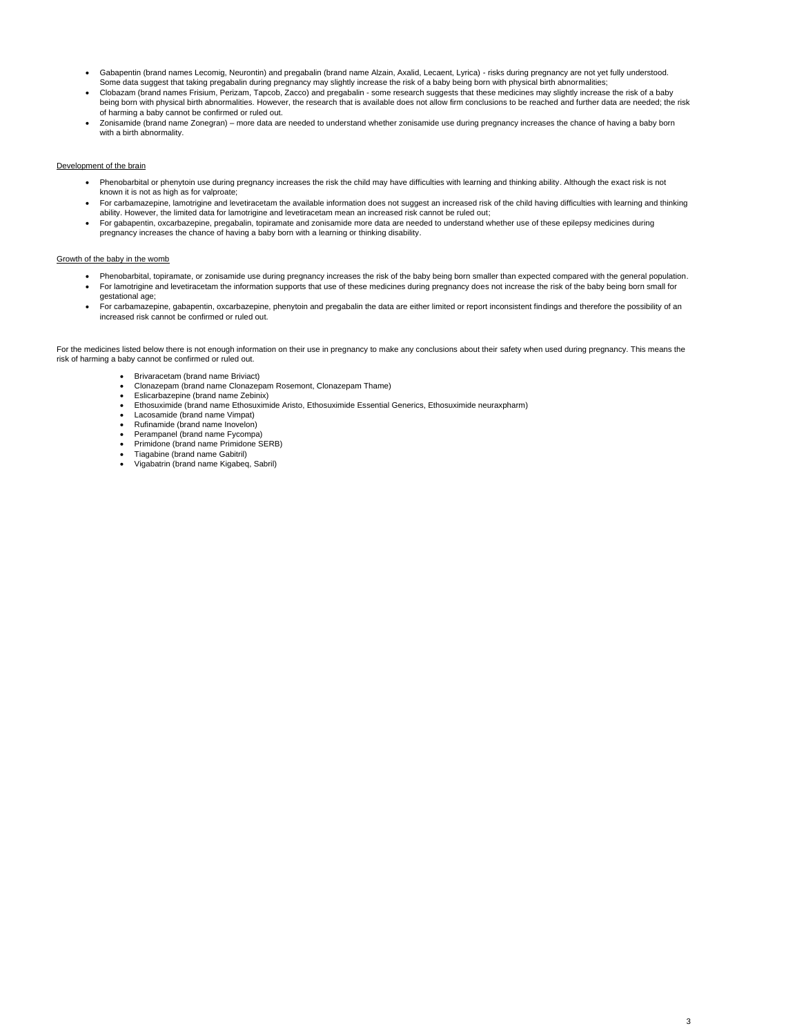- Gabapentin (brand names Lecomig, Neurontin) and pregabalin (brand name Alzain, Axalid, Lecaent, Lyrica) - risks during pregnancy are not yet fully understood. Some data suggest that taking pregabalin during pregnancy may slightly increase the risk of a baby being born with physical birth abnormalities;
- Clobazam (brand names Frisium, Perizam, Tapcob, Zacco) and pregabalin - some research suggests that these medicines may slightly increase the risk of a baby being born with physical birth abnormalities. However, the research that is available does not allow firm conclusions to be reached and further data are needed; the risk of harming a baby cannot be confirmed or ruled out.
- Zonisamide (brand name Zonegran) – more data are needed to understand whether zonisamide use during pregnancy increases the chance of having a baby born with a birth abnormality.

<u>Development of the brain</u>

- Phenobarbital or phenytoin use during pregnancy increases the risk the child may have difficulties with learning and thinking ability. Although the exact risk is not known it is not as high as for valproate;
- For carbamazepine, lamotrigine and levetiracetam the available information does not suggest an increased risk of the child having difficulties with learning and thinking ability. However, the limited data for lamotrigine and levetiracetam mean an increased risk cannot be ruled out;
- For gabapentin, oxcarbazepine, pregabalin, topiramate and zonisamide more data are needed to understand whether use of these epilepsy medicines during pregnancy increases the chance of having a baby born with a learning or thinking disability.

<u>Growth of the baby in the womb</u>

- Phenobarbital, topiramate, or zonisamide use during pregnancy increases the risk of the baby being born smaller than expected compared with the general population.
- For lamotrigine and levetiracetam the information supports that use of these medicines during pregnancy does not increase the risk of the baby being born small for gestational age;
- For carbamazepine, gabapentin, oxcarbazepine, phenytoin and pregabalin the data are either limited or report inconsistent findings and therefore the possibility of an increased risk cannot be confirmed or ruled out.

For the medicines listed below there is not enough information on their use in pregnancy to make any conclusions about their safety when used during pregnancy. This means the risk of harming a baby cannot be confirmed or ruled out.

- Brivaracetam (brand name Briviact)
- Clonazepam (brand name Clonazepam Rosemont, Clonazepam Thame)
- Eslicarbazepine (brand name Zebinix)
- Ethosuximide (brand name Ethosuximide Aristo, Ethosuximide Essential Generics, Ethosuximide neuraxpharm)
- Lacosamide (brand name Vimpat)
- Rufinamide (brand name Inovelon)
- Perampanel (brand name Fycompa)
- Primidone (brand name Primidone SERB)
- Tiagabine (brand name Gabitril)
- Vigabatrin (brand name Kigabeq, Sabril)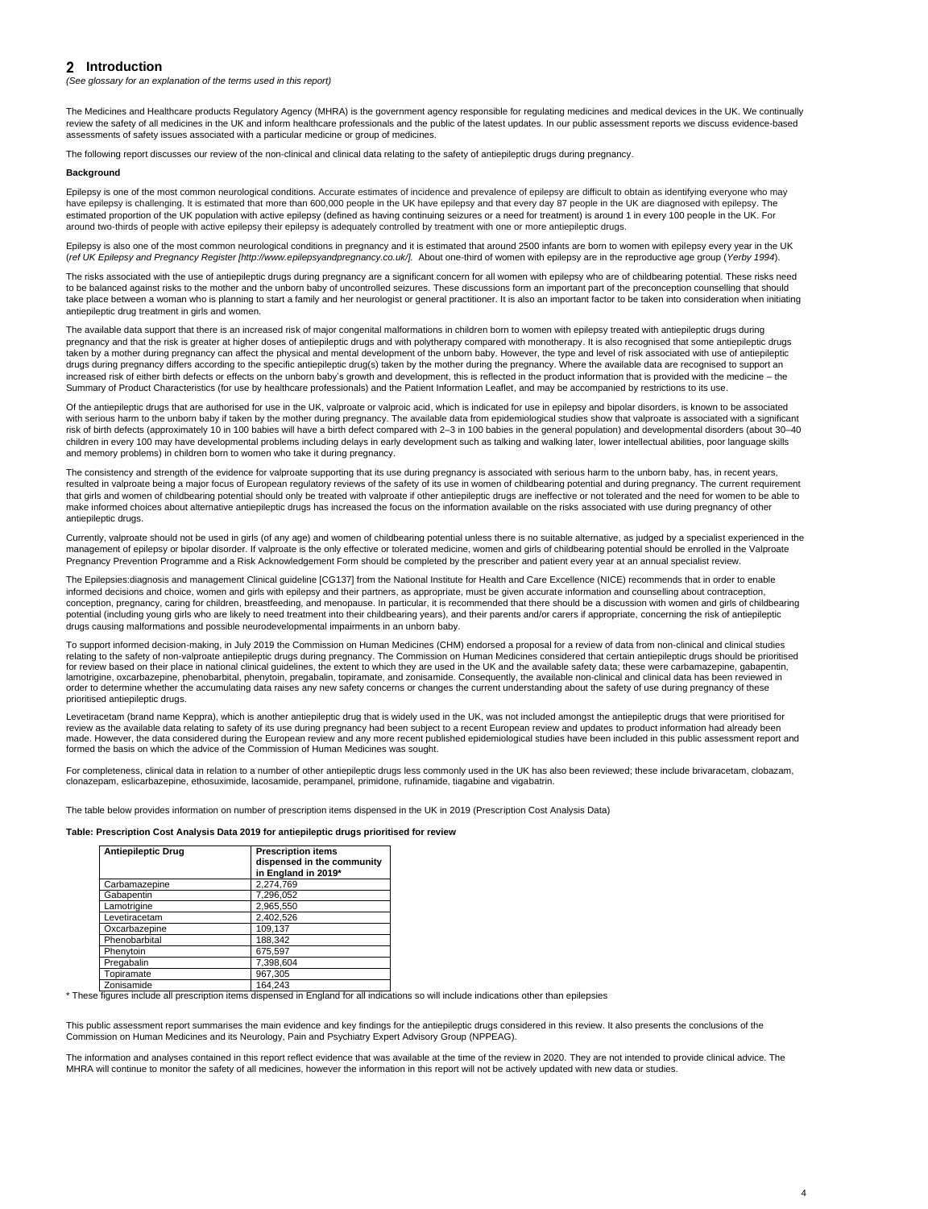## 2 Introduction

*(See glossary for an explanation of the terms used in this report)*

The Medicines and Healthcare products Regulatory Agency (MHRA) is the government agency responsible for regulating medicines and medical devices in the UK. We continually review the safety of all medicines in the UK and inform healthcare professionals and the public of the latest updates. In our public assessment reports we discuss evidence-based assessments of safety issues associated with a particular medicine or group of medicines.

The following report discusses our review of the non-clinical and clinical data relating to the safety of antiepileptic drugs during pregnancy.

**Background**

Epilepsy is one of the most common neurological conditions. Accurate estimates of incidence and prevalence of epilepsy are difficult to obtain as identifying everyone who may have epilepsy is challenging. It is estimated that more than 600,000 people in the UK have epilepsy and that every day 87 people in the UK are diagnosed with epilepsy. The estimated proportion of the UK population with active epilepsy (defined as having continuing seizures or a need for treatment) is around 1 in every 100 people in the UK. For around two-thirds of people with active epilepsy their epilepsy is adequately controlled by treatment with one or more antiepileptic drugs.

Epilepsy is also one of the most common neurological conditions in pregnancy and it is estimated that around 2500 infants are born to women with epilepsy every year in the UK (*ref UK Epilepsy and Pregnancy Register [http://www.epilepsyandpregnancy.co.uk/].* About one-third of women with epilepsy are in the reproductive age group (*Yerby 1994*).

The risks associated with the use of antiepileptic drugs during pregnancy are a significant concern for all women with epilepsy who are of childbearing potential. These risks need to be balanced against risks to the mother and the unborn baby of uncontrolled seizures. These discussions form an important part of the preconception counselling that should take place between a woman who is planning to start a family and her neurologist or general practitioner. It is also an important factor to be taken into consideration when initiating antiepileptic drug treatment in girls and women.

The available data support that there is an increased risk of major congenital malformations in children born to women with epilepsy treated with antiepileptic drugs during pregnancy and that the risk is greater at higher doses of antiepileptic drugs and with polytherapy compared with monotherapy. It is also recognised that some antiepileptic drugs taken by a mother during pregnancy can affect the physical and mental development of the unborn baby. However, the type and level of risk associated with use of antiepileptic drugs during pregnancy differs according to the specific antiepileptic drug(s) taken by the mother during the pregnancy. Where the available data are recognised to support an increased risk of either birth defects or effects on the unborn baby's growth and development, this is reflected in the product information that is provided with the medicine – the Summary of Product Characteristics (for use by healthcare professionals) and the Patient Information Leaflet, and may be accompanied by restrictions to its use.

Of the antiepileptic drugs that are authorised for use in the UK, valproate or valproic acid, which is indicated for use in epilepsy and bipolar disorders, is known to be associated with serious harm to the unborn baby if taken by the mother during pregnancy. The available data from epidemiological studies show that valproate is associated with a significant risk of birth defects (approximately 10 in 100 babies will have a birth defect compared with 2–3 in 100 babies in the general population) and developmental disorders (about 30–40 children in every 100 may have developmental problems including delays in early development such as talking and walking later, lower intellectual abilities, poor language skills and memory problems) in children born to women who take it during pregnancy.

The consistency and strength of the evidence for valproate supporting that its use during pregnancy is associated with serious harm to the unborn baby, has, in recent years, resulted in valproate being a major focus of European regulatory reviews of the safety of its use in women of childbearing potential and during pregnancy. The current requirement that girls and women of childbearing potential should only be treated with valproate if other antiepileptic drugs are ineffective or not tolerated and the need for women to be able to make informed choices about alternative antiepileptic drugs has increased the focus on the information available on the risks associated with use during pregnancy of other antiepileptic drugs.

Currently, valproate should not be used in girls (of any age) and women of childbearing potential unless there is no suitable alternative, as judged by a specialist experienced in the management of epilepsy or bipolar disorder. If valproate is the only effective or tolerated medicine, women and girls of childbearing potential should be enrolled in the Valproate Pregnancy Prevention Programme and a Risk Acknowledgement Form should be completed by the prescriber and patient every year at an annual specialist review.

The Epilepsies:diagnosis and management Clinical guideline [CG137] from the National Institute for Health and Care Excellence (NICE) recommends that in order to enable informed decisions and choice, women and girls with epilepsy and their partners, as appropriate, must be given accurate information and counselling about contraception, conception, pregnancy, caring for children, breastfeeding, and menopause. In particular, it is recommended that there should be a discussion with women and girls of childbearing potential (including young girls who are likely to need treatment into their childbearing years), and their parents and/or carers if appropriate, concerning the risk of antiepileptic drugs causing malformations and possible neurodevelopmental impairments in an unborn baby.

To support informed decision-making, in July 2019 the Commission on Human Medicines (CHM) endorsed a proposal for a review of data from non-clinical and clinical studies relating to the safety of non-valproate antiepileptic drugs during pregnancy. The Commission on Human Medicines considered that certain antiepileptic drugs should be prioritised for review based on their place in national clinical guidelines, the extent to which they are used in the UK and the available safety data; these were carbamazepine, gabapentin, lamotrigine, oxcarbazepine, phenobarbital, phenytoin, pregabalin, topiramate, and zonisamide. Consequently, the available non-clinical and clinical data has been reviewed in order to determine whether the accumulating data raises any new safety concerns or changes the current understanding about the safety of use during pregnancy of these prioritised antiepileptic drugs.

Levetiracetam (brand name Keppra), which is another antiepileptic drug that is widely used in the UK, was not included amongst the antiepileptic drugs that were prioritised for review as the available data relating to safety of its use during pregnancy had been subject to a recent European review and updates to product information had already been made. However, the data considered during the European review and any more recent published epidemiological studies have been included in this public assessment report and formed the basis on which the advice of the Commission of Human Medicines was sought.

For completeness, clinical data in relation to a number of other antiepileptic drugs less commonly used in the UK has also been reviewed; these include brivaracetam, clobazam, clonazepam, eslicarbazepine, ethosuximide, lacosamide, perampanel, primidone, rufinamide, tiagabine and vigabatrin.

The table below provides information on number of prescription items dispensed in the UK in 2019 (Prescription Cost Analysis Data)

**Table: Prescription Cost Analysis Data 2019 for antiepileptic drugs prioritised for review**

| Antiepileptic Drug | Prescription items dispensed in the community in England in 2019* |
|---|---|
| Carbamazepine | 2,274,769 |
| Gabapentin | 7,296,052 |
| Lamotrigine | 2,965,550 |
| Levetiracetam | 2,402,526 |
| Oxcarbazepine | 109,137 |
| Phenobarbital | 188,342 |
| Phenytoin | 675,597 |
| Pregabalin | 7,398,604 |
| Topiramate | 967,305 |
| Zonisamide | 164,243 |

\* These figures include all prescription items dispensed in England for all indications so will include indications other than epilepsies

This public assessment report summarises the main evidence and key findings for the antiepileptic drugs considered in this review. It also presents the conclusions of the Commission on Human Medicines and its Neurology, Pain and Psychiatry Expert Advisory Group (NPPEAG).

The information and analyses contained in this report reflect evidence that was available at the time of the review in 2020. They are not intended to provide clinical advice. The MHRA will continue to monitor the safety of all medicines, however the information in this report will not be actively updated with new data or studies.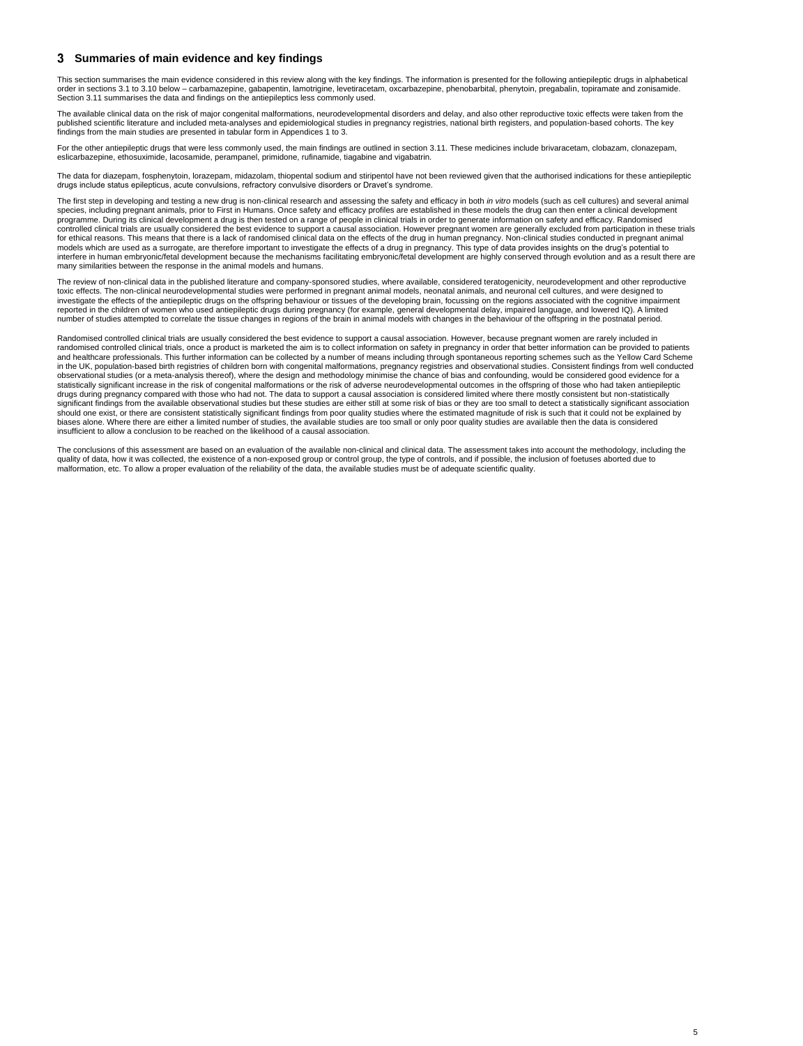# 3 Summaries of main evidence and key findings

This section summarises the main evidence considered in this review along with the key findings. The information is presented for the following antiepileptic drugs in alphabetical order in sections 3.1 to 3.10 below – carbamazepine, gabapentin, lamotrigine, levetiracetam, oxcarbazepine, phenobarbital, phenytoin, pregabalin, topiramate and zonisamide. Section 3.11 summarises the data and findings on the antiepileptics less commonly used.

The available clinical data on the risk of major congenital malformations, neurodevelopmental disorders and delay, and also other reproductive toxic effects were taken from the published scientific literature and included meta-analyses and epidemiological studies in pregnancy registries, national birth registers, and population-based cohorts. The key findings from the main studies are presented in tabular form in Appendices 1 to 3.

For the other antiepileptic drugs that were less commonly used, the main findings are outlined in section 3.11. These medicines include brivaracetam, clobazam, clonazepam, eslicarbazepine, ethosuximide, lacosamide, perampanel, primidone, rufinamide, tiagabine and vigabatrin.

The data for diazepam, fosphenytoin, lorazepam, midazolam, thiopental sodium and stiripentol have not been reviewed given that the authorised indications for these antiepileptic drugs include status epilepticus, acute convulsions, refractory convulsive disorders or Dravet's syndrome.

The first step in developing and testing a new drug is non-clinical research and assessing the safety and efficacy in both *in vitro* models (such as cell cultures) and several animal species, including pregnant animals, prior to First in Humans. Once safety and efficacy profiles are established in these models the drug can then enter a clinical development programme. During its clinical development a drug is then tested on a range of people in clinical trials in order to generate information on safety and efficacy. Randomised controlled clinical trials are usually considered the best evidence to support a causal association. However pregnant women are generally excluded from participation in these trials for ethical reasons. This means that there is a lack of randomised clinical data on the effects of the drug in human pregnancy. Non-clinical studies conducted in pregnant animal models which are used as a surrogate, are therefore important to investigate the effects of a drug in pregnancy. This type of data provides insights on the drug's potential to interfere in human embryonic/fetal development because the mechanisms facilitating embryonic/fetal development are highly conserved through evolution and as a result there are many similarities between the response in the animal models and humans.

The review of non-clinical data in the published literature and company-sponsored studies, where available, considered teratogenicity, neurodevelopment and other reproductive toxic effects. The non-clinical neurodevelopmental studies were performed in pregnant animal models, neonatal animals, and neuronal cell cultures, and were designed to investigate the effects of the antiepileptic drugs on the offspring behaviour or tissues of the developing brain, focussing on the regions associated with the cognitive impairment reported in the children of women who used antiepileptic drugs during pregnancy (for example, general developmental delay, impaired language, and lowered IQ). A limited number of studies attempted to correlate the tissue changes in regions of the brain in animal models with changes in the behaviour of the offspring in the postnatal period.

Randomised controlled clinical trials are usually considered the best evidence to support a causal association. However, because pregnant women are rarely included in randomised controlled clinical trials, once a product is marketed the aim is to collect information on safety in pregnancy in order that better information can be provided to patients and healthcare professionals. This further information can be collected by a number of means including through spontaneous reporting schemes such as the Yellow Card Scheme in the UK, population-based birth registries of children born with congenital malformations, pregnancy registries and observational studies. Consistent findings from well conducted observational studies (or a meta-analysis thereof), where the design and methodology minimise the chance of bias and confounding, would be considered good evidence for a statistically significant increase in the risk of congenital malformations or the risk of adverse neurodevelopmental outcomes in the offspring of those who had taken antiepileptic drugs during pregnancy compared with those who had not. The data to support a causal association is considered limited where there mostly consistent but non-statistically significant findings from the available observational studies but these studies are either still at some risk of bias or they are too small to detect a statistically significant association should one exist, or there are consistent statistically significant findings from poor quality studies where the estimated magnitude of risk is such that it could not be explained by biases alone. Where there are either a limited number of studies, the available studies are too small or only poor quality studies are available then the data is considered insufficient to allow a conclusion to be reached on the likelihood of a causal association.

The conclusions of this assessment are based on an evaluation of the available non-clinical and clinical data. The assessment takes into account the methodology, including the quality of data, how it was collected, the existence of a non-exposed group or control group, the type of controls, and if possible, the inclusion of foetuses aborted due to malformation, etc. To allow a proper evaluation of the reliability of the data, the available studies must be of adequate scientific quality.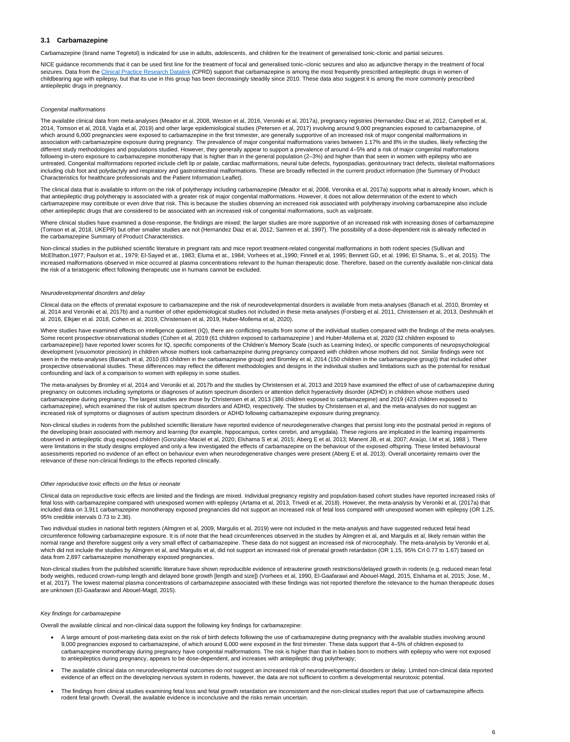## 3.1 Carbamazepine

Carbamazepine (brand name Tegretol) is indicated for use in adults, adolescents, and children for the treatment of generalised tonic-clonic and partial seizures.

NICE guidance recommends that it can be used first line for the treatment of focal and generalised tonic–clonic seizures and also as adjunctive therapy in the treatment of focal seizures. Data from the Clinical Practice Research Datalink (CPRD) support that carbamazepine is among the most frequently prescribed antiepileptic drugs in women of childbearing age with epilepsy, but that its use in this group has been decreasingly steadily since 2010. These data also suggest it is among the more commonly prescribed antiepileptic drugs in pregnancy.

*Congenital malformations*

The available clinical data from meta-analyses (Meador et al, 2008, Weston et al, 2016, Veroniki et al, 2017a), pregnancy registries (Hernandez-Diaz et al, 2012, Campbell et al, 2014, Tomson et al, 2018, Vajda et al, 2019) and other large epidemiological studies (Petersen et al, 2017) involving around 9,000 pregnancies exposed to carbamazepine, of which around 6,000 pregnancies were exposed to carbamazepine in the first trimester, are generally supportive of an increased risk of major congenital malformations in association with carbamazepine exposure during pregnancy. The prevalence of major congenital malformations varies between 1.17% and 8% in the studies, likely reflecting the different study methodologies and populations studied. However, they generally appear to support a prevalence of around 4–5% and a risk of major congenital malformations following in-utero exposure to carbamazepine monotherapy that is higher than in the general population (2–3%) and higher than that seen in women with epilepsy who are untreated. Congenital malformations reported include cleft lip or palate, cardiac malformations, neural tube defects, hypospadias, genitourinary tract defects, skeletal malformations including club foot and polydactyly and respiratory and gastrointestinal malformations. These are broadly reflected in the current product information (the Summary of Product Characteristics for healthcare professionals and the Patient Information Leaflet).

The clinical data that is available to inform on the risk of polytherapy including carbamazepine (Meador et al, 2008, Veronika et al, 2017a) supports what is already known, which is that antiepileptic drug polytherapy is associated with a greater risk of major congenital malformations. However, it does not allow determination of the extent to which carbamazepine may contribute or even drive that risk. This is because the studies observing an increased risk associated with polytherapy involving carbamazepine also include other antiepileptic drugs that are considered to be associated with an increased risk of congenital malformations, such as valproate.

Where clinical studies have examined a dose-response, the findings are mixed; the larger studies are more supportive of an increased risk with increasing doses of carbamazepine (Tomson et al, 2018, UKEPR) but other smaller studies are not (Hernandez Diaz et al, 2012, Samren et al, 1997). The possibility of a dose-dependent risk is already reflected in the carbamazepine Summary of Product Characteristics.

Non-clinical studies in the published scientific literature in pregnant rats and mice report treatment-related congenital malformations in both rodent species (Sullivan and McElhatton,1977; Paulson et at., 1979; El-Sayed et at., 1983; Eluma et at., 1984; Vorhees et at.,1990; Finnell et al, 1995; Bennett GD, et al. 1996; El Shama, S., et al, 2015). The increased malformations observed in mice occurred at plasma concentrations relevant to the human therapeutic dose. Therefore, based on the currently available non-clinical data the risk of a teratogenic effect following therapeutic use in humans cannot be excluded.

*Neurodevelopmental disorders and delay*

Clinical data on the effects of prenatal exposure to carbamazepine and the risk of neurodevelopmental disorders is available from meta-analyses (Banach et al, 2010, Bromley et al, 2014 and Veroniki et al, 2017b) and a number of other epidemiological studies not included in these meta-analyses (Forsberg et al. 2011, Christensen et al, 2013, Deshmukh et al. 2016, Elkjær et al. 2018, Cohen et al, 2019, Christensen et al, 2019, Huber-Mollema et al, 2020).

Where studies have examined effects on intelligence quotient (IQ), there are conflicting results from some of the individual studies compared with the findings of the meta-analyses. Some recent prospective observational studies (Cohen et al, 2019 (61 children exposed to carbamazepine ) and Huber-Mollema et al, 2020 (32 children exposed to carbamazepine)) have reported lower scores for IQ, specific components of the Children's Memory Scale (such as Learning Index), or specific components of neuropsychological development (visuomotor precision) in children whose mothers took carbamazepine during pregnancy compared with children whose mothers did not. Similar findings were not seen in the meta-analyses (Banach et al, 2010 (83 children in the carbamazepine group) and Bromley et al, 2014 (150 children in the carbamazepine group)) that included other prospective observational studies. These differences may reflect the different methodologies and designs in the individual studies and limitations such as the potential for residual confounding and lack of a comparison to women with epilepsy in some studies.

The meta-analyses by Bromley et al, 2014 and Veroniki et al, 2017b and the studies by Christensen et al, 2013 and 2019 have examined the effect of use of carbamazepine during pregnancy on outcomes including symptoms or diagnoses of autism spectrum disorders or attention deficit hyperactivity disorder (ADHD) in children whose mothers used carbamazepine during pregnancy. The largest studies are those by Christensen et al, 2013 (386 children exposed to carbamazepine) and 2019 (423 children exposed to carbamazepine), which examined the risk of autism spectrum disorders and ADHD, respectively. The studies by Christensen et al, and the meta-analyses do not suggest an increased risk of symptoms or diagnoses of autism spectrum disorders or ADHD following carbamazepine exposure during pregnancy.

Non-clinical studies in rodents from the published scientific literature have reported evidence of neurodegenerative changes that persist long into the postnatal period in regions of the developing brain associated with memory and learning (for example, hippocampus, cortex cerebri, and amygdala). These regions are implicated in the learning impairments observed in antiepileptic drug exposed children (Gonzalez-Maciel et al, 2020; Elshama S et al, 2015; Aberg E et al, 2013; Manent JB, et al, 2007; Araújo, I.M et al, 1988 ). There were limitations in the study designs employed and only a few investigated the effects of carbamazepine on the behaviour of the exposed offspring. These limited behavioural assessments reported no evidence of an effect on behaviour even when neurodegenerative changes were present (Aberg E et al, 2013). Overall uncertainty remains over the relevance of these non-clinical findings to the effects reported clinically.

*Other reproductive toxic effects on the fetus or neonate*

Clinical data on reproductive toxic effects are limited and the findings are mixed. Individual pregnancy registry and population-based cohort studies have reported increased risks of fetal loss with carbamazepine compared with unexposed women with epilepsy (Artama et al, 2013, Trivedi et al, 2018). However, the meta-analysis by Veroniki et al, (2017a) that included data on 3,911 carbamazepine monotherapy exposed pregnancies did not support an increased risk of fetal loss compared with unexposed women with epilepsy (OR 1.25, 95% credible intervals 0.73 to 2.36).

Two individual studies in national birth registers (Almgren et al, 2009, Margulis et al, 2019) were not included in the meta-analysis and have suggested reduced fetal head circumference following carbamazepine exposure. It is of note that the head circumferences observed in the studies by Almgren et al, and Margulis et al, likely remain within the normal range and therefore suggest only a very small effect of carbamazepine. These data do not suggest an increased risk of microcephaly. The meta-analysis by Veroniki et al, which did not include the studies by Almgren et al, and Margulis et al, did not support an increased risk of prenatal growth retardation (OR 1.15, 95% CrI 0.77 to 1.67) based on data from 2,897 carbamazepine monotherapy exposed pregnancies.

Non-clinical studies from the published scientific literature have shown reproducible evidence of intrauterine growth restrictions/delayed growth in rodents (e.g. reduced mean fetal body weights, reduced crown-rump length and delayed bone growth [length and size]) (Vorhees et al, 1990, El-Gaafarawi and Abouel-Magd, 2015, Elshama et al, 2015; Jose, M., et al, 2017). The lowest maternal plasma concentrations of carbamazepine associated with these findings was not reported therefore the relevance to the human therapeutic doses are unknown (El-Gaafarawi and Abouel-Magd, 2015).

*Key findings for carbamazepine*

Overall the available clinical and non-clinical data support the following key findings for carbamazepine:

- A large amount of post-marketing data exist on the risk of birth defects following the use of carbamazepine during pregnancy with the available studies involving around 9,000 pregnancies exposed to carbamazepine, of which around 6,000 were exposed in the first trimester. These data support that 4–5% of children exposed to carbamazepine monotherapy during pregnancy have congenital malformations. The risk is higher than that in babies born to mothers with epilepsy who were not exposed to antiepileptics during pregnancy, appears to be dose-dependent, and increases with antiepileptic drug polytherapy;

- The available clinical data on neurodevelopmental outcomes do not suggest an increased risk of neurodevelopmental disorders or delay. Limited non-clinical data reported evidence of an effect on the developing nervous system in rodents, however, the data are not sufficient to confirm a developmental neurotoxic potential.

- The findings from clinical studies examining fetal loss and fetal growth retardation are inconsistent and the non-clinical studies report that use of carbamazepine affects rodent fetal growth. Overall, the available evidence is inconclusive and the risks remain uncertain.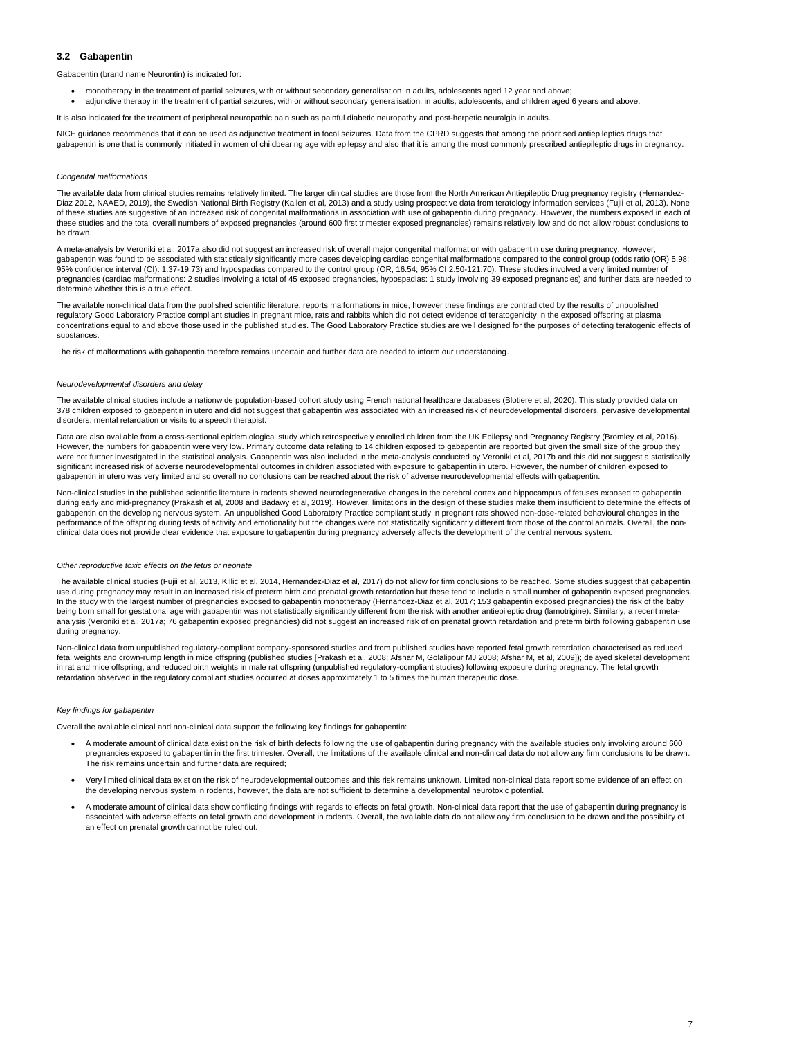## 3.2 Gabapentin

Gabapentin (brand name Neurontin) is indicated for:

- monotherapy in the treatment of partial seizures, with or without secondary generalisation in adults, adolescents aged 12 year and above;
- adjunctive therapy in the treatment of partial seizures, with or without secondary generalisation, in adults, adolescents, and children aged 6 years and above.

It is also indicated for the treatment of peripheral neuropathic pain such as painful diabetic neuropathy and post-herpetic neuralgia in adults.

NICE guidance recommends that it can be used as adjunctive treatment in focal seizures. Data from the CPRD suggests that among the prioritised antiepileptics drugs that gabapentin is one that is commonly initiated in women of childbearing age with epilepsy and also that it is among the most commonly prescribed antiepileptic drugs in pregnancy.

*Congenital malformations*

The available data from clinical studies remains relatively limited. The larger clinical studies are those from the North American Antiepileptic Drug pregnancy registry (Hernandez-Diaz 2012, NAAED, 2019), the Swedish National Birth Registry (Kallen et al, 2013) and a study using prospective data from teratology information services (Fujii et al, 2013). None of these studies are suggestive of an increased risk of congenital malformations in association with use of gabapentin during pregnancy. However, the numbers exposed in each of these studies and the total overall numbers of exposed pregnancies (around 600 first trimester exposed pregnancies) remains relatively low and do not allow robust conclusions to be drawn.

A meta-analysis by Veroniki et al, 2017a also did not suggest an increased risk of overall major congenital malformation with gabapentin use during pregnancy. However, gabapentin was found to be associated with statistically significantly more cases developing cardiac congenital malformations compared to the control group (odds ratio (OR) 5.98; 95% confidence interval (CI): 1.37-19.73) and hypospadias compared to the control group (OR, 16.54; 95% CI 2.50-121.70). These studies involved a very limited number of pregnancies (cardiac malformations: 2 studies involving a total of 45 exposed pregnancies, hypospadias: 1 study involving 39 exposed pregnancies) and further data are needed to determine whether this is a true effect.

The available non-clinical data from the published scientific literature, reports malformations in mice, however these findings are contradicted by the results of unpublished regulatory Good Laboratory Practice compliant studies in pregnant mice, rats and rabbits which did not detect evidence of teratogenicity in the exposed offspring at plasma concentrations equal to and above those used in the published studies. The Good Laboratory Practice studies are well designed for the purposes of detecting teratogenic effects of substances.

The risk of malformations with gabapentin therefore remains uncertain and further data are needed to inform our understanding.

*Neurodevelopmental disorders and delay*

The available clinical studies include a nationwide population-based cohort study using French national healthcare databases (Blotiere et al, 2020). This study provided data on 378 children exposed to gabapentin in utero and did not suggest that gabapentin was associated with an increased risk of neurodevelopmental disorders, pervasive developmental disorders, mental retardation or visits to a speech therapist.

Data are also available from a cross-sectional epidemiological study which retrospectively enrolled children from the UK Epilepsy and Pregnancy Registry (Bromley et al, 2016). However, the numbers for gabapentin were very low. Primary outcome data relating to 14 children exposed to gabapentin are reported but given the small size of the group they were not further investigated in the statistical analysis. Gabapentin was also included in the meta-analysis conducted by Veroniki et al, 2017b and this did not suggest a statistically significant increased risk of adverse neurodevelopmental outcomes in children associated with exposure to gabapentin in utero. However, the number of children exposed to gabapentin in utero was very limited and so overall no conclusions can be reached about the risk of adverse neurodevelopmental effects with gabapentin.

Non-clinical studies in the published scientific literature in rodents showed neurodegenerative changes in the cerebral cortex and hippocampus of fetuses exposed to gabapentin during early and mid-pregnancy (Prakash et al, 2008 and Badawy et al, 2019). However, limitations in the design of these studies make them insufficient to determine the effects of gabapentin on the developing nervous system. An unpublished Good Laboratory Practice compliant study in pregnant rats showed non-dose-related behavioural changes in the performance of the offspring during tests of activity and emotionality but the changes were not statistically significantly different from those of the control animals. Overall, the non-clinical data does not provide clear evidence that exposure to gabapentin during pregnancy adversely affects the development of the central nervous system.

*Other reproductive toxic effects on the fetus or neonate*

The available clinical studies (Fujii et al, 2013, Killic et al, 2014, Hernandez-Diaz et al, 2017) do not allow for firm conclusions to be reached. Some studies suggest that gabapentin use during pregnancy may result in an increased risk of preterm birth and prenatal growth retardation but these tend to include a small number of gabapentin exposed pregnancies. In the study with the largest number of pregnancies exposed to gabapentin monotherapy (Hernandez-Diaz et al, 2017; 153 gabapentin exposed pregnancies) the risk of the baby being born small for gestational age with gabapentin was not statistically significantly different from the risk with another antiepileptic drug (lamotrigine). Similarly, a recent meta-analysis (Veroniki et al, 2017a; 76 gabapentin exposed pregnancies) did not suggest an increased risk of on prenatal growth retardation and preterm birth following gabapentin use during pregnancy.

Non-clinical data from unpublished regulatory-compliant company-sponsored studies and from published studies have reported fetal growth retardation characterised as reduced fetal weights and crown-rump length in mice offspring (published studies [Prakash et al, 2008; Afshar M, Golalipour MJ 2008; Afshar M, et al, 2009]); delayed skeletal development in rat and mice offspring, and reduced birth weights in male rat offspring (unpublished regulatory-compliant studies) following exposure during pregnancy. The fetal growth retardation observed in the regulatory compliant studies occurred at doses approximately 1 to 5 times the human therapeutic dose.

*Key findings for gabapentin*

Overall the available clinical and non-clinical data support the following key findings for gabapentin:

- A moderate amount of clinical data exist on the risk of birth defects following the use of gabapentin during pregnancy with the available studies only involving around 600 pregnancies exposed to gabapentin in the first trimester. Overall, the limitations of the available clinical and non-clinical data do not allow any firm conclusions to be drawn. The risk remains uncertain and further data are required;
- Very limited clinical data exist on the risk of neurodevelopmental outcomes and this risk remains unknown. Limited non-clinical data report some evidence of an effect on the developing nervous system in rodents, however, the data are not sufficient to determine a developmental neurotoxic potential.
- A moderate amount of clinical data show conflicting findings with regards to effects on fetal growth. Non-clinical data report that the use of gabapentin during pregnancy is associated with adverse effects on fetal growth and development in rodents. Overall, the available data do not allow any firm conclusion to be drawn and the possibility of an effect on prenatal growth cannot be ruled out.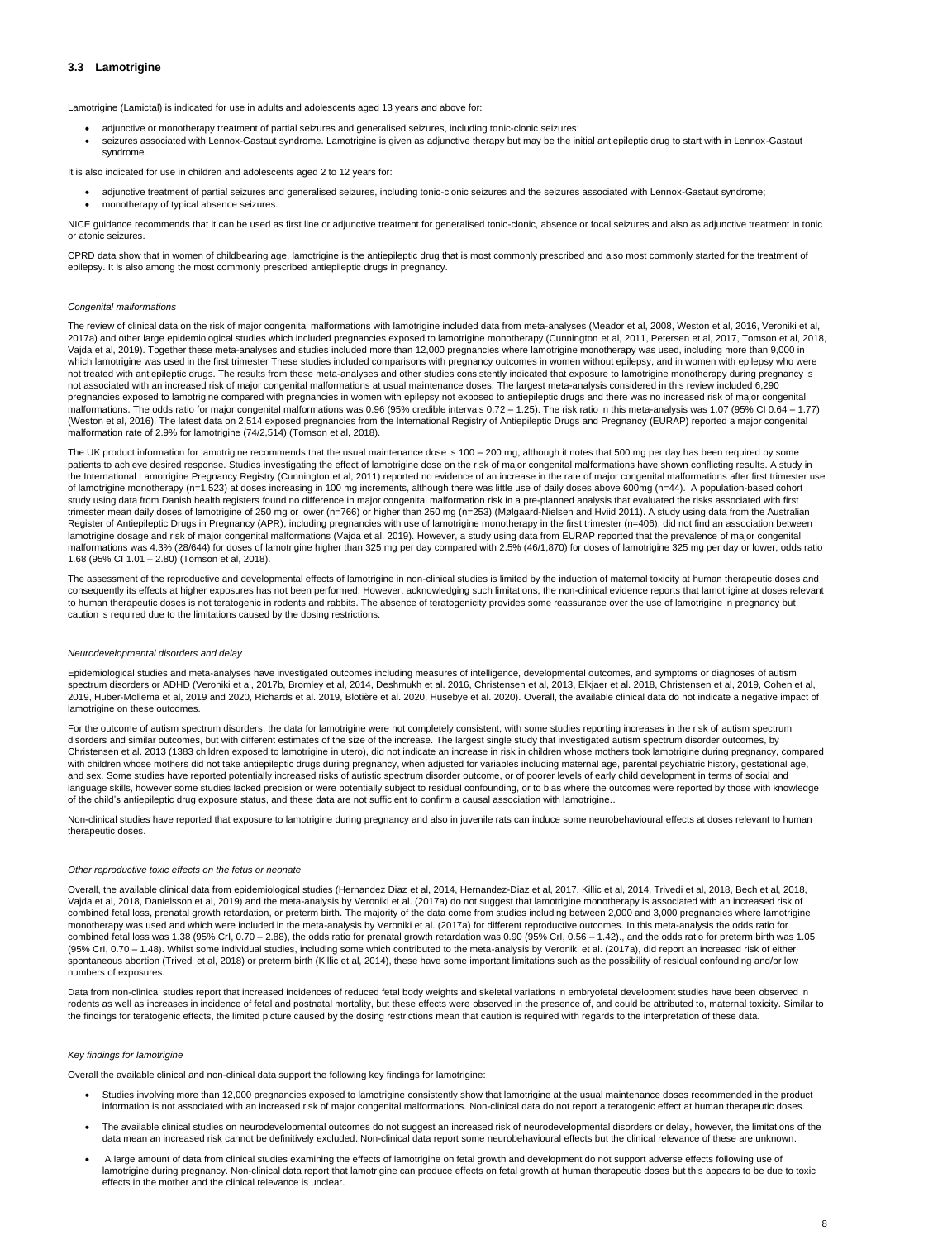### 3.3 Lamotrigine

Lamotrigine (Lamictal) is indicated for use in adults and adolescents aged 13 years and above for:

- adjunctive or monotherapy treatment of partial seizures and generalised seizures, including tonic-clonic seizures;
- seizures associated with Lennox-Gastaut syndrome. Lamotrigine is given as adjunctive therapy but may be the initial antiepileptic drug to start with in Lennox-Gastaut syndrome.

It is also indicated for use in children and adolescents aged 2 to 12 years for:

- adjunctive treatment of partial seizures and generalised seizures, including tonic-clonic seizures and the seizures associated with Lennox-Gastaut syndrome;
- monotherapy of typical absence seizures.

NICE guidance recommends that it can be used as first line or adjunctive treatment for generalised tonic-clonic, absence or focal seizures and also as adjunctive treatment in tonic or atonic seizures.

CPRD data show that in women of childbearing age, lamotrigine is the antiepileptic drug that is most commonly prescribed and also most commonly started for the treatment of epilepsy. It is also among the most commonly prescribed antiepileptic drugs in pregnancy.

*Congenital malformations*

The review of clinical data on the risk of major congenital malformations with lamotrigine included data from meta-analyses (Meador et al, 2008, Weston et al, 2016, Veroniki et al, 2017a) and other large epidemiological studies which included pregnancies exposed to lamotrigine monotherapy (Cunnington et al, 2011, Petersen et al, 2017, Tomson et al, 2018, Vajda et al, 2019). Together these meta-analyses and studies included more than 12,000 pregnancies where lamotrigine monotherapy was used, including more than 9,000 in which lamotrigine was used in the first trimester These studies included comparisons with pregnancy outcomes in women without epilepsy, and in women with epilepsy who were not treated with antiepileptic drugs. The results from these meta-analyses and other studies consistently indicated that exposure to lamotrigine monotherapy during pregnancy is not associated with an increased risk of major congenital malformations at usual maintenance doses. The largest meta-analysis considered in this review included 6,290 pregnancies exposed to lamotrigine compared with pregnancies in women with epilepsy not exposed to antiepileptic drugs and there was no increased risk of major congenital malformations. The odds ratio for major congenital malformations was 0.96 (95% credible intervals 0.72 – 1.25). The risk ratio in this meta-analysis was 1.07 (95% CI 0.64 – 1.77) (Weston et al, 2016). The latest data on 2,514 exposed pregnancies from the International Registry of Antiepileptic Drugs and Pregnancy (EURAP) reported a major congenital malformation rate of 2.9% for lamotrigine (74/2,514) (Tomson et al, 2018).

The UK product information for lamotrigine recommends that the usual maintenance dose is 100 – 200 mg, although it notes that 500 mg per day has been required by some patients to achieve desired response. Studies investigating the effect of lamotrigine dose on the risk of major congenital malformations have shown conflicting results. A study in the International Lamotrigine Pregnancy Registry (Cunnington et al, 2011) reported no evidence of an increase in the rate of major congenital malformations after first trimester use of lamotrigine monotherapy (n=1,523) at doses increasing in 100 mg increments, although there was little use of daily doses above 600mg (n=44). A population-based cohort study using data from Danish health registers found no difference in major congenital malformation risk in a pre-planned analysis that evaluated the risks associated with first trimester mean daily doses of lamotrigine of 250 mg or lower (n=766) or higher than 250 mg (n=253) (Mølgaard-Nielsen and Hviid 2011). A study using data from the Australian Register of Antiepileptic Drugs in Pregnancy (APR), including pregnancies with use of lamotrigine monotherapy in the first trimester (n=406), did not find an association between lamotrigine dosage and risk of major congenital malformations (Vajda et al. 2019). However, a study using data from EURAP reported that the prevalence of major congenital malformations was 4.3% (28/644) for doses of lamotrigine higher than 325 mg per day compared with 2.5% (46/1,870) for doses of lamotrigine 325 mg per day or lower, odds ratio 1.68 (95% CI 1.01 – 2.80) (Tomson et al, 2018).

The assessment of the reproductive and developmental effects of lamotrigine in non-clinical studies is limited by the induction of maternal toxicity at human therapeutic doses and consequently its effects at higher exposures has not been performed. However, acknowledging such limitations, the non-clinical evidence reports that lamotrigine at doses relevant to human therapeutic doses is not teratogenic in rodents and rabbits. The absence of teratogenicity provides some reassurance over the use of lamotrigine in pregnancy but caution is required due to the limitations caused by the dosing restrictions.

*Neurodevelopmental disorders and delay*

Epidemiological studies and meta-analyses have investigated outcomes including measures of intelligence, developmental outcomes, and symptoms or diagnoses of autism spectrum disorders or ADHD (Veroniki et al, 2017b, Bromley et al, 2014, Deshmukh et al. 2016, Christensen et al, 2013, Elkjaer et al. 2018, Christensen et al, 2019, Cohen et al, 2019, Huber-Mollema et al, 2019 and 2020, Richards et al. 2019, Blotière et al. 2020, Husebye et al. 2020). Overall, the available clinical data do not indicate a negative impact of lamotrigine on these outcomes.

For the outcome of autism spectrum disorders, the data for lamotrigine were not completely consistent, with some studies reporting increases in the risk of autism spectrum disorders and similar outcomes, but with different estimates of the size of the increase. The largest single study that investigated autism spectrum disorder outcomes, by Christensen et al. 2013 (1383 children exposed to lamotrigine in utero), did not indicate an increase in risk in children whose mothers took lamotrigine during pregnancy, compared with children whose mothers did not take antiepileptic drugs during pregnancy, when adjusted for variables including maternal age, parental psychiatric history, gestational age, and sex. Some studies have reported potentially increased risks of autistic spectrum disorder outcome, or of poorer levels of early child development in terms of social and language skills, however some studies lacked precision or were potentially subject to residual confounding, or to bias where the outcomes were reported by those with knowledge of the child's antiepileptic drug exposure status, and these data are not sufficient to confirm a causal association with lamotrigine..

Non-clinical studies have reported that exposure to lamotrigine during pregnancy and also in juvenile rats can induce some neurobehavioural effects at doses relevant to human therapeutic doses.

*Other reproductive toxic effects on the fetus or neonate*

Overall, the available clinical data from epidemiological studies (Hernandez Diaz et al, 2014, Hernandez-Diaz et al, 2017, Killic et al, 2014, Trivedi et al, 2018, Bech et al, 2018, Vajda et al, 2018, Danielsson et al, 2019) and the meta-analysis by Veroniki et al. (2017a) do not suggest that lamotrigine monotherapy is associated with an increased risk of combined fetal loss, prenatal growth retardation, or preterm birth. The majority of the data come from studies including between 2,000 and 3,000 pregnancies where lamotrigine monotherapy was used and which were included in the meta-analysis by Veroniki et al. (2017a) for different reproductive outcomes. In this meta-analysis the odds ratio for combined fetal loss was 1.38 (95% CrI, 0.70 – 2.88), the odds ratio for prenatal growth retardation was 0.90 (95% CrI, 0.56 – 1.42)., and the odds ratio for preterm birth was 1.05 (95% CrI, 0.70 – 1.48). Whilst some individual studies, including some which contributed to the meta-analysis by Veroniki et al. (2017a), did report an increased risk of either spontaneous abortion (Trivedi et al, 2018) or preterm birth (Killic et al, 2014), these have some important limitations such as the possibility of residual confounding and/or low numbers of exposures.

Data from non-clinical studies report that increased incidences of reduced fetal body weights and skeletal variations in embryofetal development studies have been observed in rodents as well as increases in incidence of fetal and postnatal mortality, but these effects were observed in the presence of, and could be attributed to, maternal toxicity. Similar to the findings for teratogenic effects, the limited picture caused by the dosing restrictions mean that caution is required with regards to the interpretation of these data.

*Key findings for lamotrigine*

Overall the available clinical and non-clinical data support the following key findings for lamotrigine:

- Studies involving more than 12,000 pregnancies exposed to lamotrigine consistently show that lamotrigine at the usual maintenance doses recommended in the product information is not associated with an increased risk of major congenital malformations. Non-clinical data do not report a teratogenic effect at human therapeutic doses.
- The available clinical studies on neurodevelopmental outcomes do not suggest an increased risk of neurodevelopmental disorders or delay, however, the limitations of the data mean an increased risk cannot be definitively excluded. Non-clinical data report some neurobehavioural effects but the clinical relevance of these are unknown.
- A large amount of data from clinical studies examining the effects of lamotrigine on fetal growth and development do not support adverse effects following use of lamotrigine during pregnancy. Non-clinical data report that lamotrigine can produce effects on fetal growth at human therapeutic doses but this appears to be due to toxic effects in the mother and the clinical relevance is unclear.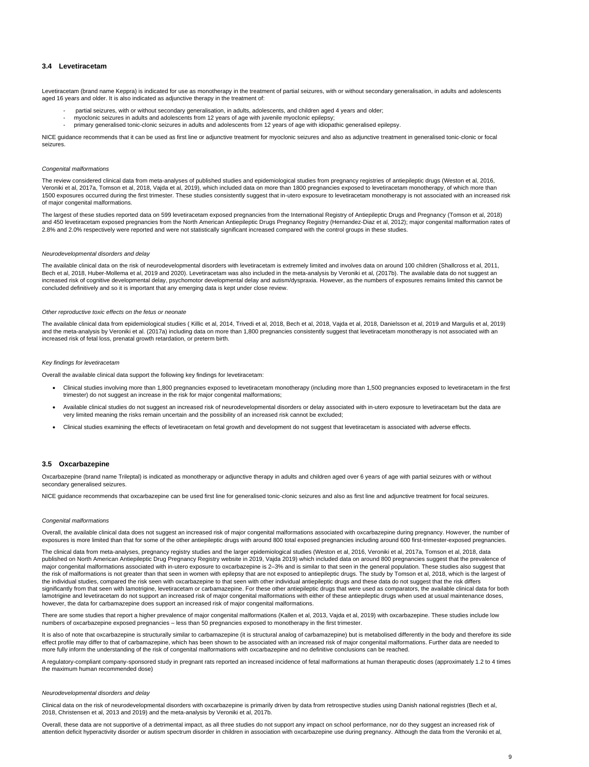### 3.4 Levetiracetam

Levetiracetam (brand name Keppra) is indicated for use as monotherapy in the treatment of partial seizures, with or without secondary generalisation, in adults and adolescents aged 16 years and older. It is also indicated as adjunctive therapy in the treatment of:

- partial seizures, with or without secondary generalisation, in adults, adolescents, and children aged 4 years and older;
- myoclonic seizures in adults and adolescents from 12 years of age with juvenile myoclonic epilepsy;
- primary generalised tonic-clonic seizures in adults and adolescents from 12 years of age with idiopathic generalised epilepsy.

NICE guidance recommends that it can be used as first line or adjunctive treatment for myoclonic seizures and also as adjunctive treatment in generalised tonic-clonic or focal seizures.

*Congenital malformations*

The review considered clinical data from meta-analyses of published studies and epidemiological studies from pregnancy registries of antiepileptic drugs (Weston et al, 2016, Veroniki et al, 2017a, Tomson et al, 2018, Vajda et al, 2019), which included data on more than 1800 pregnancies exposed to levetiracetam monotherapy, of which more than 1500 exposures occurred during the first trimester. These studies consistently suggest that in-utero exposure to levetiracetam monotherapy is not associated with an increased risk of major congenital malformations.

The largest of these studies reported data on 599 levetiracetam exposed pregnancies from the International Registry of Antiepileptic Drugs and Pregnancy (Tomson et al, 2018) and 450 levetiracetam exposed pregnancies from the North American Antiepileptic Drugs Pregnancy Registry (Hernandez-Diaz et al, 2012); major congenital malformation rates of 2.8% and 2.0% respectively were reported and were not statistically significant increased compared with the control groups in these studies.

*Neurodevelopmental disorders and delay*

The available clinical data on the risk of neurodevelopmental disorders with levetiracetam is extremely limited and involves data on around 100 children (Shallcross et al, 2011, Bech et al, 2018, Huber-Mollema et al, 2019 and 2020). Levetiracetam was also included in the meta-analysis by Veroniki et al, (2017b). The available data do not suggest an increased risk of cognitive developmental delay, psychomotor developmental delay and autism/dyspraxia. However, as the numbers of exposures remains limited this cannot be concluded definitively and so it is important that any emerging data is kept under close review.

*Other reproductive toxic effects on the fetus or neonate*

The available clinical data from epidemiological studies ( Killic et al, 2014, Trivedi et al, 2018, Bech et al, 2018, Vajda et al, 2018, Danielsson et al, 2019 and Margulis et al, 2019) and the meta-analysis by Veroniki et al. (2017a) including data on more than 1,800 pregnancies consistently suggest that levetiracetam monotherapy is not associated with an increased risk of fetal loss, prenatal growth retardation, or preterm birth.

*Key findings for levetiracetam*

Overall the available clinical data support the following key findings for levetiracetam:

- Clinical studies involving more than 1,800 pregnancies exposed to levetiracetam monotherapy (including more than 1,500 pregnancies exposed to levetiracetam in the first trimester) do not suggest an increase in the risk for major congenital malformations;
- Available clinical studies do not suggest an increased risk of neurodevelopmental disorders or delay associated with in-utero exposure to levetiracetam but the data are very limited meaning the risks remain uncertain and the possibility of an increased risk cannot be excluded;
- Clinical studies examining the effects of levetiracetam on fetal growth and development do not suggest that levetiracetam is associated with adverse effects.

### 3.5 Oxcarbazepine

Oxcarbazepine (brand name Trileptal) is indicated as monotherapy or adjunctive therapy in adults and children aged over 6 years of age with partial seizures with or without secondary generalised seizures.

NICE guidance recommends that oxcarbazepine can be used first line for generalised tonic-clonic seizures and also as first line and adjunctive treatment for focal seizures.

*Congenital malformations*

Overall, the available clinical data does not suggest an increased risk of major congenital malformations associated with oxcarbazepine during pregnancy. However, the number of exposures is more limited than that for some of the other antiepileptic drugs with around 800 total exposed pregnancies including around 600 first-trimester-exposed pregnancies.

The clinical data from meta-analyses, pregnancy registry studies and the larger epidemiological studies (Weston et al, 2016, Veroniki et al, 2017a, Tomson et al, 2018, data published on North American Antiepileptic Drug Pregnancy Registry website in 2019, Vajda 2019) which included data on around 800 pregnancies suggest that the prevalence of major congenital malformations associated with in-utero exposure to oxcarbazepine is 2–3% and is similar to that seen in the general population. These studies also suggest that the risk of malformations is not greater than that seen in women with epilepsy that are not exposed to antiepileptic drugs. The study by Tomson et al, 2018, which is the largest of the individual studies, compared the risk seen with oxcarbazepine to that seen with other individual antiepileptic drugs and these data do not suggest that the risk differs significantly from that seen with lamotrigine, levetiracetam or carbamazepine. For these other antiepileptic drugs that were used as comparators, the available clinical data for both lamotrigine and levetiracetam do not support an increased risk of major congenital malformations with either of these antiepileptic drugs when used at usual maintenance doses, however, the data for carbamazepine does support an increased risk of major congenital malformations.

There are some studies that report a higher prevalence of major congenital malformations (Kallen et al, 2013, Vajda et al, 2019) with oxcarbazepine. These studies include low numbers of oxcarbazepine exposed pregnancies – less than 50 pregnancies exposed to monotherapy in the first trimester.

It is also of note that oxcarbazepine is structurally similar to carbamazepine (it is structural analog of carbamazepine) but is metabolised differently in the body and therefore its side effect profile may differ to that of carbamazepine, which has been shown to be associated with an increased risk of major congenital malformations. Further data are needed to more fully inform the understanding of the risk of congenital malformations with oxcarbazepine and no definitive conclusions can be reached.

A regulatory-compliant company-sponsored study in pregnant rats reported an increased incidence of fetal malformations at human therapeutic doses (approximately 1.2 to 4 times the maximum human recommended dose)

*Neurodevelopmental disorders and delay*

Clinical data on the risk of neurodevelopmental disorders with oxcarbazepine is primarily driven by data from retrospective studies using Danish national registries (Bech et al, 2018, Christensen et al, 2013 and 2019) and the meta-analysis by Veroniki et al, 2017b.

Overall, these data are not supportive of a detrimental impact, as all three studies do not support any impact on school performance, nor do they suggest an increased risk of attention deficit hyperactivity disorder or autism spectrum disorder in children in association with oxcarbazepine use during pregnancy. Although the data from the Veroniki et al,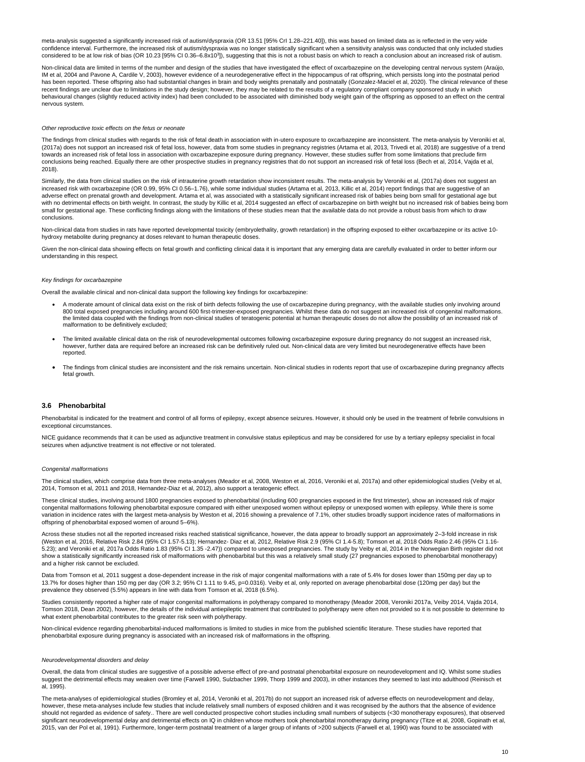meta-analysis suggested a significantly increased risk of autism/dyspraxia (OR 13.51 [95% CrI 1.28–221.40]), this was based on limited data as is reflected in the very wide confidence interval. Furthermore, the increased risk of autism/dyspraxia was no longer statistically significant when a sensitivity analysis was conducted that only included studies considered to be at low risk of bias (OR 10.23 [95% CI 0.36–6.8x10$^3$]), suggesting that this is not a robust basis on which to reach a conclusion about an increased risk of autism.

Non-clinical data are limited in terms of the number and design of the studies that have investigated the effect of oxcarbazepine on the developing central nervous system (Araújo, IM et al, 2004 and Pavone A, Cardile V, 2003), however evidence of a neurodegenerative effect in the hippocampus of rat offspring, which persists long into the postnatal period has been reported. These offspring also had substantial changes in brain and body weights prenatally and postnatally (Gonzalez-Maciel et al, 2020). The clinical relevance of these recent findings are unclear due to limitations in the study design; however, they may be related to the results of a regulatory compliant company sponsored study in which behavioural changes (slightly reduced activity index) had been concluded to be associated with diminished body weight gain of the offspring as opposed to an effect on the central nervous system.

*Other reproductive toxic effects on the fetus or neonate*

The findings from clinical studies with regards to the risk of fetal death in association with in-utero exposure to oxcarbazepine are inconsistent. The meta-analysis by Veroniki et al, (2017a) does not support an increased risk of fetal loss, however, data from some studies in pregnancy registries (Artama et al, 2013, Trivedi et al, 2018) are suggestive of a trend towards an increased risk of fetal loss in association with oxcarbazepine exposure during pregnancy. However, these studies suffer from some limitations that preclude firm conclusions being reached. Equally there are other prospective studies in pregnancy registries that do not support an increased risk of fetal loss (Bech et al, 2014, Vajda et al, 2018).

Similarly, the data from clinical studies on the risk of intrauterine growth retardation show inconsistent results. The meta-analysis by Veroniki et al, (2017a) does not suggest an increased risk with oxcarbazepine (OR 0.99, 95% CI 0.56–1.76), while some individual studies (Artama et al, 2013, Killic et al, 2014) report findings that are suggestive of an adverse effect on prenatal growth and development. Artama et al, was associated with a statistically significant increased risk of babies being born small for gestational age but with no detrimental effects on birth weight. In contrast, the study by Killic et al, 2014 suggested an effect of oxcarbazepine on birth weight but no increased risk of babies being born small for gestational age. These conflicting findings along with the limitations of these studies mean that the available data do not provide a robust basis from which to draw conclusions.

Non-clinical data from studies in rats have reported developmental toxicity (embryolethality, growth retardation) in the offspring exposed to either oxcarbazepine or its active 10-hydroxy metabolite during pregnancy at doses relevant to human therapeutic doses.

Given the non-clinical data showing effects on fetal growth and conflicting clinical data it is important that any emerging data are carefully evaluated in order to better inform our understanding in this respect.

*Key findings for oxcarbazepine*

Overall the available clinical and non-clinical data support the following key findings for oxcarbazepine:

- A moderate amount of clinical data exist on the risk of birth defects following the use of oxcarbazepine during pregnancy, with the available studies only involving around 800 total exposed pregnancies including around 600 first-trimester-exposed pregnancies. Whilst these data do not suggest an increased risk of congenital malformations. the limited data coupled with the findings from non-clinical studies of teratogenic potential at human therapeutic doses do not allow the possibility of an increased risk of malformation to be definitively excluded;

- The limited available clinical data on the risk of neurodevelopmental outcomes following oxcarbazepine exposure during pregnancy do not suggest an increased risk, however, further data are required before an increased risk can be definitively ruled out. Non-clinical data are very limited but neurodegenerative effects have been reported.

- The findings from clinical studies are inconsistent and the risk remains uncertain. Non-clinical studies in rodents report that use of oxcarbazepine during pregnancy affects fetal growth.

### 3.6 Phenobarbital

Phenobarbital is indicated for the treatment and control of all forms of epilepsy, except absence seizures. However, it should only be used in the treatment of febrile convulsions in exceptional circumstances.

NICE guidance recommends that it can be used as adjunctive treatment in convulsive status epilepticus and may be considered for use by a tertiary epilepsy specialist in focal seizures when adjunctive treatment is not effective or not tolerated.

*Congenital malformations*

The clinical studies, which comprise data from three meta-analyses (Meador et al, 2008, Weston et al, 2016, Veroniki et al, 2017a) and other epidemiological studies (Veiby et al, 2014, Tomson et al, 2011 and 2018, Hernandez-Diaz et al, 2012), also support a teratogenic effect.

These clinical studies, involving around 1800 pregnancies exposed to phenobarbital (including 600 pregnancies exposed in the first trimester), show an increased risk of major congenital malformations following phenobarbital exposure compared with either unexposed women without epilepsy or unexposed women with epilepsy. While there is some variation in incidence rates with the largest meta-analysis by Weston et al, 2016 showing a prevalence of 7.1%, other studies broadly support incidence rates of malformations in offspring of phenobarbital exposed women of around 5–6%).

Across these studies not all the reported increased risks reached statistical significance, however, the data appear to broadly support an approximately 2–3-fold increase in risk (Weston et al, 2016, Relative Risk 2.84 (95% CI 1.57-5.13); Hernandez- Diaz et al, 2012, Relative Risk 2.9 (95% CI 1.4-5.8); Tomson et al, 2018 Odds Ratio 2.46 (95% CI 1.16-5.23); and Veroniki et al, 2017a Odds Ratio 1.83 (95% CI 1.35 -2.47)) compared to unexposed pregnancies. The study by Veiby et al, 2014 in the Norwegian Birth register did not show a statistically significantly increased risk of malformations with phenobarbital but this was a relatively small study (27 pregnancies exposed to phenobarbital monotherapy) and a higher risk cannot be excluded.

Data from Tomson et al, 2011 suggest a dose-dependent increase in the risk of major congenital malformations with a rate of 5.4% for doses lower than 150mg per day up to 13.7% for doses higher than 150 mg per day (OR 3.2; 95% CI 1.11 to 9.45, p=0.0316). Veiby et al, only reported on average phenobarbital dose (120mg per day) but the prevalence they observed (5.5%) appears in line with data from Tomson et al, 2018 (6.5%).

Studies consistently reported a higher rate of major congenital malformations in polytherapy compared to monotherapy (Meador 2008, Veroniki 2017a, Veiby 2014, Vajda 2014, Tomson 2018, Dean 2002), however, the details of the individual antiepileptic treatment that contributed to polytherapy were often not provided so it is not possible to determine to what extent phenobarbital contributes to the greater risk seen with polytherapy.

Non-clinical evidence regarding phenobarbital-induced malformations is limited to studies in mice from the published scientific literature. These studies have reported that phenobarbital exposure during pregnancy is associated with an increased risk of malformations in the offspring.

*Neurodevelopmental disorders and delay*

Overall, the data from clinical studies are suggestive of a possible adverse effect of pre-and postnatal phenobarbital exposure on neurodevelopment and IQ. Whilst some studies suggest the detrimental effects may weaken over time (Farwell 1990, Sulzbacher 1999, Thorp 1999 and 2003), in other instances they seemed to last into adulthood (Reinisch et al, 1995).

The meta-analyses of epidemiological studies (Bromley et al, 2014, Veroniki et al, 2017b) do not support an increased risk of adverse effects on neurodevelopment and delay, however, these meta-analyses include few studies that include relatively small numbers of exposed children and it was recognised by the authors that the absence of evidence should not regarded as evidence of safety.. There are well conducted prospective cohort studies including small numbers of subjects (<30 monotherapy exposures), that observed significant neurodevelopmental delay and detrimental effects on IQ in children whose mothers took phenobarbital monotherapy during pregnancy (Titze et al, 2008, Gopinath et al, 2015, van der Pol et al, 1991). Furthermore, longer-term postnatal treatment of a larger group of infants of >200 subjects (Farwell et al, 1990) was found to be associated with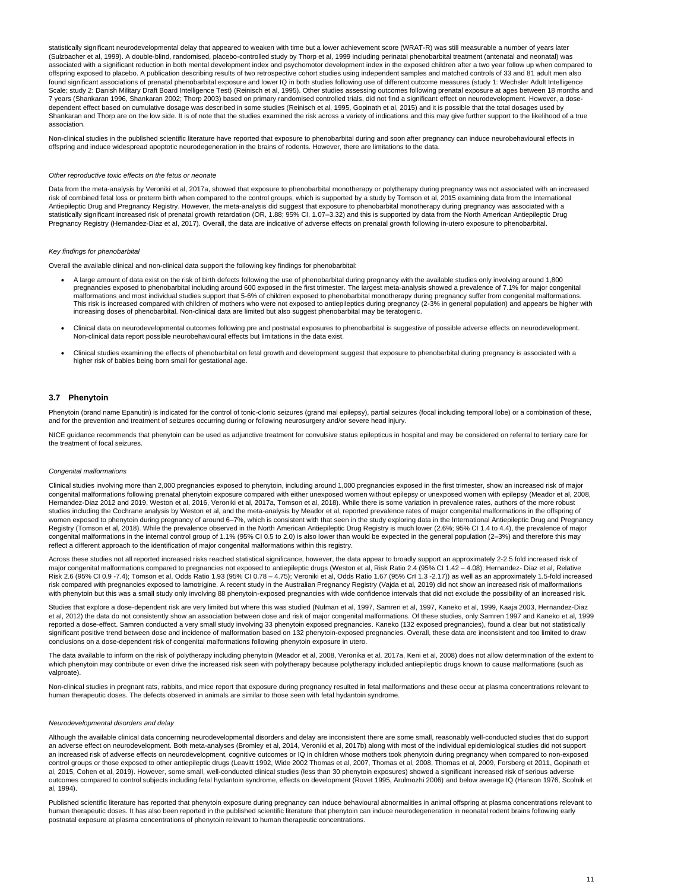statistically significant neurodevelopmental delay that appeared to weaken with time but a lower achievement score (WRAT-R) was still measurable a number of years later (Sulzbacher et al, 1999). A double-blind, randomised, placebo-controlled study by Thorp et al, 1999 including perinatal phenobarbital treatment (antenatal and neonatal) was associated with a significant reduction in both mental development index and psychomotor development index in the exposed children after a two year follow up when compared to offspring exposed to placebo. A publication describing results of two retrospective cohort studies using independent samples and matched controls of 33 and 81 adult men also found significant associations of prenatal phenobarbital exposure and lower IQ in both studies following use of different outcome measures (study 1: Wechsler Adult Intelligence Scale; study 2: Danish Military Draft Board Intelligence Test) (Reinisch et al, 1995). Other studies assessing outcomes following prenatal exposure at ages between 18 months and 7 years (Shankaran 1996, Shankaran 2002; Thorp 2003) based on primary randomised controlled trials, did not find a significant effect on neurodevelopment. However, a dose-dependent effect based on cumulative dosage was described in some studies (Reinisch et al, 1995, Gopinath et al, 2015) and it is possible that the total dosages used by Shankaran and Thorp are on the low side. It is of note that the studies examined the risk across a variety of indications and this may give further support to the likelihood of a true association.

Non-clinical studies in the published scientific literature have reported that exposure to phenobarbital during and soon after pregnancy can induce neurobehavioural effects in offspring and induce widespread apoptotic neurodegeneration in the brains of rodents. However, there are limitations to the data.

*Other reproductive toxic effects on the fetus or neonate*

Data from the meta-analysis by Veroniki et al, 2017a, showed that exposure to phenobarbital monotherapy or polytherapy during pregnancy was not associated with an increased risk of combined fetal loss or preterm birth when compared to the control groups, which is supported by a study by Tomson et al, 2015 examining data from the International Antiepileptic Drug and Pregnancy Registry. However, the meta-analysis did suggest that exposure to phenobarbital monotherapy during pregnancy was associated with a statistically significant increased risk of prenatal growth retardation (OR, 1.88; 95% CI, 1.07–3.32) and this is supported by data from the North American Antiepileptic Drug Pregnancy Registry (Hernandez-Diaz et al, 2017). Overall, the data are indicative of adverse effects on prenatal growth following in-utero exposure to phenobarbital.

*Key findings for phenobarbital*

Overall the available clinical and non-clinical data support the following key findings for phenobarbital:

- A large amount of data exist on the risk of birth defects following the use of phenobarbital during pregnancy with the available studies only involving around 1,800 pregnancies exposed to phenobarbital including around 600 exposed in the first trimester. The largest meta-analysis showed a prevalence of 7.1% for major congenital malformations and most individual studies support that 5-6% of children exposed to phenobarbital monotherapy during pregnancy suffer from congenital malformations. This risk is increased compared with children of mothers who were not exposed to antiepileptics during pregnancy (2-3% in general population) and appears be higher with increasing doses of phenobarbital. Non-clinical data are limited but also suggest phenobarbital may be teratogenic.

- Clinical data on neurodevelopmental outcomes following pre and postnatal exposures to phenobarbital is suggestive of possible adverse effects on neurodevelopment. Non-clinical data report possible neurobehavioural effects but limitations in the data exist.

- Clinical studies examining the effects of phenobarbital on fetal growth and development suggest that exposure to phenobarbital during pregnancy is associated with a higher risk of babies being born small for gestational age.

### 3.7 Phenytoin

Phenytoin (brand name Epanutin) is indicated for the control of tonic-clonic seizures (grand mal epilepsy), partial seizures (focal including temporal lobe) or a combination of these, and for the prevention and treatment of seizures occurring during or following neurosurgery and/or severe head injury.

NICE guidance recommends that phenytoin can be used as adjunctive treatment for convulsive status epilepticus in hospital and may be considered on referral to tertiary care for the treatment of focal seizures.

*Congenital malformations*

Clinical studies involving more than 2,000 pregnancies exposed to phenytoin, including around 1,000 pregnancies exposed in the first trimester, show an increased risk of major congenital malformations following prenatal phenytoin exposure compared with either unexposed women without epilepsy or unexposed women with epilepsy (Meador et al, 2008, Hernandez-Diaz 2012 and 2019, Weston et al, 2016, Veroniki et al, 2017a, Tomson et al, 2018). While there is some variation in prevalence rates, authors of the more robust studies including the Cochrane analysis by Weston et al, and the meta-analysis by Meador et al, reported prevalence rates of major congenital malformations in the offspring of women exposed to phenytoin during pregnancy of around 6–7%, which is consistent with that seen in the study exploring data in the International Antiepileptic Drug and Pregnancy Registry (Tomson et al, 2018). While the prevalence observed in the North American Antiepileptic Drug Registry is much lower (2.6%; 95% CI 1.4 to 4.4), the prevalence of major congenital malformations in the internal control group of 1.1% (95% CI 0.5 to 2.0) is also lower than would be expected in the general population (2–3%) and therefore this may reflect a different approach to the identification of major congenital malformations within this registry.

Across these studies not all reported increased risks reached statistical significance, however, the data appear to broadly support an approximately 2-2.5 fold increased risk of major congenital malformations compared to pregnancies not exposed to antiepileptic drugs (Weston et al, Risk Ratio 2.4 (95% CI 1.42 – 4.08); Hernandez- Diaz et al, Relative Risk 2.6 (95% CI 0.9 -7.4); Tomson et al, Odds Ratio 1.93 (95% CI 0.78 – 4.75); Veroniki et al, Odds Ratio 1.67 (95% CrI 1.3 -2.17)) as well as an approximately 1.5-fold increased risk compared with pregnancies exposed to lamotrigine. A recent study in the Australian Pregnancy Registry (Vajda et al, 2019) did not show an increased risk of malformations with phenytoin but this was a small study only involving 88 phenytoin-exposed pregnancies with wide confidence intervals that did not exclude the possibility of an increased risk.

Studies that explore a dose-dependent risk are very limited but where this was studied (Nulman et al, 1997, Samren et al, 1997, Kaneko et al, 1999, Kaaja 2003, Hernandez-Diaz et al, 2012) the data do not consistently show an association between dose and risk of major congenital malformations. Of these studies, only Samren 1997 and Kaneko et al, 1999 reported a dose-effect. Samren conducted a very small study involving 33 phenytoin exposed pregnancies. Kaneko (132 exposed pregnancies), found a clear but not statistically significant positive trend between dose and incidence of malformation based on 132 phenytoin-exposed pregnancies. Overall, these data are inconsistent and too limited to draw conclusions on a dose-dependent risk of congenital malformations following phenytoin exposure in utero.

The data available to inform on the risk of polytherapy including phenytoin (Meador et al, 2008, Veronika et al, 2017a, Keni et al, 2008) does not allow determination of the extent to which phenytoin may contribute or even drive the increased risk seen with polytherapy because polytherapy included antiepileptic drugs known to cause malformations (such as valproate).

Non-clinical studies in pregnant rats, rabbits, and mice report that exposure during pregnancy resulted in fetal malformations and these occur at plasma concentrations relevant to human therapeutic doses. The defects observed in animals are similar to those seen with fetal hydantoin syndrome.

*Neurodevelopmental disorders and delay*

Although the available clinical data concerning neurodevelopmental disorders and delay are inconsistent there are some small, reasonably well-conducted studies that do support an adverse effect on neurodevelopment. Both meta-analyses (Bromley et al, 2014, Veroniki et al, 2017b) along with most of the individual epidemiological studies did not support an increased risk of adverse effects on neurodevelopment, cognitive outcomes or IQ in children whose mothers took phenytoin during pregnancy when compared to non-exposed control groups or those exposed to other antiepileptic drugs (Leavitt 1992, Wide 2002 Thomas et al, 2007, Thomas et al, 2008, Thomas et al, 2009, Forsberg et 2011, Gopinath et al, 2015, Cohen et al, 2019). However, some small, well-conducted clinical studies (less than 30 phenytoin exposures) showed a significant increased risk of serious adverse outcomes compared to control subjects including fetal hydantoin syndrome, effects on development (Rovet 1995, Arulmozhi 2006) and below average IQ (Hanson 1976, Scolnik et al, 1994).

Published scientific literature has reported that phenytoin exposure during pregnancy can induce behavioural abnormalities in animal offspring at plasma concentrations relevant to human therapeutic doses. It has also been reported in the published scientific literature that phenytoin can induce neurodegeneration in neonatal rodent brains following early postnatal exposure at plasma concentrations of phenytoin relevant to human therapeutic concentrations.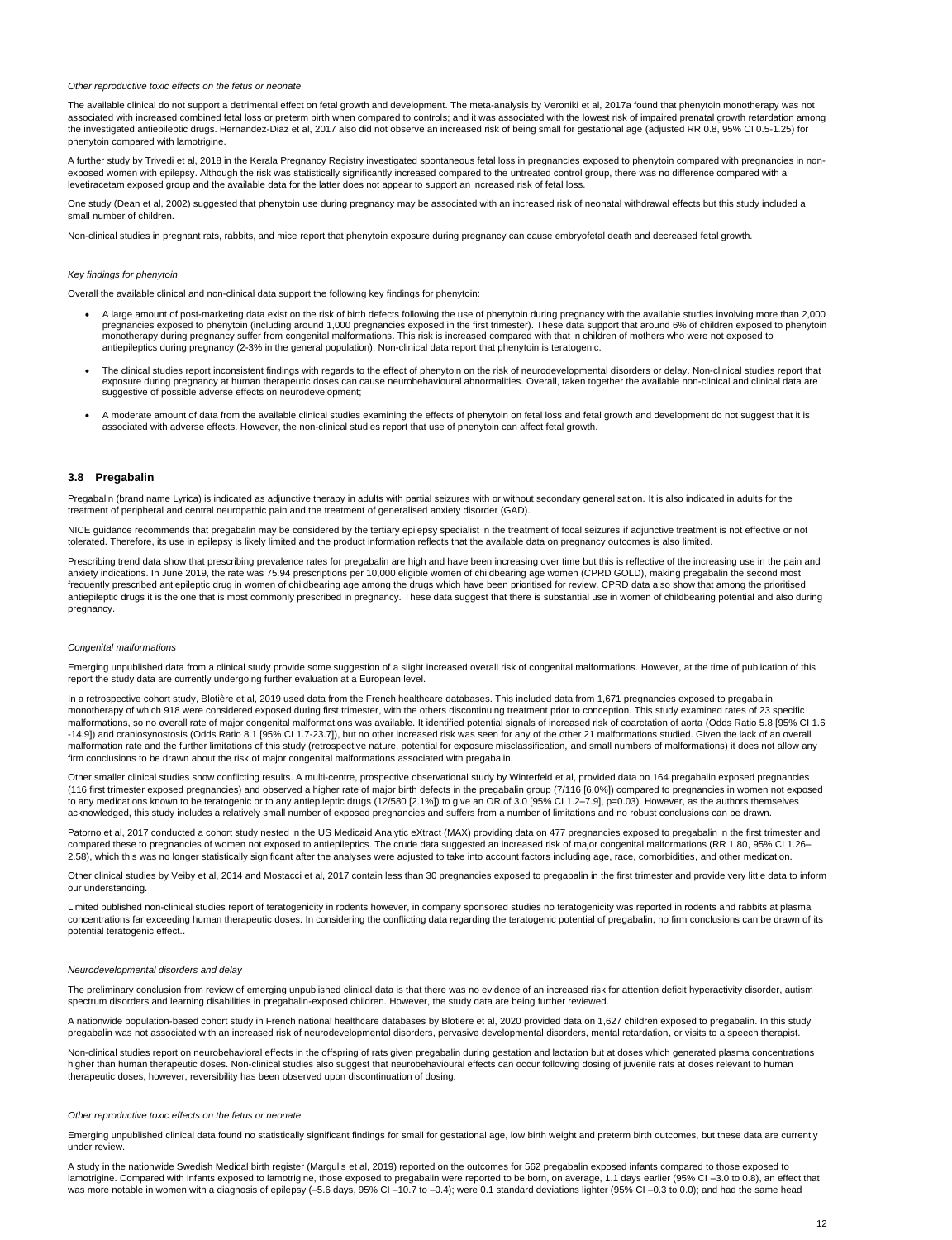*Other reproductive toxic effects on the fetus or neonate*

The available clinical do not support a detrimental effect on fetal growth and development. The meta-analysis by Veroniki et al, 2017a found that phenytoin monotherapy was not associated with increased combined fetal loss or preterm birth when compared to controls; and it was associated with the lowest risk of impaired prenatal growth retardation among the investigated antiepileptic drugs. Hernandez-Diaz et al, 2017 also did not observe an increased risk of being small for gestational age (adjusted RR 0.8, 95% CI 0.5-1.25) for phenytoin compared with lamotrigine.

A further study by Trivedi et al, 2018 in the Kerala Pregnancy Registry investigated spontaneous fetal loss in pregnancies exposed to phenytoin compared with pregnancies in non-exposed women with epilepsy. Although the risk was statistically significantly increased compared to the untreated control group, there was no difference compared with a levetiracetam exposed group and the available data for the latter does not appear to support an increased risk of fetal loss.

One study (Dean et al, 2002) suggested that phenytoin use during pregnancy may be associated with an increased risk of neonatal withdrawal effects but this study included a small number of children.

Non-clinical studies in pregnant rats, rabbits, and mice report that phenytoin exposure during pregnancy can cause embryofetal death and decreased fetal growth.

*Key findings for phenytoin*

Overall the available clinical and non-clinical data support the following key findings for phenytoin:

- A large amount of post-marketing data exist on the risk of birth defects following the use of phenytoin during pregnancy with the available studies involving more than 2,000 pregnancies exposed to phenytoin (including around 1,000 pregnancies exposed in the first trimester). These data support that around 6% of children exposed to phenytoin monotherapy during pregnancy suffer from congenital malformations. This risk is increased compared with that in children of mothers who were not exposed to antiepileptics during pregnancy (2-3% in the general population). Non-clinical data report that phenytoin is teratogenic.

- The clinical studies report inconsistent findings with regards to the effect of phenytoin on the risk of neurodevelopmental disorders or delay. Non-clinical studies report that exposure during pregnancy at human therapeutic doses can cause neurobehavioural abnormalities. Overall, taken together the available non-clinical and clinical data are suggestive of possible adverse effects on neurodevelopment;

- A moderate amount of data from the available clinical studies examining the effects of phenytoin on fetal loss and fetal growth and development do not suggest that it is associated with adverse effects. However, the non-clinical studies report that use of phenytoin can affect fetal growth.

### 3.8 Pregabalin

Pregabalin (brand name Lyrica) is indicated as adjunctive therapy in adults with partial seizures with or without secondary generalisation. It is also indicated in adults for the treatment of peripheral and central neuropathic pain and the treatment of generalised anxiety disorder (GAD).

NICE guidance recommends that pregabalin may be considered by the tertiary epilepsy specialist in the treatment of focal seizures if adjunctive treatment is not effective or not tolerated. Therefore, its use in epilepsy is likely limited and the product information reflects that the available data on pregnancy outcomes is also limited.

Prescribing trend data show that prescribing prevalence rates for pregabalin are high and have been increasing over time but this is reflective of the increasing use in the pain and anxiety indications. In June 2019, the rate was 75.94 prescriptions per 10,000 eligible women of childbearing age women (CPRD GOLD), making pregabalin the second most frequently prescribed antiepileptic drug in women of childbearing age among the drugs which have been prioritised for review. CPRD data also show that among the prioritised antiepileptic drugs it is the one that is most commonly prescribed in pregnancy. These data suggest that there is substantial use in women of childbearing potential and also during pregnancy.

*Congenital malformations*

Emerging unpublished data from a clinical study provide some suggestion of a slight increased overall risk of congenital malformations. However, at the time of publication of this report the study data are currently undergoing further evaluation at a European level.

In a retrospective cohort study, Blotière et al, 2019 used data from the French healthcare databases. This included data from 1,671 pregnancies exposed to pregabalin monotherapy of which 918 were considered exposed during first trimester, with the others discontinuing treatment prior to conception. This study examined rates of 23 specific malformations, so no overall rate of major congenital malformations was available. It identified potential signals of increased risk of coarctation of aorta (Odds Ratio 5.8 [95% CI 1.6 -14.9]) and craniosynostosis (Odds Ratio 8.1 [95% CI 1.7-23.7]), but no other increased risk was seen for any of the other 21 malformations studied. Given the lack of an overall malformation rate and the further limitations of this study (retrospective nature, potential for exposure misclassification, and small numbers of malformations) it does not allow any firm conclusions to be drawn about the risk of major congenital malformations associated with pregabalin.

Other smaller clinical studies show conflicting results. A multi-centre, prospective observational study by Winterfeld et al, provided data on 164 pregabalin exposed pregnancies (116 first trimester exposed pregnancies) and observed a higher rate of major birth defects in the pregabalin group (7/116 [6.0%]) compared to pregnancies in women not exposed to any medications known to be teratogenic or to any antiepileptic drugs (12/580 [2.1%]) to give an OR of 3.0 [95% CI 1.2–7.9], p=0.03). However, as the authors themselves acknowledged, this study includes a relatively small number of exposed pregnancies and suffers from a number of limitations and no robust conclusions can be drawn.

Patorno et al, 2017 conducted a cohort study nested in the US Medicaid Analytic eXtract (MAX) providing data on 477 pregnancies exposed to pregabalin in the first trimester and compared these to pregnancies of women not exposed to antiepileptics. The crude data suggested an increased risk of major congenital malformations (RR 1.80, 95% CI 1.26–2.58), which this was no longer statistically significant after the analyses were adjusted to take into account factors including age, race, comorbidities, and other medication.

Other clinical studies by Veiby et al, 2014 and Mostacci et al, 2017 contain less than 30 pregnancies exposed to pregabalin in the first trimester and provide very little data to inform our understanding.

Limited published non-clinical studies report of teratogenicity in rodents however, in company sponsored studies no teratogenicity was reported in rodents and rabbits at plasma concentrations far exceeding human therapeutic doses. In considering the conflicting data regarding the teratogenic potential of pregabalin, no firm conclusions can be drawn of its potential teratogenic effect..

*Neurodevelopmental disorders and delay*

The preliminary conclusion from review of emerging unpublished clinical data is that there was no evidence of an increased risk for attention deficit hyperactivity disorder, autism spectrum disorders and learning disabilities in pregabalin-exposed children. However, the study data are being further reviewed.

A nationwide population-based cohort study in French national healthcare databases by Blotiere et al, 2020 provided data on 1,627 children exposed to pregabalin. In this study pregabalin was not associated with an increased risk of neurodevelopmental disorders, pervasive developmental disorders, mental retardation, or visits to a speech therapist.

Non-clinical studies report on neurobehavioral effects in the offspring of rats given pregabalin during gestation and lactation but at doses which generated plasma concentrations higher than human therapeutic doses. Non-clinical studies also suggest that neurobehavioural effects can occur following dosing of juvenile rats at doses relevant to human therapeutic doses, however, reversibility has been observed upon discontinuation of dosing.

*Other reproductive toxic effects on the fetus or neonate*

Emerging unpublished clinical data found no statistically significant findings for small for gestational age, low birth weight and preterm birth outcomes, but these data are currently under review.

A study in the nationwide Swedish Medical birth register (Margulis et al, 2019) reported on the outcomes for 562 pregabalin exposed infants compared to those exposed to lamotrigine. Compared with infants exposed to lamotrigine, those exposed to pregabalin were reported to be born, on average, 1.1 days earlier (95% CI –3.0 to 0.8), an effect that was more notable in women with a diagnosis of epilepsy (–5.6 days, 95% CI –10.7 to –0.4); were 0.1 standard deviations lighter (95% CI –0.3 to 0.0); and had the same head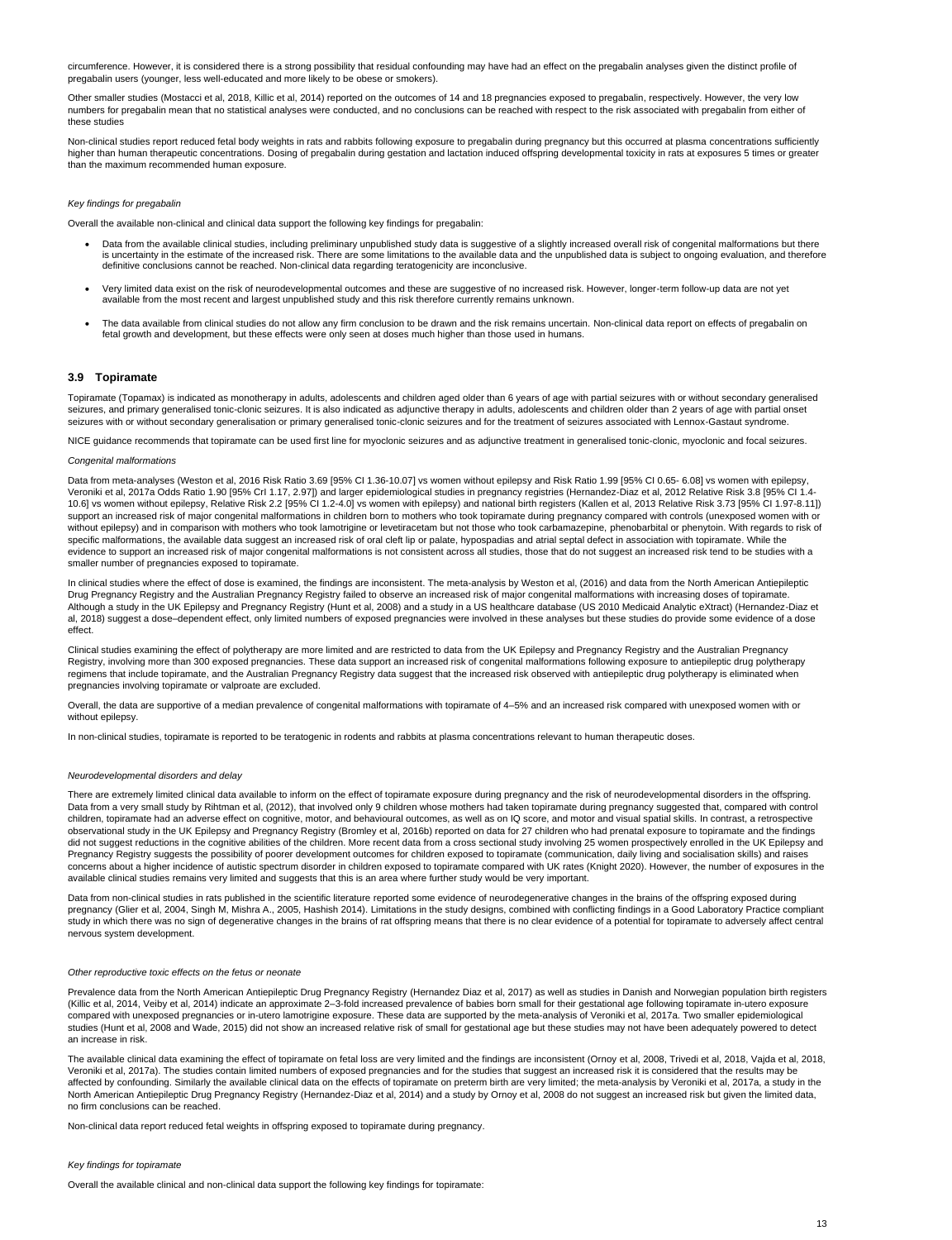circumference. However, it is considered there is a strong possibility that residual confounding may have had an effect on the pregabalin analyses given the distinct profile of pregabalin users (younger, less well-educated and more likely to be obese or smokers).

Other smaller studies (Mostacci et al, 2018, Killic et al, 2014) reported on the outcomes of 14 and 18 pregnancies exposed to pregabalin, respectively. However, the very low numbers for pregabalin mean that no statistical analyses were conducted, and no conclusions can be reached with respect to the risk associated with pregabalin from either of these studies

Non-clinical studies report reduced fetal body weights in rats and rabbits following exposure to pregabalin during pregnancy but this occurred at plasma concentrations sufficiently higher than human therapeutic concentrations. Dosing of pregabalin during gestation and lactation induced offspring developmental toxicity in rats at exposures 5 times or greater than the maximum recommended human exposure.

*Key findings for pregabalin*

Overall the available non-clinical and clinical data support the following key findings for pregabalin:

- Data from the available clinical studies, including preliminary unpublished study data is suggestive of a slightly increased overall risk of congenital malformations but there is uncertainty in the estimate of the increased risk. There are some limitations to the available data and the unpublished data is subject to ongoing evaluation, and therefore definitive conclusions cannot be reached. Non-clinical data regarding teratogenicity are inconclusive.

- Very limited data exist on the risk of neurodevelopmental outcomes and these are suggestive of no increased risk. However, longer-term follow-up data are not yet available from the most recent and largest unpublished study and this risk therefore currently remains unknown.

- The data available from clinical studies do not allow any firm conclusion to be drawn and the risk remains uncertain. Non-clinical data report on effects of pregabalin on fetal growth and development, but these effects were only seen at doses much higher than those used in humans.

### 3.9 Topiramate

Topiramate (Topamax) is indicated as monotherapy in adults, adolescents and children aged older than 6 years of age with partial seizures with or without secondary generalised seizures, and primary generalised tonic-clonic seizures. It is also indicated as adjunctive therapy in adults, adolescents and children older than 2 years of age with partial onset seizures with or without secondary generalisation or primary generalised tonic-clonic seizures and for the treatment of seizures associated with Lennox-Gastaut syndrome.

NICE guidance recommends that topiramate can be used first line for myoclonic seizures and as adjunctive treatment in generalised tonic-clonic, myoclonic and focal seizures.

*Congenital malformations*

Data from meta-analyses (Weston et al, 2016 Risk Ratio 3.69 [95% CI 1.36-10.07] vs women without epilepsy and Risk Ratio 1.99 [95% CI 0.65- 6.08] vs women with epilepsy, Veroniki et al, 2017a Odds Ratio 1.90 [95% CrI 1.17, 2.97]) and larger epidemiological studies in pregnancy registries (Hernandez-Diaz et al, 2012 Relative Risk 3.8 [95% CI 1.4-10.6] vs women without epilepsy, Relative Risk 2.2 [95% CI 1.2-4.0] vs women with epilepsy) and national birth registers (Kallen et al, 2013 Relative Risk 3.73 [95% CI 1.97-8.11]) support an increased risk of major congenital malformations in children born to mothers who took topiramate during pregnancy compared with controls (unexposed women with or without epilepsy) and in comparison with mothers who took lamotrigine or levetiracetam but not those who took carbamazepine, phenobarbital or phenytoin. With regards to risk of specific malformations, the available data suggest an increased risk of oral cleft lip or palate, hypospadias and atrial septal defect in association with topiramate. While the evidence to support an increased risk of major congenital malformations is not consistent across all studies, those that do not suggest an increased risk tend to be studies with a smaller number of pregnancies exposed to topiramate.

In clinical studies where the effect of dose is examined, the findings are inconsistent. The meta-analysis by Weston et al, (2016) and data from the North American Antiepileptic Drug Pregnancy Registry and the Australian Pregnancy Registry failed to observe an increased risk of major congenital malformations with increasing doses of topiramate. Although a study in the UK Epilepsy and Pregnancy Registry (Hunt et al, 2008) and a study in a US healthcare database (US 2010 Medicaid Analytic eXtract) (Hernandez-Diaz et al, 2018) suggest a dose–dependent effect, only limited numbers of exposed pregnancies were involved in these analyses but these studies do provide some evidence of a dose effect.

Clinical studies examining the effect of polytherapy are more limited and are restricted to data from the UK Epilepsy and Pregnancy Registry and the Australian Pregnancy Registry, involving more than 300 exposed pregnancies. These data support an increased risk of congenital malformations following exposure to antiepileptic drug polytherapy regimens that include topiramate, and the Australian Pregnancy Registry data suggest that the increased risk observed with antiepileptic drug polytherapy is eliminated when pregnancies involving topiramate or valproate are excluded.

Overall, the data are supportive of a median prevalence of congenital malformations with topiramate of 4–5% and an increased risk compared with unexposed women with or without epilepsy.

In non-clinical studies, topiramate is reported to be teratogenic in rodents and rabbits at plasma concentrations relevant to human therapeutic doses.

*Neurodevelopmental disorders and delay*

There are extremely limited clinical data available to inform on the effect of topiramate exposure during pregnancy and the risk of neurodevelopmental disorders in the offspring. Data from a very small study by Rihtman et al, (2012), that involved only 9 children whose mothers had taken topiramate during pregnancy suggested that, compared with control children, topiramate had an adverse effect on cognitive, motor, and behavioural outcomes, as well as on IQ score, and motor and visual spatial skills. In contrast, a retrospective observational study in the UK Epilepsy and Pregnancy Registry (Bromley et al, 2016b) reported on data for 27 children who had prenatal exposure to topiramate and the findings did not suggest reductions in the cognitive abilities of the children. More recent data from a cross sectional study involving 25 women prospectively enrolled in the UK Epilepsy and Pregnancy Registry suggests the possibility of poorer development outcomes for children exposed to topiramate (communication, daily living and socialisation skills) and raises concerns about a higher incidence of autistic spectrum disorder in children exposed to topiramate compared with UK rates (Knight 2020). However, the number of exposures in the available clinical studies remains very limited and suggests that this is an area where further study would be very important.

Data from non-clinical studies in rats published in the scientific literature reported some evidence of neurodegenerative changes in the brains of the offspring exposed during pregnancy (Glier et al, 2004, Singh M, Mishra A., 2005, Hashish 2014). Limitations in the study designs, combined with conflicting findings in a Good Laboratory Practice compliant study in which there was no sign of degenerative changes in the brains of rat offspring means that there is no clear evidence of a potential for topiramate to adversely affect central nervous system development.

*Other reproductive toxic effects on the fetus or neonate*

Prevalence data from the North American Antiepileptic Drug Pregnancy Registry (Hernandez Diaz et al, 2017) as well as studies in Danish and Norwegian population birth registers (Killic et al, 2014, Veiby et al, 2014) indicate an approximate 2–3-fold increased prevalence of babies born small for their gestational age following topiramate in-utero exposure compared with unexposed pregnancies or in-utero lamotrigine exposure. These data are supported by the meta-analysis of Veroniki et al, 2017a. Two smaller epidemiological studies (Hunt et al, 2008 and Wade, 2015) did not show an increased relative risk of small for gestational age but these studies may not have been adequately powered to detect an increase in risk.

The available clinical data examining the effect of topiramate on fetal loss are very limited and the findings are inconsistent (Ornoy et al, 2008, Trivedi et al, 2018, Vajda et al, 2018, Veroniki et al, 2017a). The studies contain limited numbers of exposed pregnancies and for the studies that suggest an increased risk it is considered that the results may be affected by confounding. Similarly the available clinical data on the effects of topiramate on preterm birth are very limited; the meta-analysis by Veroniki et al, 2017a, a study in the North American Antiepileptic Drug Pregnancy Registry (Hernandez-Diaz et al, 2014) and a study by Ornoy et al, 2008 do not suggest an increased risk but given the limited data, no firm conclusions can be reached.

Non-clinical data report reduced fetal weights in offspring exposed to topiramate during pregnancy.

*Key findings for topiramate*

Overall the available clinical and non-clinical data support the following key findings for topiramate: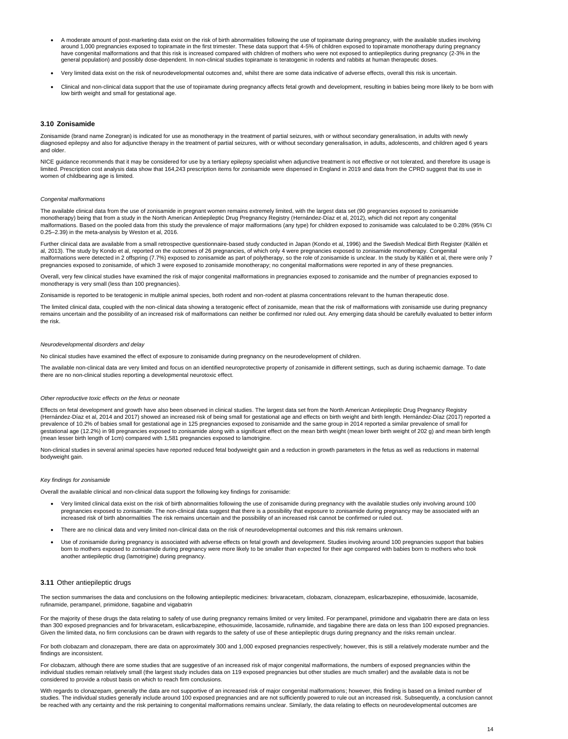- A moderate amount of post-marketing data exist on the risk of birth abnormalities following the use of topiramate during pregnancy, with the available studies involving around 1,000 pregnancies exposed to topiramate in the first trimester. These data support that 4-5% of children exposed to topiramate monotherapy during pregnancy have congenital malformations and that this risk is increased compared with children of mothers who were not exposed to antiepileptics during pregnancy (2-3% in the general population) and possibly dose-dependent. In non-clinical studies topiramate is teratogenic in rodents and rabbits at human therapeutic doses.

- Very limited data exist on the risk of neurodevelopmental outcomes and, whilst there are some data indicative of adverse effects, overall this risk is uncertain.

- Clinical and non-clinical data support that the use of topiramate during pregnancy affects fetal growth and development, resulting in babies being more likely to be born with low birth weight and small for gestational age.

### 3.10 Zonisamide

Zonisamide (brand name Zonegran) is indicated for use as monotherapy in the treatment of partial seizures, with or without secondary generalisation, in adults with newly diagnosed epilepsy and also for adjunctive therapy in the treatment of partial seizures, with or without secondary generalisation, in adults, adolescents, and children aged 6 years and older.

NICE guidance recommends that it may be considered for use by a tertiary epilepsy specialist when adjunctive treatment is not effective or not tolerated, and therefore its usage is limited. Prescription cost analysis data show that 164,243 prescription items for zonisamide were dispensed in England in 2019 and data from the CPRD suggest that its use in women of childbearing age is limited.

*Congenital malformations*

The available clinical data from the use of zonisamide in pregnant women remains extremely limited, with the largest data set (90 pregnancies exposed to zonisamide monotherapy) being that from a study in the North American Antiepileptic Drug Pregnancy Registry (Hernández-Díaz et al, 2012), which did not report any congenital malformations. Based on the pooled data from this study the prevalence of major malformations (any type) for children exposed to zonisamide was calculated to be 0.28% (95% CI 0.25–2.39) in the meta-analysis by Weston et al, 2016.

Further clinical data are available from a small retrospective questionnaire-based study conducted in Japan (Kondo et al, 1996) and the Swedish Medical Birth Register (Källén et al, 2013). The study by Kondo et al, reported on the outcomes of 26 pregnancies, of which only 4 were pregnancies exposed to zonisamide monotherapy. Congenital malformations were detected in 2 offspring (7.7%) exposed to zonisamide as part of polytherapy, so the role of zonisamide is unclear. In the study by Källén et al, there were only 7 pregnancies exposed to zonisamide, of which 3 were exposed to zonisamide monotherapy; no congenital malformations were reported in any of these pregnancies.

Overall, very few clinical studies have examined the risk of major congenital malformations in pregnancies exposed to zonisamide and the number of pregnancies exposed to monotherapy is very small (less than 100 pregnancies).

Zonisamide is reported to be teratogenic in multiple animal species, both rodent and non-rodent at plasma concentrations relevant to the human therapeutic dose.

The limited clinical data, coupled with the non-clinical data showing a teratogenic effect of zonisamide, mean that the risk of malformations with zonisamide use during pregnancy remains uncertain and the possibility of an increased risk of malformations can neither be confirmed nor ruled out. Any emerging data should be carefully evaluated to better inform the risk.

*Neurodevelopmental disorders and delay*

No clinical studies have examined the effect of exposure to zonisamide during pregnancy on the neurodevelopment of children.

The available non-clinical data are very limited and focus on an identified neuroprotective property of zonisamide in different settings, such as during ischaemic damage. To date there are no non-clinical studies reporting a developmental neurotoxic effect.

*Other reproductive toxic effects on the fetus or neonate*

Effects on fetal development and growth have also been observed in clinical studies. The largest data set from the North American Antiepileptic Drug Pregnancy Registry (Hernández-Díaz et al, 2014 and 2017) showed an increased risk of being small for gestational age and effects on birth weight and birth length. Hernández-Díaz (2017) reported a prevalence of 10.2% of babies small for gestational age in 125 pregnancies exposed to zonisamide and the same group in 2014 reported a similar prevalence of small for gestational age (12.2%) in 98 pregnancies exposed to zonisamide along with a significant effect on the mean birth weight (mean lower birth weight of 202 g) and mean birth length (mean lesser birth length of 1cm) compared with 1,581 pregnancies exposed to lamotrigine.

Non-clinical studies in several animal species have reported reduced fetal bodyweight gain and a reduction in growth parameters in the fetus as well as reductions in maternal bodyweight gain.

*Key findings for zonisamide*

Overall the available clinical and non-clinical data support the following key findings for zonisamide:

- Very limited clinical data exist on the risk of birth abnormalities following the use of zonisamide during pregnancy with the available studies only involving around 100 pregnancies exposed to zonisamide. The non-clinical data suggest that there is a possibility that exposure to zonisamide during pregnancy may be associated with an increased risk of birth abnormalities The risk remains uncertain and the possibility of an increased risk cannot be confirmed or ruled out.

- There are no clinical data and very limited non-clinical data on the risk of neurodevelopmental outcomes and this risk remains unknown.

- Use of zonisamide during pregnancy is associated with adverse effects on fetal growth and development. Studies involving around 100 pregnancies support that babies born to mothers exposed to zonisamide during pregnancy were more likely to be smaller than expected for their age compared with babies born to mothers who took another antiepileptic drug (lamotrigine) during pregnancy.

### 3.11 Other antiepileptic drugs

The section summarises the data and conclusions on the following antiepileptic medicines: brivaracetam, clobazam, clonazepam, eslicarbazepine, ethosuximide, lacosamide, rufinamide, perampanel, primidone, tiagabine and vigabatrin

For the majority of these drugs the data relating to safety of use during pregnancy remains limited or very limited. For perampanel, primidone and vigabatrin there are data on less than 300 exposed pregnancies and for brivaracetam, eslicarbazepine, ethosuximide, lacosamide, rufinamide, and tiagabine there are data on less than 100 exposed pregnancies. Given the limited data, no firm conclusions can be drawn with regards to the safety of use of these antiepileptic drugs during pregnancy and the risks remain unclear.

For both clobazam and clonazepam, there are data on approximately 300 and 1,000 exposed pregnancies respectively; however, this is still a relatively moderate number and the findings are inconsistent.

For clobazam, although there are some studies that are suggestive of an increased risk of major congenital malformations, the numbers of exposed pregnancies within the individual studies remain relatively small (the largest study includes data on 119 exposed pregnancies but other studies are much smaller) and the available data is not be considered to provide a robust basis on which to reach firm conclusions.

With regards to clonazepam, generally the data are not supportive of an increased risk of major congenital malformations; however, this finding is based on a limited number of studies. The individual studies generally include around 100 exposed pregnancies and are not sufficiently powered to rule out an increased risk. Subsequently, a conclusion cannot be reached with any certainty and the risk pertaining to congenital malformations remains unclear. Similarly, the data relating to effects on neurodevelopmental outcomes are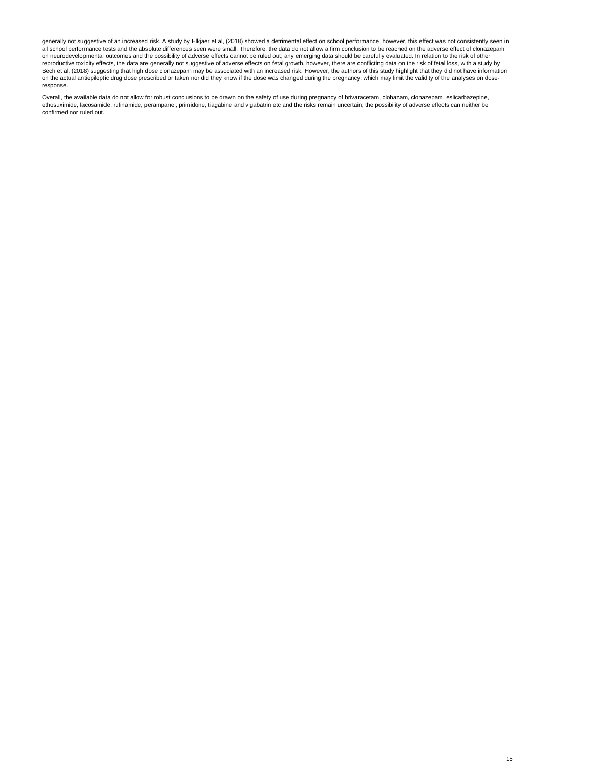generally not suggestive of an increased risk. A study by Elkjaer et al, (2018) showed a detrimental effect on school performance, however, this effect was not consistently seen in all school performance tests and the absolute differences seen were small. Therefore, the data do not allow a firm conclusion to be reached on the adverse effect of clonazepam on neurodevelopmental outcomes and the possibility of adverse effects cannot be ruled out; any emerging data should be carefully evaluated. In relation to the risk of other reproductive toxicity effects, the data are generally not suggestive of adverse effects on fetal growth, however, there are conflicting data on the risk of fetal loss, with a study by Bech et al, (2018) suggesting that high dose clonazepam may be associated with an increased risk. However, the authors of this study highlight that they did not have information on the actual antiepileptic drug dose prescribed or taken nor did they know if the dose was changed during the pregnancy, which may limit the validity of the analyses on dose-response.

Overall, the available data do not allow for robust conclusions to be drawn on the safety of use during pregnancy of brivaracetam, clobazam, clonazepam, eslicarbazepine, ethosuximide, lacosamide, rufinamide, perampanel, primidone, tiagabine and vigabatrin etc and the risks remain uncertain; the possibility of adverse effects can neither be confirmed nor ruled out.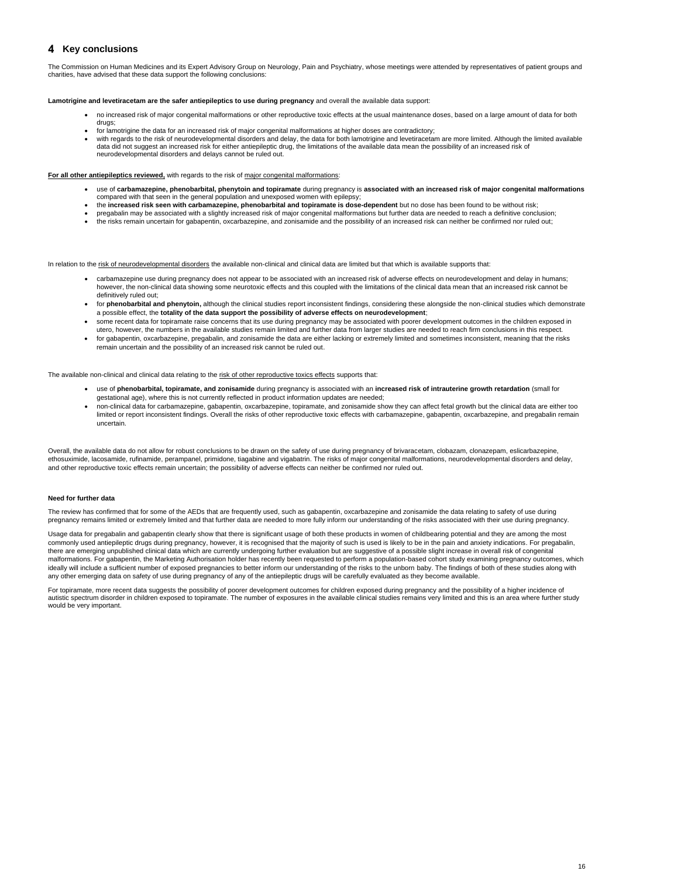## 4 Key conclusions

The Commission on Human Medicines and its Expert Advisory Group on Neurology, Pain and Psychiatry, whose meetings were attended by representatives of patient groups and charities, have advised that these data support the following conclusions:

**Lamotrigine and levetiracetam are the safer antiepileptics to use during pregnancy** and overall the available data support:

- no increased risk of major congenital malformations or other reproductive toxic effects at the usual maintenance doses, based on a large amount of data for both drugs;
- for lamotrigine the data for an increased risk of major congenital malformations at higher doses are contradictory;
- with regards to the risk of neurodevelopmental disorders and delay, the data for both lamotrigine and levetiracetam are more limited. Although the limited available data did not suggest an increased risk for either antiepileptic drug, the limitations of the available data mean the possibility of an increased risk of neurodevelopmental disorders and delays cannot be ruled out.

**For all other antiepileptics reviewed,** with regards to the risk of major congenital malformations:

- use of **carbamazepine, phenobarbital, phenytoin and topiramate** during pregnancy is **associated with an increased risk of major congenital malformations** compared with that seen in the general population and unexposed women with epilepsy;
- the **increased risk seen with carbamazepine, phenobarbital and topiramate is dose-dependent** but no dose has been found to be without risk;
- pregabalin may be associated with a slightly increased risk of major congenital malformations but further data are needed to reach a definitive conclusion;
- the risks remain uncertain for gabapentin, oxcarbazepine, and zonisamide and the possibility of an increased risk can neither be confirmed nor ruled out;

In relation to the risk of neurodevelopmental disorders the available non-clinical and clinical data are limited but that which is available supports that:

- carbamazepine use during pregnancy does not appear to be associated with an increased risk of adverse effects on neurodevelopment and delay in humans; however, the non-clinical data showing some neurotoxic effects and this coupled with the limitations of the clinical data mean that an increased risk cannot be definitively ruled out;
- for **phenobarbital and phenytoin,** although the clinical studies report inconsistent findings, considering these alongside the non-clinical studies which demonstrate a possible effect, the **totality of the data support the possibility of adverse effects on neurodevelopment**;
- some recent data for topiramate raise concerns that its use during pregnancy may be associated with poorer development outcomes in the children exposed in utero, however, the numbers in the available studies remain limited and further data from larger studies are needed to reach firm conclusions in this respect.
- for gabapentin, oxcarbazepine, pregabalin, and zonisamide the data are either lacking or extremely limited and sometimes inconsistent, meaning that the risks remain uncertain and the possibility of an increased risk cannot be ruled out.

The available non-clinical and clinical data relating to the risk of other reproductive toxics effects supports that:

- use of **phenobarbital, topiramate, and zonisamide** during pregnancy is associated with an **increased risk of intrauterine growth retardation** (small for gestational age), where this is not currently reflected in product information updates are needed;
- non-clinical data for carbamazepine, gabapentin, oxcarbazepine, topiramate, and zonisamide show they can affect fetal growth but the clinical data are either too limited or report inconsistent findings. Overall the risks of other reproductive toxic effects with carbamazepine, gabapentin, oxcarbazepine, and pregabalin remain uncertain.

Overall, the available data do not allow for robust conclusions to be drawn on the safety of use during pregnancy of brivaracetam, clobazam, clonazepam, eslicarbazepine, ethosuximide, lacosamide, rufinamide, perampanel, primidone, tiagabine and vigabatrin. The risks of major congenital malformations, neurodevelopmental disorders and delay, and other reproductive toxic effects remain uncertain; the possibility of adverse effects can neither be confirmed nor ruled out.

**Need for further data**

The review has confirmed that for some of the AEDs that are frequently used, such as gabapentin, oxcarbazepine and zonisamide the data relating to safety of use during pregnancy remains limited or extremely limited and that further data are needed to more fully inform our understanding of the risks associated with their use during pregnancy.

Usage data for pregabalin and gabapentin clearly show that there is significant usage of both these products in women of childbearing potential and they are among the most commonly used antiepileptic drugs during pregnancy, however, it is recognised that the majority of such is used is likely to be in the pain and anxiety indications. For pregabalin, there are emerging unpublished clinical data which are currently undergoing further evaluation but are suggestive of a possible slight increase in overall risk of congenital malformations. For gabapentin, the Marketing Authorisation holder has recently been requested to perform a population-based cohort study examining pregnancy outcomes, which ideally will include a sufficient number of exposed pregnancies to better inform our understanding of the risks to the unborn baby. The findings of both of these studies along with any other emerging data on safety of use during pregnancy of any of the antiepileptic drugs will be carefully evaluated as they become available.

For topiramate, more recent data suggests the possibility of poorer development outcomes for children exposed during pregnancy and the possibility of a higher incidence of autistic spectrum disorder in children exposed to topiramate. The number of exposures in the available clinical studies remains very limited and this is an area where further study would be very important.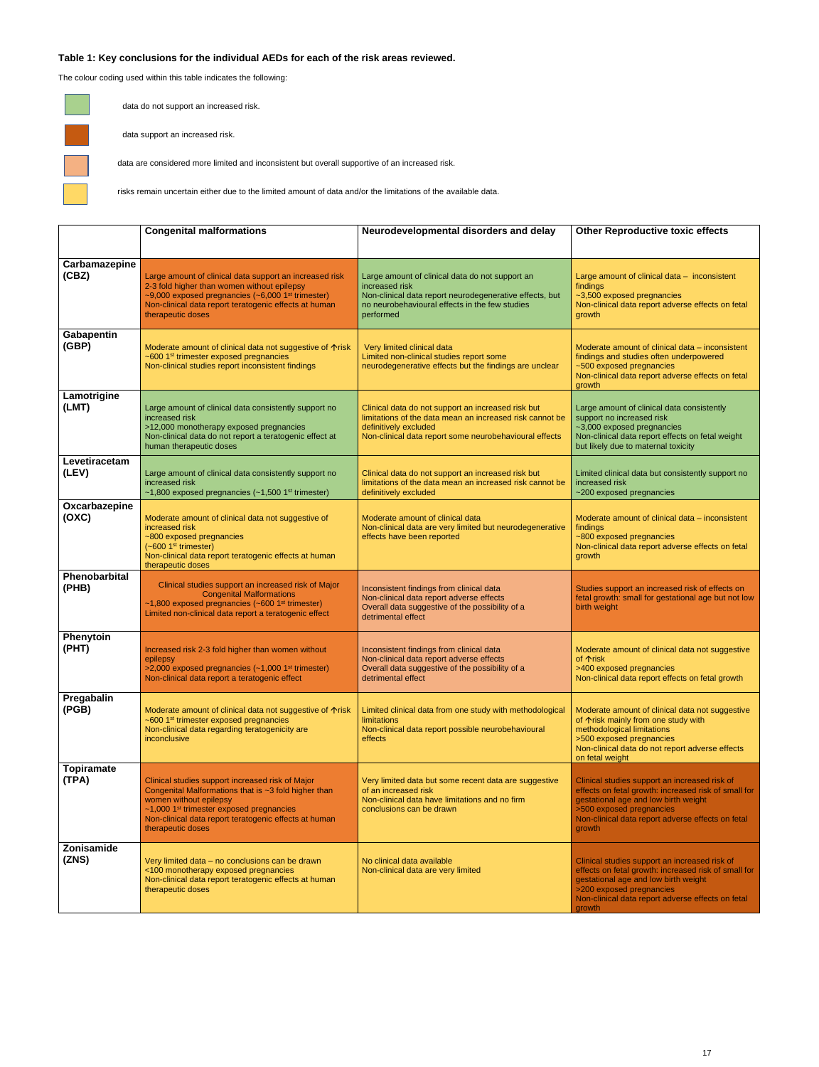**Table 1: Key conclusions for the individual AEDs for each of the risk areas reviewed.**

The colour coding used within this table indicates the following:

- (green) data do not support an increased risk.
- (dark orange) data support an increased risk.
- (light orange) data are considered more limited and inconsistent but overall supportive of an increased risk.
- (yellow) risks remain uncertain either due to the limited amount of data and/or the limitations of the available data.

| | Congenital malformations | Neurodevelopmental disorders and delay | Other Reproductive toxic effects |
|---|---|---|---|
| **Carbamazepine (CBZ)** | Large amount of clinical data support an increased risk 2-3 fold higher than women without epilepsy<br>~9,000 exposed pregnancies (~6,000 1st trimester)<br>Non-clinical data report teratogenic effects at human therapeutic doses | Large amount of clinical data do not support an increased risk<br>Non-clinical data report neurodegenerative effects, but no neurobehavioural effects in the few studies performed | Large amount of clinical data – inconsistent findings<br>~3,500 exposed pregnancies<br>Non-clinical data report adverse effects on fetal growth |
| **Gabapentin (GBP)** | Moderate amount of clinical data not suggestive of ↑risk<br>~600 1st trimester exposed pregnancies<br>Non-clinical studies report inconsistent findings | Very limited clinical data<br>Limited non-clinical studies report some neurodegenerative effects but the findings are unclear | Moderate amount of clinical data – inconsistent findings and studies often underpowered<br>~500 exposed pregnancies<br>Non-clinical data report adverse effects on fetal growth |
| **Lamotrigine (LMT)** | Large amount of clinical data consistently support no increased risk<br>>12,000 monotherapy exposed pregnancies<br>Non-clinical data do not report a teratogenic effect at human therapeutic doses | Clinical data do not support an increased risk but limitations of the data mean an increased risk cannot be definitively excluded<br>Non-clinical data report some neurobehavioural effects | Large amount of clinical data consistently support no increased risk<br>~3,000 exposed pregnancies<br>Non-clinical data report effects on fetal weight but likely due to maternal toxicity |
| **Levetiracetam (LEV)** | Large amount of clinical data consistently support no increased risk<br>~1,800 exposed pregnancies (~1,500 1st trimester) | Clinical data do not support an increased risk but limitations of the data mean an increased risk cannot be definitively excluded | Limited clinical data but consistently support no increased risk<br>~200 exposed pregnancies |
| **Oxcarbazepine (OXC)** | Moderate amount of clinical data not suggestive of increased risk<br>~800 exposed pregnancies<br>(~600 1st trimester)<br>Non-clinical data report teratogenic effects at human therapeutic doses | Moderate amount of clinical data<br>Non-clinical data are very limited but neurodegenerative effects have been reported | Moderate amount of clinical data – inconsistent findings<br>~800 exposed pregnancies<br>Non-clinical data report adverse effects on fetal growth |
| **Phenobarbital (PHB)** | Clinical studies support an increased risk of Major Congenital Malformations<br>~1,800 exposed pregnancies (~600 1st trimester)<br>Limited non-clinical data report a teratogenic effect | Inconsistent findings from clinical data<br>Non-clinical data report adverse effects<br>Overall data suggestive of the possibility of a detrimental effect | Studies support an increased risk of effects on fetal growth: small for gestational age but not low birth weight |
| **Phenytoin (PHT)** | Increased risk 2-3 fold higher than women without epilepsy<br>>2,000 exposed pregnancies (~1,000 1st trimester)<br>Non-clinical data report a teratogenic effect | Inconsistent findings from clinical data<br>Non-clinical data report adverse effects<br>Overall data suggestive of the possibility of a detrimental effect | Moderate amount of clinical data not suggestive of ↑risk<br>>400 exposed pregnancies<br>Non-clinical data report effects on fetal growth |
| **Pregabalin (PGB)** | Moderate amount of clinical data not suggestive of ↑risk<br>~600 1st trimester exposed pregnancies<br>Non-clinical data regarding teratogenicity are inconclusive | Limited clinical data from one study with methodological limitations<br>Non-clinical data report possible neurobehavioural effects | Moderate amount of clinical data not suggestive of ↑risk mainly from one study with methodological limitations<br>>500 exposed pregnancies<br>Non-clinical data do not report adverse effects on fetal weight |
| **Topiramate (TPA)** | Clinical studies support increased risk of Major Congenital Malformations that is ~3 fold higher than women without epilepsy<br>~1,000 1st trimester exposed pregnancies<br>Non-clinical data report teratogenic effects at human therapeutic doses | Very limited data but some recent data are suggestive of an increased risk<br>Non-clinical data have limitations and no firm conclusions can be drawn | Clinical studies support an increased risk of effects on fetal growth: increased risk of small for gestational age and low birth weight<br>>500 exposed pregnancies<br>Non-clinical data report adverse effects on fetal growth |
| **Zonisamide (ZNS)** | Very limited data – no conclusions can be drawn<br><100 monotherapy exposed pregnancies<br>Non-clinical data report teratogenic effects at human therapeutic doses | No clinical data available<br>Non-clinical data are very limited | Clinical studies support an increased risk of effects on fetal growth: increased risk of small for gestational age and low birth weight<br>>200 exposed pregnancies<br>Non-clinical data report adverse effects on fetal growth |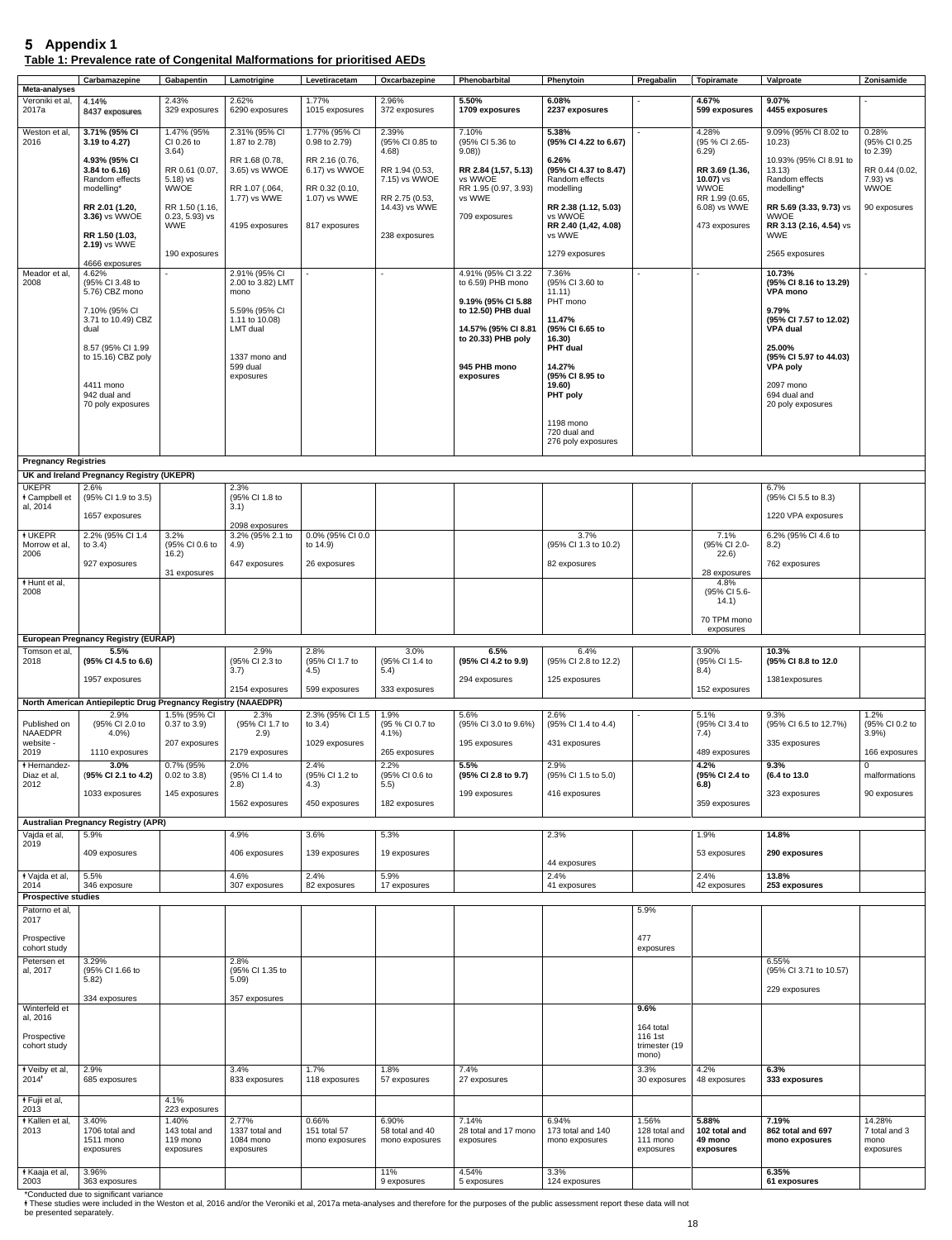# 5 Appendix 1

**Table 1: Prevalence rate of Congenital Malformations for prioritised AEDs**

| | Carbamazepine | Gabapentin | Lamotrigine | Levetiracetam | Oxcarbazepine | Phenobarbital | Phenytoin | Pregabalin | Topiramate | Valproate | Zonisamide |
|---|---|---|---|---|---|---|---|---|---|---|---|
| **Meta-analyses** | | | | | | | | | | | |
| Veroniki et al, 2017a | 4.14% 8437 exposures | 2.43% 329 exposures | 2.62% 6290 exposures | 1.77% 1015 exposures | 2.96% 372 exposures | **5.50% 1709 exposures** | **6.08% 2237 exposures** | - | **4.67% 599 exposures** | **9.07% 4455 exposures** | - |
| Weston et al, 2016 | **3.71% (95% CI 3.19 to 4.27)** **4.93% (95% CI 3.84 to 6.16)** Random effects modelling* **RR 2.01 (1.20, 3.36)** vs WWOE **RR 1.50 (1.03, 2.19)** vs WWE 4666 exposures | 1.47% (95% CI 0.26 to 3.64) RR 0.61 (0.07, 5.18) vs WWOE RR 1.50 (1.16, 0.23, 5.93) vs WWE 190 exposures | 2.31% (95% CI 1.87 to 2.78) RR 1.68 (0.78, 3.65) vs WWOE RR 1.07 (.064, 1.77) vs WWE 4195 exposures | 1.77% (95% CI 0.98 to 2.79) RR 2.16 (0.76, 6.17) vs WWOE RR 0.32 (0.10, 1.07) vs WWE 817 exposures | 2.39% (95% CI 0.85 to 4.68) RR 1.94 (0.53, 7.15) vs WWOE RR 2.75 (0.53, 14.43) vs WWE 238 exposures | 7.10% (95% CI 5.36 to 9.08)) **RR 2.84 (1,57, 5.13)** vs WWOE RR 1.95 (0.97, 3.93) vs WWE 709 exposures | **5.38% (95% CI 4.22 to 6.67)** **6.26% (95% CI 4.37 to 8.47)** Random effects modelling **RR 2.38 (1.12, 5.03)** vs WWOE **RR 2.40 (1,42, 4.08)** vs WWE 1279 exposures | - | 4.28% (95 % CI 2.65-6.29) **RR 3.69 (1.36, 10.07)** vs WWOE RR 1.99 (0.65, 6.08) vs WWE 473 exposures | 9.09% (95% CI 8.02 to 10.23) 10.93% (95% CI 8.91 to 13.13) Random effects modelling* **RR 5.69 (3.33, 9.73)** vs WWOE **RR 3.13 (2.16, 4.54)** vs WWE 2565 exposures | 0.28% (95% CI 0.25 to 2.39) RR 0.44 (0.02, 7.93) vs WWOE 90 exposures |
| Meador et al, 2008 | 4.62% (95% CI 3.48 to 5.76) CBZ mono 7.10% (95% CI 3.71 to 10.49) CBZ dual 8.57 (95% CI 1.99 to 15.16) CBZ poly 4411 mono 942 dual and 70 poly exposures | - | 2.91% (95% CI 2.00 to 3.82) LMT mono 5.59% (95% CI 1.11 to 10.08) LMT dual 1337 mono and 599 dual exposures | - | - | 4.91% (95% CI 3.22 to 6.59) PHB mono **9.19% (95% CI 5.88 to 12.50) PHB dual** **14.57% (95% CI 8.81 to 20.33) PHB poly** **945 PHB mono exposures** | 7.36% (95% CI 3.60 to 11.11) PHT mono **11.47% (95% CI 6.65 to 16.30) PHT dual** **14.27% (95% CI 8.95 to 19.60) PHT poly** 1198 mono 720 dual and 276 poly exposures | - | - | **10.73% (95% CI 8.16 to 13.29) VPA mono** **9.79% (95% CI 7.57 to 12.02) VPA dual** **25.00% (95% CI 5.97 to 44.03) VPA poly** 2097 mono 694 dual and 20 poly exposures | - |
| **Pregnancy Registries** | | | | | | | | | | | |
| **UK and Ireland Pregnancy Registry (UKEPR)** | | | | | | | | | | | |
| UKEPR ǂ Campbell et al, 2014 | 2.6% (95% CI 1.9 to 3.5) 1657 exposures | | 2.3% (95% CI 1.8 to 3.1) 2098 exposures | | | | | | | 6.7% (95% CI 5.5 to 8.3) 1220 VPA exposures | |
| ǂ UKEPR Morrow et al, 2006 | 2.2% (95% CI 1.4 to 3.4) 927 exposures | 3.2% (95% CI 0.6 to 16.2) 31 exposures | 3.2% (95% 2.1 to 4.9) 647 exposures | 0.0% (95% CI 0.0 to 14.9) 26 exposures | | | 3.7% (95% CI 1.3 to 10.2) 82 exposures | | 7.1% (95% CI 2.0-22.6) 28 exposures | 6.2% (95% CI 4.6 to 8.2) 762 exposures | |
| ǂ Hunt et al, 2008 | | | | | | | | | 4.8% (95% CI 5.6-14.1) 70 TPM mono exposures | | |
| **European Pregnancy Registry (EURAP)** | | | | | | | | | | | |
| Tomson et al, 2018 | **5.5% (95% CI 4.5 to 6.6)** 1957 exposures | | 2.9% (95% CI 2.3 to 3.7) 2154 exposures | 2.8% (95% CI 1.7 to 4.5) 599 exposures | 3.0% (95% CI 1.4 to 5.4) 333 exposures | **6.5% (95% CI 4.2 to 9.9)** 294 exposures | 6.4% (95% CI 2.8 to 12.2) 125 exposures | | 3.90% (95% CI 1.5-8.4) 152 exposures | **10.3% (95% CI 8.8 to 12.0** 1381exposures | |
| **North American Antiepileptic Drug Pregnancy Registry (NAAEDPR)** | | | | | | | | | | | |
| Published on NAAEDPR website - 2019 | 2.9% (95% CI 2.0 to 4.0%) 1110 exposures | 1.5% (95% CI 0.37 to 3.9) 207 exposures | 2.3% (95% CI 1.7 to 2.9) 2179 exposures | 2.3% (95% CI 1.5 to 3.4) 1029 exposures | 1.9% (95 % CI 0.7 to 4.1%) 265 exposures | 5.6% (95% CI 3.0 to 9.6%) 195 exposures | 2.6% (95% CI 1.4 to 4.4) 431 exposures | - | 5.1% (95% CI 3.4 to 7.4) 489 exposures | 9.3% (95% CI 6.5 to 12.7%) 335 exposures | 1.2% (95% CI 0.2 to 3.9%) 166 exposures |
| ǂ Hernandez-Diaz et al, 2012 | **3.0% (95% CI 2.1 to 4.2)** 1033 exposures | 0.7% (95% 0.02 to 3.8) 145 exposures | 2.0% (95% CI 1.4 to 2.8) 1562 exposures | 2.4% (95% CI 1.2 to 4.3) 450 exposures | 2.2% (95% CI 0.6 to 5.5) 182 exposures | **5.5% (95% CI 2.8 to 9.7)** 199 exposures | 2.9% (95% CI 1.5 to 5.0) 416 exposures | | **4.2% (95% CI 2.4 to 6.8)** 359 exposures | **9.3% (6.4 to 13.0** 323 exposures | 0 malformations 90 exposures |
| **Australian Pregnancy Registry (APR)** | | | | | | | | | | | |
| Vajda et al, 2019 | 5.9% 409 exposures | | 4.9% 406 exposures | 3.6% 139 exposures | 5.3% 19 exposures | | 2.3% 44 exposures | | 1.9% 53 exposures | **14.8% 290 exposures** | |
| ǂ Vajda et al, 2014 | 5.5% 346 exposure | | 4.6% 307 exposures | 2.4% 82 exposures | 5.9% 17 exposures | | 2.4% 41 exposures | | 2.4% 42 exposures | **13.8% 253 exposures** | |
| **Prospective studies** | | | | | | | | | | | |
| Patorno et al, 2017 Prospective cohort study | | | | | | | | 5.9% 477 exposures | | | |
| Petersen et al, 2017 | 3.29% (95% CI 1.66 to 5.82) 334 exposures | | 2.8% (95% CI 1.35 to 5.09) 357 exposures | | | | | | | 6.55% (95% CI 3.71 to 10.57) 229 exposures | |
| Winterfeld et al, 2016 Prospective cohort study | | | | | | | | **9.6%** 164 total 116 1st trimester (19 mono) | | | |
| ǂ Veiby et al, 2014ǂ | 2.9% 685 exposures | | 3.4% 833 exposures | 1.7% 118 exposures | 1.8% 57 exposures | 7.4% 27 exposures | | 3.3% 30 exposures | 4.2% 48 exposures | **6.3% 333 exposures** | |
| ǂ Fujii et al, 2013 | | 4.1% 223 exposures | | | | | | | | | |
| ǂ Kallen et al, 2013 | 3.40% 1706 total and 1511 mono exposures | 1.40% 143 total and 119 mono exposures | 2.77% 1337 total and 1084 mono exposures | 0.66% 151 total 57 mono exposures | 6.90% 58 total and 40 mono exposures | 7.14% 28 total and 17 mono exposures | 6.94% 173 total and 140 mono exposures | 1.56% 128 total and 111 mono exposures | **5.88% 102 total and 49 mono exposures** | **7.19% 862 total and 697 mono exposures** | 14.28% 7 total and 3 mono exposures |
| ǂ Kaaja et al, 2003 | 3.96% 363 exposures | | | | 11% 9 exposures | 4.54% 5 exposures | 3.3% 124 exposures | | | **6.35% 61 exposures** | |

*Conducted due to significant variance
ǂ These studies were included in the Weston et al, 2016 and/or the Veroniki et al, 2017a meta-analyses and therefore for the purposes of the public assessment report these data will not be presented separately.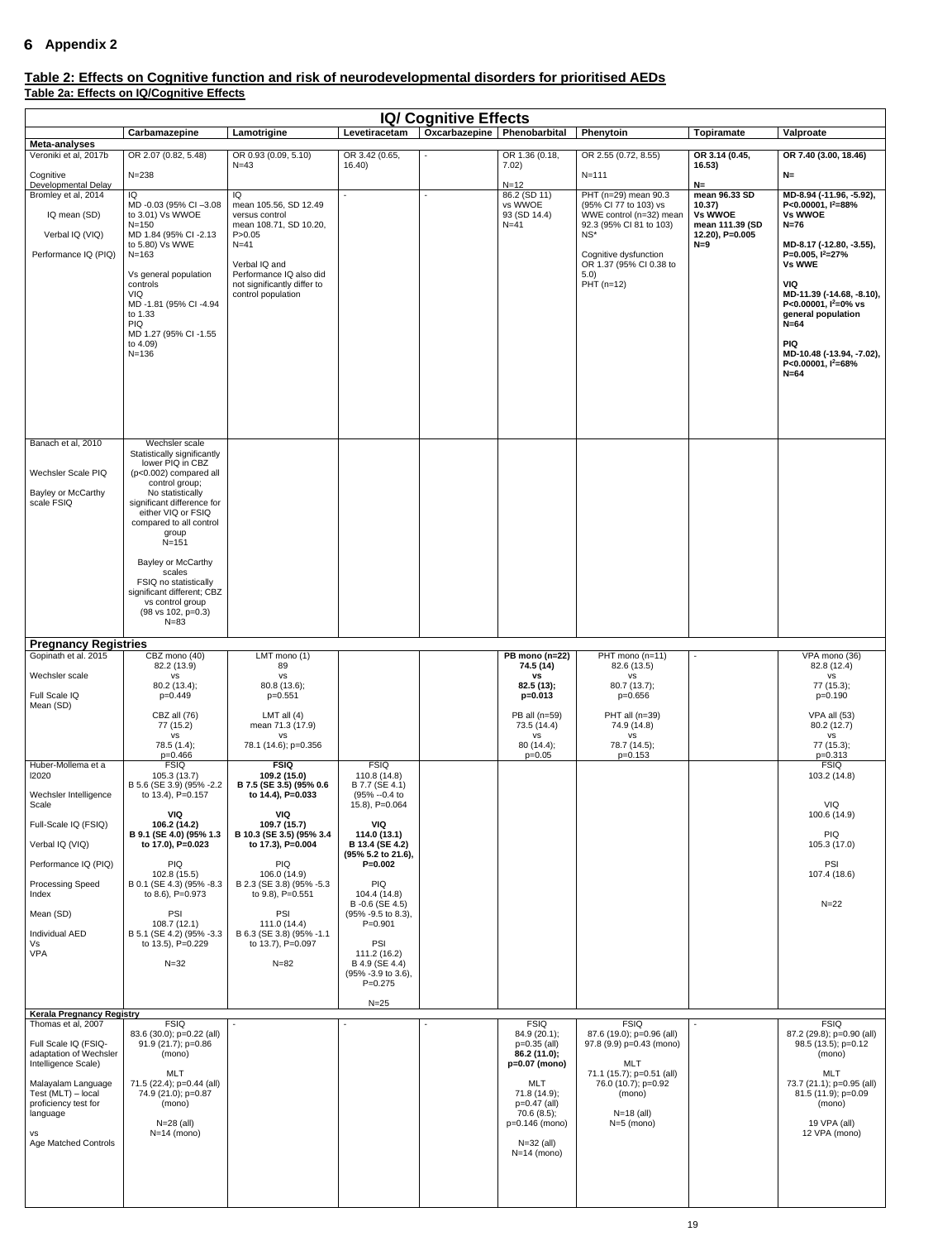# 6 Appendix 2

**Table 2: Effects on Cognitive function and risk of neurodevelopmental disorders for prioritised AEDs**

**Table 2a: Effects on IQ/Cognitive Effects**

| IQ/ Cognitive Effects | | | | | | | | |
|---|---|---|---|---|---|---|---|---|
| | Carbamazepine | Lamotrigine | Levetiracetam | Oxcarbazepine | Phenobarbital | Phenytoin | Topiramate | Valproate |
| **Meta-analyses** | | | | | | | | |
| Veroniki et al, 2017b<br><br>Cognitive Developmental Delay | OR 2.07 (0.82, 5.48)<br><br>N=238 | OR 0.93 (0.09, 5.10) N=43 | OR 3.42 (0.65, 16.40) | - | OR 1.36 (0.18, 7.02)<br><br>N=12 | OR 2.55 (0.72, 8.55)<br><br>N=111 | **OR 3.14 (0.45, 16.53)**<br><br>**N=** | **OR 7.40 (3.00, 18.46)**<br><br>**N=** |
| Bromley et al, 2014<br><br>IQ mean (SD)<br><br>Verbal IQ (VIQ)<br><br>Performance IQ (PIQ) | IQ<br>MD -0.03 (95% CI –3.08 to 3.01) Vs WWOE<br>N=150<br>MD 1.84 (95% CI -2.13 to 5.80) Vs WWE<br>N=163<br><br>Vs general population controls<br>VIQ<br>MD -1.81 (95% CI -4.94 to 1.33<br>PIQ<br>MD 1.27 (95% CI -1.55 to 4.09)<br>N=136 | IQ<br>mean 105.56, SD 12.49 versus control<br>mean 108.71, SD 10.20, P>0.05<br>N=41<br><br>Verbal IQ and Performance IQ also did not significantly differ to control population | - | - | 86.2 (SD 11) vs WWOE<br>93 (SD 14.4)<br>N=41 | PHT (n=29) mean 90.3 (95% CI 77 to 103) vs WWE control (n=32) mean 92.3 (95% CI 81 to 103) NS*<br><br>Cognitive dysfunction OR 1.37 (95% CI 0.38 to 5.0)<br>PHT (n=12) | **mean 96.33 SD 10.37)**<br>**Vs WWOE**<br>**mean 111.39 (SD 12.20), P=0.005**<br>**N=9** | **MD-8.94 (-11.96, -5.92), P<0.00001, $I^2$=88%**<br>**Vs WWOE**<br>**N=76**<br><br>**MD-8.17 (-12.80, -3.55), P=0.005, $I^2$=27%**<br>**Vs WWE**<br><br>**VIQ**<br>**MD-11.39 (-14.68, -8.10), P<0.00001, $I^2$=0% vs general population**<br>**N=64**<br><br>**PIQ**<br>**MD-10.48 (-13.94, -7.02), P<0.00001, $I^2$=68%**<br>**N=64** |
| Banach et al, 2010<br><br>Wechsler Scale PIQ<br><br>Bayley or McCarthy scale FSIQ | Wechsler scale<br>Statistically significantly lower PIQ in CBZ (p<0.002) compared all control group;<br>No statistically significant difference for either VIQ or FSIQ compared to all control group<br>N=151<br><br>Bayley or McCarthy scales<br>FSIQ no statistically significant different; CBZ vs control group<br>(98 vs 102, p=0.3)<br>N=83 | | | | | | | |
| **Pregnancy Registries** | | | | | | | | |
| Gopinath et al. 2015<br><br>Wechsler scale<br><br>Full Scale IQ Mean (SD) | CBZ mono (40)<br>82.2 (13.9)<br>vs<br>80.2 (13.4);<br>p=0.449<br><br>CBZ all (76)<br>77 (15.2)<br>vs<br>78.5 (1.4);<br>p=0.466 | LMT mono (1)<br>89<br>vs<br>80.8 (13.6);<br>p=0.551<br><br>LMT all (4)<br>mean 71.3 (17.9)<br>vs<br>78.1 (14.6); p=0.356 | | | **PB mono (n=22)**<br>**74.5 (14)**<br>**vs**<br>**82.5 (13);**<br>**p=0.013**<br><br>PB all (n=59)<br>73.5 (14.4)<br>vs<br>80 (14.4);<br>p=0.05 | PHT mono (n=11)<br>82.6 (13.5)<br>vs<br>80.7 (13.7);<br>p=0.656<br><br>PHT all (n=39)<br>74.9 (14.8)<br>vs<br>78.7 (14.5);<br>p=0.153 | - | VPA mono (36)<br>82.8 (12.4)<br>vs<br>77 (15.3);<br>p=0.190<br><br>VPA all (53)<br>80.2 (12.7)<br>vs<br>77 (15.3);<br>p=0.313 |
| Huber-Mollema et a l2020<br><br>Wechsler Intelligence Scale<br><br>Full-Scale IQ (FSIQ)<br><br>Verbal IQ (VIQ)<br><br>Performance IQ (PIQ)<br><br>Processing Speed Index<br><br>Mean (SD)<br><br>Individual AED Vs VPA | FSIQ<br>105.3 (13.7)<br>B 5.6 (SE 3.9) (95% -2.2 to 13.4), P=0.157<br><br>**VIQ**<br>**106.2 (14.2)**<br>**B 9.1 (SE 4.0) (95% 1.3 to 17.0), P=0.023**<br><br>PIQ<br>102.8 (15.5)<br>B 0.1 (SE 4.3) (95% -8.3 to 8.6), P=0.973<br><br>PSI<br>108.7 (12.1)<br>B 5.1 (SE 4.2) (95% -3.3 to 13.5), P=0.229<br><br>N=32 | **FSIQ**<br>**109.2 (15.0)**<br>**B 7.5 (SE 3.5) (95% 0.6 to 14.4), P=0.033**<br><br>**VIQ**<br>**109.7 (15.7)**<br>**B 10.3 (SE 3.5) (95% 3.4 to 17.3), P=0.004**<br><br>PIQ<br>106.0 (14.9)<br>B 2.3 (SE 3.8) (95% -5.3 to 9.8), P=0.551<br><br>PSI<br>111.0 (14.4)<br>B 6.3 (SE 3.8) (95% -1.1 to 13.7), P=0.097<br><br>N=82 | FSIQ<br>110.8 (14.8)<br>B 7.7 (SE 4.1)<br>(95% --0.4 to 15.8), P=0.064<br><br>**VIQ**<br>**114.0 (13.1)**<br>**B 13.4 (SE 4.2) (95% 5.2 to 21.6), P=0.002**<br><br>PIQ<br>104.4 (14.8)<br>B -0.6 (SE 4.5) (95% -9.5 to 8.3), P=0.901<br><br>PSI<br>111.2 (16.2)<br>B 4.9 (SE 4.4) (95% -3.9 to 3.6), P=0.275<br><br>N=25 | | | | | FSIQ<br>103.2 (14.8)<br><br>VIQ<br>100.6 (14.9)<br><br>PIQ<br>105.3 (17.0)<br><br>PSI<br>107.4 (18.6)<br><br>N=22 |
| **Kerala Pregnancy Registry** | | | | | | | | |
| Thomas et al, 2007<br><br>Full Scale IQ (FSIQ-adaptation of Wechsler Intelligence Scale)<br><br>Malayalam Language Test (MLT) – local proficiency test for language<br><br>vs<br>Age Matched Controls | FSIQ<br>83.6 (30.0); p=0.22 (all)<br>91.9 (21.7); p=0.86 (mono)<br><br>MLT<br>71.5 (22.4); p=0.44 (all)<br>74.9 (21.0); p=0.87 (mono)<br><br>N=28 (all)<br>N=14 (mono) | - | - | - | FSIQ<br>84.9 (20.1);<br>p=0.35 (all)<br>**86.2 (11.0);**<br>**p=0.07 (mono)**<br><br>MLT<br>71.8 (14.9);<br>p=0.47 (all)<br>70.6 (8.5);<br>p=0.146 (mono)<br><br>N=32 (all)<br>N=14 (mono) | FSIQ<br>87.6 (19.0); p=0.96 (all)<br>97.8 (9.9) p=0.43 (mono)<br><br>MLT<br>71.1 (15.7); p=0.51 (all)<br>76.0 (10.7); p=0.92 (mono)<br><br>N=18 (all)<br>N=5 (mono) | - | FSIQ<br>87.2 (29.8); p=0.90 (all)<br>98.5 (13.5); p=0.12 (mono)<br><br>MLT<br>73.7 (21.1); p=0.95 (all)<br>81.5 (11.9); p=0.09 (mono)<br><br>19 VPA (all)<br>12 VPA (mono) |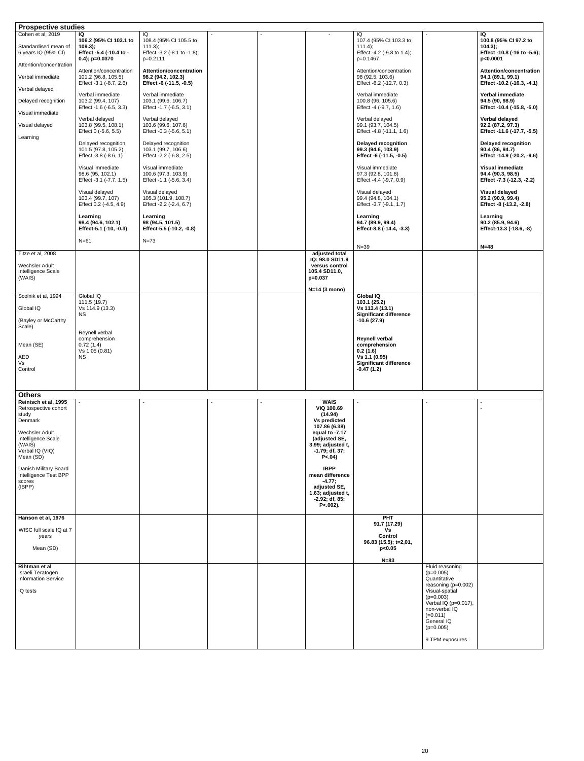| Prospective studies | | | | | | | | |
|---|---|---|---|---|---|---|---|---|
| Cohen et al, 2019<br><br>Standardised mean of 6 years IQ (95% CI)<br><br>Attention/concentration<br><br>Verbal immediate<br><br>Verbal delayed<br><br>Delayed recognition<br><br>Visual immediate<br><br>Visual delayed<br><br>Learning | IQ<br>**106.2 (95% CI 103.1 to 109.3);**<br>**Effect -5.4 (-10.4 to -0.4); p=0.0370**<br><br>Attention/concentration<br>101.2 (96.8, 105.5)<br>Effect -3.1 (-8.7, 2.6)<br><br>Verbal immediate<br>103.2 (99.4, 107)<br>Effect -1.6 (-6.5, 3.3)<br><br>Verbal delayed<br>103.8 (99.5, 108.1)<br>Effect 0 (-5.6, 5.5)<br><br>Delayed recognition<br>101.5 (97.8, 105.2)<br>Effect -3.8 (-8.6, 1)<br><br>Visual immediate<br>98.6 (95, 102.1)<br>Effect -3.1 (-7.7, 1.5)<br><br>Visual delayed<br>103.4 (99.7, 107)<br>Effect 0.2 (-4.5, 4.9)<br><br>**Learning**<br>**98.4 (94.6, 102.1)**<br>**Effect-5.1 (-10, -0.3)**<br><br>N=61 | IQ<br>108.4 (95% CI 105.5 to 111.3);<br>Effect -3.2 (-8.1 to -1.8);<br>p=0.2111<br><br>**Attention/concentration**<br>**98.2 (94.2, 102.3)**<br>**Effect -6 (-11.5, -0.5)**<br><br>Verbal immediate<br>103.1 (99.6, 106.7)<br>Effect -1.7 (-6.5, 3.1)<br><br>Verbal delayed<br>103.6 (99.6, 107.6)<br>Effect -0.3 (-5.6, 5.1)<br><br>Delayed recognition<br>103.1 (99.7, 106.6)<br>Effect -2.2 (-6.8, 2.5)<br><br>Visual immediate<br>100.6 (97.3, 103.9)<br>Effect -1.1 (-5.6, 3.4)<br><br>Visual delayed<br>105.3 (101.9, 108.7)<br>Effect -2.2 (-2.4, 6.7)<br><br>**Learning**<br>**98 (94.5, 101.5)**<br>**Effect-5.5 (-10.2, -0.8)**<br><br>N=73 | - | - | - | IQ<br>107.4 (95% CI 103.3 to 111.4);<br>Effect -4.2 (-9.8 to 1.4);<br>p=0.1467<br><br>Attention/concentration<br>98 (92.5, 103.6)<br>Effect -6.2 (-12.7, 0.3)<br><br>Verbal immediate<br>100.8 (96, 105.6)<br>Effect -4 (-9.7, 1.6)<br><br>Verbal delayed<br>99.1 (93.7, 104.5)<br>Effect -4.8 (-11.1, 1.6)<br><br>**Delayed recognition**<br>**99.3 (94.6, 103.9)**<br>**Effect -6 (-11.5, -0.5)**<br><br>Visual immediate<br>97.3 (92.8, 101.8)<br>Effect -4.4 (-9.7, 0.9)<br><br>Visual delayed<br>99.4 (94.8, 104.1)<br>Effect -3.7 (-9.1, 1.7)<br><br>**Learning**<br>**94.7 (89.9, 99.4)**<br>**Effect-8.8 (-14.4, -3.3)**<br><br>N=39 | - | **IQ**<br>**100.8 (95% CI 97.2 to 104.3);**<br>**Effect -10.8 (-16 to -5.6); p<0.0001**<br><br>**Attention/concentration**<br>**94.1 (89.1, 99.1)**<br>**Effect -10.2 (-16.3, -4.1)**<br><br>**Verbal immediate**<br>**94.5 (90, 98.9)**<br>**Effect -10.4 (-15.8, -5.0)**<br><br>**Verbal delayed**<br>**92.2 (87.2, 97.3)**<br>**Effect -11.6 (-17.7, -5.5)**<br><br>**Delayed recognition**<br>**90.4 (86, 94.7)**<br>**Effect -14.9 (-20.2, -9.6)**<br><br>**Visual immediate**<br>**94.4 (90.3, 98.5)**<br>**Effect -7.3 (-12.3, -2.2)**<br><br>**Visual delayed**<br>**95.2 (90.9, 99.4)**<br>**Effect -8 (-13.2, -2.8)**<br><br>**Learning**<br>**90.2 (85.9, 94.6)**<br>**Effect-13.3 (-18.6, -8)**<br><br>**N=48** |
| Titze et al, 2008<br><br>Wechsler Adult Intelligence Scale (WAIS) | | | | | **adjusted total IQ: 98.0 SD11.9 versus control 105.4 SD11.0, p=0.037**<br><br>**N=14 (3 mono)** | | | |
| Scolnik et al, 1994<br><br>Global IQ<br><br>(Bayley or McCarthy Scale)<br><br>Mean (SE)<br><br>AED<br>Vs<br>Control | Global IQ<br>111.5 (19.7)<br>Vs 114.9 (13.3)<br>NS<br><br>Reynell verbal comprehension<br>0.72 (1.4)<br>Vs 1.05 (0.81)<br>NS | | | | | **Global IQ**<br>**103.1 (25.2)**<br>**Vs 113.4 (13.1)**<br>**Significant difference**<br>**-10.6 (27.9)**<br><br>**Reynell verbal comprehension**<br>**0.2 (1.6)**<br>**Vs 1.1 (0.95)**<br>**Significant difference**<br>**-0.47 (1.2)** | | |
| **Others** | | | | | | | | |
| **Reinisch et al, 1995**<br>Retrospective cohort study<br>Denmark<br><br>Wechsler Adult Intelligence Scale (WAIS)<br>Verbal IQ (VIQ)<br>Mean (SD)<br><br>Danish Military Board Intelligence Test BPP scores<br>(IBPP) | - | - | - | - | **WAIS**<br>**VIQ 100.69 (14.94)**<br>**Vs predicted 107.86 (6.38)**<br>**equal to -7.17 (adjusted SE, 3.99; adjusted t, -1.79; df, 37; P<.04)**<br><br>**IBPP**<br>**mean difference -4.77; adjusted SE, 1.63; adjusted t, -2.92; df, 85; P<.002).** | - | - | -<br>- |
| **Hanson et al, 1976**<br><br>WISC full scale IQ at 7 years<br><br>Mean (SD) | | | | | | **PHT**<br>**91.7 (17.29)**<br>**Vs**<br>**Control**<br>**96.83 (15.5); t=2,01, p<0.05**<br><br>**N=83** | | |
| **Rihtman et al**<br>Israeli Teratogen Information Service<br><br>IQ tests | | | | | | | Fluid reasoning (p=0.005)<br>Quantitative reasoning (p=0.002)<br>Visual-spatial (p=0.003)<br>Verbal IQ (p=0.017), non-verbal IQ (=0.011)<br>General IQ (p=0.005)<br><br>9 TPM exposures | |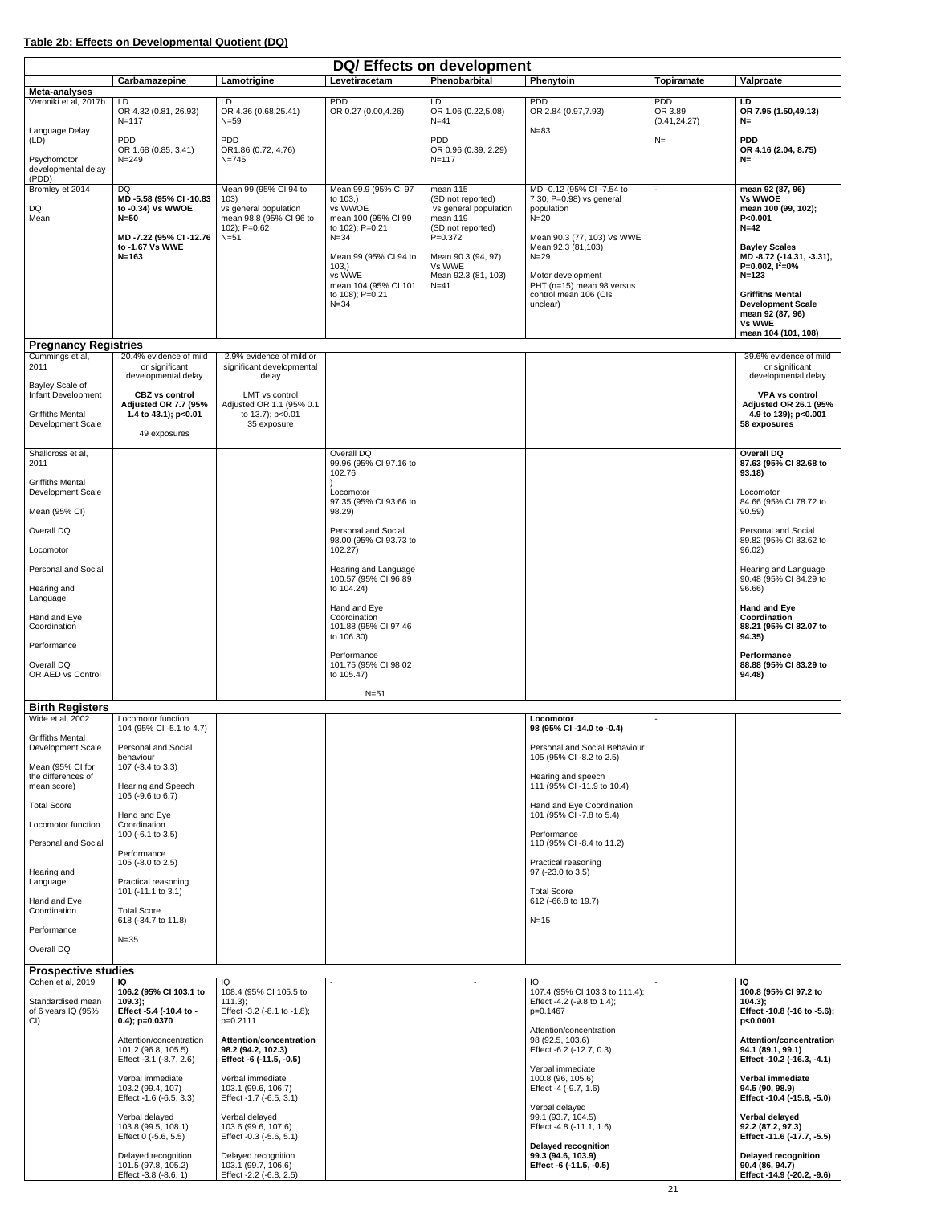**Table 2b: Effects on Developmental Quotient (DQ)**

| DQ/ Effects on development | | | | | | | |
|---|---|---|---|---|---|---|---|
| | Carbamazepine | Lamotrigine | Levetiracetam | Phenobarbital | Phenytoin | Topiramate | Valproate |
| **Meta-analyses** | | | | | | | |
| Veroniki et al, 2017b<br><br>Language Delay (LD)<br><br>Psychomotor developmental delay (PDD) | LD<br>OR 4.32 (0.81, 26.93)<br>N=117<br><br>PDD<br>OR 1.68 (0.85, 3.41)<br>N=249 | LD<br>OR 4.36 (0.68,25.41)<br>N=59<br><br>PDD<br>OR1.86 (0.72, 4.76)<br>N=745 | PDD<br>OR 0.27 (0.00,4.26) | LD<br>OR 1.06 (0.22,5.08)<br>N=41<br><br>PDD<br>OR 0.96 (0.39, 2.29)<br>N=117 | PDD<br>OR 2.84 (0.97,7.93)<br><br>N=83 | PDD<br>OR 3.89<br>(0.41,24.27)<br><br>N= | **LD**<br>**OR 7.95 (1.50,49.13)**<br>**N=**<br><br>**PDD**<br>**OR 4.16 (2.04, 8.75)**<br>**N=** |
| Bromley et 2014<br><br>DQ<br>Mean | DQ<br>**MD -5.58 (95% CI -10.83 to -0.34) Vs WWOE**<br>**N=50**<br><br>**MD -7.22 (95% CI -12.76 to -1.67 Vs WWE**<br>**N=163** | Mean 99 (95% CI 94 to 103)<br>vs general population<br>mean 98.8 (95% CI 96 to 102); P=0.62<br>N=51 | Mean 99.9 (95% CI 97 to 103,)<br>vs WWOE<br>mean 100 (95% CI 99 to 102); P=0.21<br>N=34<br><br>Mean 99 (95% CI 94 to 103,)<br>vs WWE<br>mean 104 (95% CI 101 to 108); P=0.21<br>N=34 | mean 115<br>(SD not reported)<br>vs general population<br>mean 119<br>(SD not reported)<br>P=0.372<br><br>Mean 90.3 (94, 97)<br>Vs WWE<br>Mean 92.3 (81, 103)<br>N=41 | MD -0.12 (95% CI -7.54 to 7.30, P=0.98) vs general population<br>N=20<br><br>Mean 90.3 (77, 103) Vs WWE<br>Mean 92.3 (81,103)<br>N=29<br><br>Motor development<br>PHT (n=15) mean 98 versus control mean 106 (CIs unclear) | - | **mean 92 (87, 96)**<br>**Vs WWOE**<br>**mean 100 (99, 102);**<br>**P<0.001**<br>**N=42**<br><br>**Bayley Scales**<br>**MD -8.72 (-14.31, -3.31), P=0.002, $I^2$=0%**<br>**N=123**<br><br>**Griffiths Mental Development Scale**<br>**mean 92 (87, 96)**<br>**Vs WWE**<br>**mean 104 (101, 108)** |
| **Pregnancy Registries** | | | | | | | |
| Cummings et al, 2011<br><br>Bayley Scale of Infant Development<br><br>Griffiths Mental Development Scale | 20.4% evidence of mild or significant developmental delay<br><br>**CBZ vs control**<br>**Adjusted OR 7.7 (95% 1.4 to 43.1); p<0.01**<br><br>49 exposures | 2.9% evidence of mild or significant developmental delay<br><br>LMT vs control<br>Adjusted OR 1.1 (95% 0.1 to 13.7); p<0.01<br>35 exposure | | | | | 39.6% evidence of mild or significant developmental delay<br><br>**VPA vs control**<br>**Adjusted OR 26.1 (95% 4.9 to 139); p<0.001**<br>**58 exposures** |
| Shallcross et al, 2011<br><br>Griffiths Mental Development Scale<br><br>Mean (95% CI)<br><br>Overall DQ<br><br>Locomotor<br><br>Personal and Social<br><br>Hearing and Language<br><br>Hand and Eye Coordination<br><br>Performance<br><br>Overall DQ<br>OR AED vs Control | | | Overall DQ<br>99.96 (95% CI 97.16 to 102.76<br>)<br>Locomotor<br>97.35 (95% CI 93.66 to 98.29)<br><br>Personal and Social<br>98.00 (95% CI 93.73 to 102.27)<br><br>Hearing and Language<br>100.57 (95% CI 96.89 to 104.24)<br><br>Hand and Eye Coordination<br>101.88 (95% CI 97.46 to 106.30)<br><br>Performance<br>101.75 (95% CI 98.02 to 105.47)<br><br>N=51 | | | | **Overall DQ**<br>**87.63 (95% CI 82.68 to 93.18)**<br><br>Locomotor<br>84.66 (95% CI 78.72 to 90.59)<br><br>Personal and Social<br>89.82 (95% CI 83.62 to 96.02)<br><br>Hearing and Language<br>90.48 (95% CI 84.29 to 96.66)<br><br>**Hand and Eye Coordination**<br>**88.21 (95% CI 82.07 to 94.35)**<br><br>**Performance**<br>**88.88 (95% CI 83.29 to 94.48)** |
| **Birth Registers** | | | | | | | |
| Wide et al, 2002<br><br>Griffiths Mental Development Scale<br><br>Mean (95% CI for the differences of mean score)<br><br>Total Score<br><br>Locomotor function<br><br>Personal and Social<br><br>Hearing and Language<br><br>Hand and Eye Coordination<br><br>Performance<br><br>Overall DQ | Locomotor function<br>104 (95% CI -5.1 to 4.7)<br><br>Personal and Social behaviour<br>107 (-3.4 to 3.3)<br><br>Hearing and Speech<br>105 (-9.6 to 6.7)<br><br>Hand and Eye Coordination<br>100 (-6.1 to 3.5)<br><br>Performance<br>105 (-8.0 to 2.5)<br><br>Practical reasoning<br>101 (-11.1 to 3.1)<br><br>Total Score<br>618 (-34.7 to 11.8)<br><br>N=35 | | | | **Locomotor**<br>**98 (95% CI -14.0 to -0.4)**<br><br>Personal and Social Behaviour<br>105 (95% CI -8.2 to 2.5)<br><br>Hearing and speech<br>111 (95% CI -11.9 to 10.4)<br><br>Hand and Eye Coordination<br>101 (95% CI -7.8 to 5.4)<br><br>Performance<br>110 (95% CI -8.4 to 11.2)<br><br>Practical reasoning<br>97 (-23.0 to 3.5)<br><br>Total Score<br>612 (-66.8 to 19.7)<br><br>N=15 | - | |
| **Prospective studies** | | | | | | | |
| Cohen et al, 2019<br><br>Standardised mean of 6 years IQ (95% CI) | **IQ**<br>**106.2 (95% CI 103.1 to 109.3);**<br>**Effect -5.4 (-10.4 to -0.4); p=0.0370**<br><br>Attention/concentration<br>101.2 (96.8, 105.5)<br>Effect -3.1 (-8.7, 2.6)<br><br>Verbal immediate<br>103.2 (99.4, 107)<br>Effect -1.6 (-6.5, 3.3)<br><br>Verbal delayed<br>103.8 (99.5, 108.1)<br>Effect 0 (-5.6, 5.5)<br><br>Delayed recognition<br>101.5 (97.8, 105.2)<br>Effect -3.8 (-8.6, 1) | IQ<br>108.4 (95% CI 105.5 to 111.3);<br>Effect -3.2 (-8.1 to -1.8);<br>p=0.2111<br><br>**Attention/concentration**<br>**98.2 (94.2, 102.3)**<br>**Effect -6 (-11.5, -0.5)**<br><br>Verbal immediate<br>103.1 (99.6, 106.7)<br>Effect -1.7 (-6.5, 3.1)<br><br>Verbal delayed<br>103.6 (99.6, 107.6)<br>Effect -0.3 (-5.6, 5.1)<br><br>Delayed recognition<br>103.1 (99.7, 106.6)<br>Effect -2.2 (-6.8, 2.5) | - | - | IQ<br>107.4 (95% CI 103.3 to 111.4);<br>Effect -4.2 (-9.8 to 1.4);<br>p=0.1467<br><br>Attention/concentration<br>98 (92.5, 103.6)<br>Effect -6.2 (-12.7, 0.3)<br><br>Verbal immediate<br>100.8 (96, 105.6)<br>Effect -4 (-9.7, 1.6)<br><br>Verbal delayed<br>99.1 (93.7, 104.5)<br>Effect -4.8 (-11.1, 1.6)<br><br>**Delayed recognition**<br>**99.3 (94.6, 103.9)**<br>**Effect -6 (-11.5, -0.5)** | - | **IQ**<br>**100.8 (95% CI 97.2 to 104.3);**<br>**Effect -10.8 (-16 to -5.6); p<0.0001**<br><br>**Attention/concentration**<br>**94.1 (89.1, 99.1)**<br>**Effect -10.2 (-16.3, -4.1)**<br><br>**Verbal immediate**<br>**94.5 (90, 98.9)**<br>**Effect -10.4 (-15.8, -5.0)**<br><br>**Verbal delayed**<br>**92.2 (87.2, 97.3)**<br>**Effect -11.6 (-17.7, -5.5)**<br><br>**Delayed recognition**<br>**90.4 (86, 94.7)**<br>**Effect -14.9 (-20.2, -9.6)** |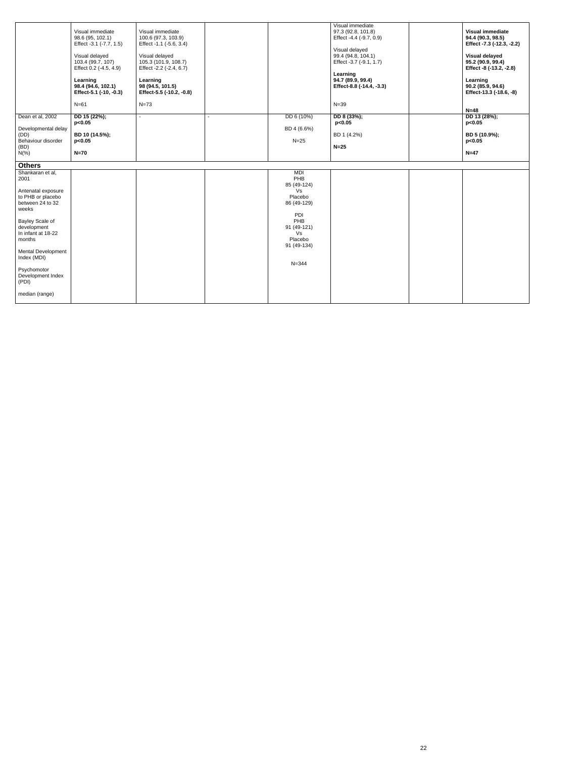| | | | | | | | |
|---|---|---|---|---|---|---|---|
| | Visual immediate 98.6 (95, 102.1) Effect -3.1 (-7.7, 1.5)<br><br>Visual delayed 103.4 (99.7, 107) Effect 0.2 (-4.5, 4.9)<br><br>**Learning 98.4 (94.6, 102.1) Effect-5.1 (-10, -0.3)**<br><br>N=61 | Visual immediate 100.6 (97.3, 103.9) Effect -1.1 (-5.6, 3.4)<br><br>Visual delayed 105.3 (101.9, 108.7) Effect -2.2 (-2.4, 6.7)<br><br>**Learning 98 (94.5, 101.5) Effect-5.5 (-10.2, -0.8)**<br><br>N=73 | | | Visual immediate 97.3 (92.8, 101.8) Effect -4.4 (-9.7, 0.9)<br><br>Visual delayed 99.4 (94.8, 104.1) Effect -3.7 (-9.1, 1.7)<br><br>**Learning 94.7 (89.9, 99.4) Effect-8.8 (-14.4, -3.3)**<br><br>N=39 | | **Visual immediate 94.4 (90.3, 98.5) Effect -7.3 (-12.3, -2.2)**<br><br>**Visual delayed 95.2 (90.9, 99.4) Effect -8 (-13.2, -2.8)**<br><br>**Learning 90.2 (85.9, 94.6) Effect-13.3 (-18.6, -8)**<br><br>**N=48** |
| Dean et al, 2002<br><br>Developmental delay (DD)<br>Behaviour disorder (BD)<br>N(%) | **DD 15 (22%); p<0.05**<br><br>**BD 10 (14.5%); p<0.05**<br><br>**N=70** | - | - | DD 6 (10%)<br><br>BD 4 (6.6%)<br><br>N=25 | **DD 8 (33%); p<0.05**<br><br>BD 1 (4.2%)<br><br>**N=25** | | **DD 13 (28%); p<0.05**<br><br>**BD 5 (10.9%); p<0.05**<br><br>**N=47** |
| **Others** | | | | | | | |
| Shankaran et al, 2001<br><br>Antenatal exposure to PHB or placebo between 24 to 32 weeks<br><br>Bayley Scale of development In infant at 18-22 months<br><br>Mental Development Index (MDI)<br><br>Psychomotor Development Index (PDI)<br><br>median (range) | | | | MDI PHB 85 (49-124) Vs Placebo 86 (49-129)<br><br>PDI PHB 91 (49-121) Vs Placebo 91 (49-134)<br><br>N=344 | | | |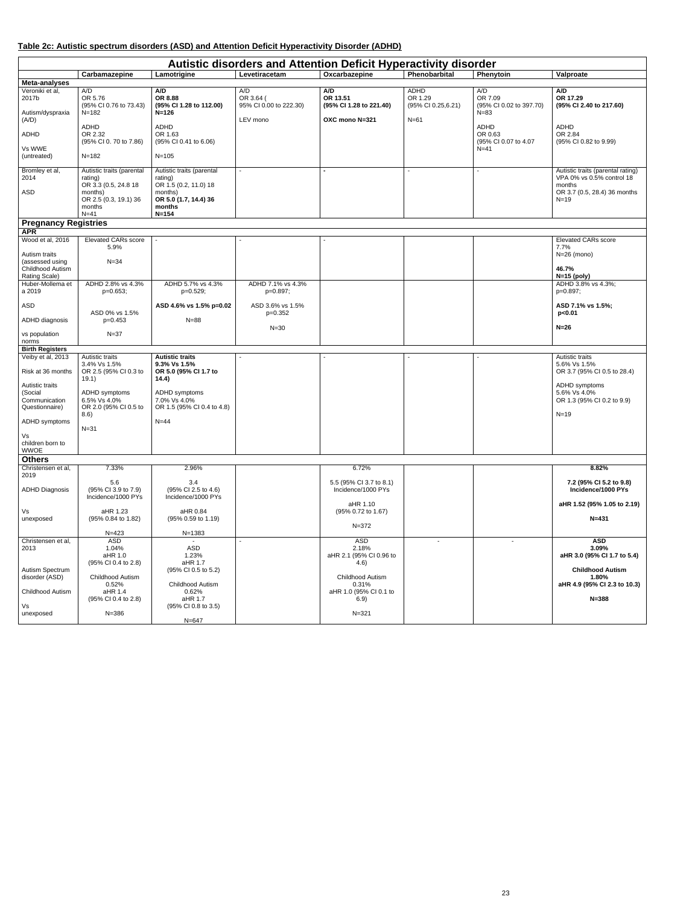**Table 2c: Autistic spectrum disorders (ASD) and Attention Deficit Hyperactivity Disorder (ADHD)**

| Autistic disorders and Attention Deficit Hyperactivity disorder | | | | | | | |
|---|---|---|---|---|---|---|---|
| | **Carbamazepine** | **Lamotrigine** | **Levetiracetam** | **Oxcarbazepine** | **Phenobarbital** | **Phenytoin** | **Valproate** |
| **Meta-analyses** | | | | | | | |
| Veroniki et al, 2017b<br><br>Autism/dyspraxia (A/D)<br><br>ADHD<br><br>Vs WWE (untreated) | A/D<br>OR 5.76<br>(95% CI 0.76 to 73.43)<br>N=182<br><br>ADHD<br>OR 2.32<br>(95% CI 0. 70 to 7.86)<br><br>N=182 | **A/D**<br>**OR 8.88**<br>**(95% CI 1.28 to 112.00)**<br>**N=126**<br><br>ADHD<br>OR 1.63<br>(95% CI 0.41 to 6.06)<br><br>N=105 | A/D<br>OR 3.64 (<br>95% CI 0.00 to 222.30)<br><br>LEV mono | **A/D**<br>**OR 13.51**<br>**(95% CI 1.28 to 221.40)**<br><br>**OXC mono N=321** | ADHD<br>OR 1.29<br>(95% CI 0.25,6.21)<br><br>N=61 | A/D<br>OR 7.09<br>(95% CI 0.02 to 397.70)<br>N=83<br><br>ADHD<br>OR 0.63<br>(95% CI 0.07 to 4.07<br>N=41 | **A/D**<br>**OR 17.29**<br>**(95% CI 2.40 to 217.60)**<br><br>ADHD<br>OR 2.84<br>(95% CI 0.82 to 9.99) |
| Bromley et al, 2014<br><br>ASD | Autistic traits (parental rating)<br>OR 3.3 (0.5, 24.8 18 months)<br>OR 2.5 (0.3, 19.1) 36 months<br>N=41 | Autistic traits (parental rating)<br>OR 1.5 (0.2, 11.0) 18 months)<br>**OR 5.0 (1.7, 14.4) 36 months**<br>**N=154** | - | - | - | - | Autistic traits (parental rating)<br>VPA 0% vs 0.5% control 18 months<br>OR 3.7 (0.5, 28.4) 36 months<br>N=19 |
| **Pregnancy Registries** | | | | | | | |
| **APR** | | | | | | | |
| Wood et al, 2016<br><br>Autism traits (assessed using Childhood Autism Rating Scale) | Elevated CARs score<br>5.9%<br><br>N=34 | - | - | - | | | Elevated CARs score<br>7.7%<br>N=26 (mono)<br><br>**46.7%**<br>**N=15 (poly)** |
| Huber-Mollema et a 2019<br><br>ASD<br><br>ADHD diagnosis<br><br>vs population norms | ADHD 2.8% vs 4.3%<br>p=0.653;<br><br>ASD 0% vs 1.5%<br>p=0.453<br><br>N=37 | ADHD 5.7% vs 4.3%<br>p=0.529;<br><br>**ASD 4.6% vs 1.5% p=0.02**<br><br>N=88 | ADHD 7.1% vs 4.3%<br>p=0.897;<br><br>ASD 3.6% vs 1.5%<br>p=0.352<br><br>N=30 | | | | ADHD 3.8% vs 4.3%;<br>p=0.897;<br><br>**ASD 7.1% vs 1.5%;**<br>**p<0.01**<br><br>**N=26** |
| **Birth Registers** | | | | | | | |
| Veiby et al, 2013<br><br>Risk at 36 months<br><br>Autistic traits (Social Communication Questionnaire)<br><br>ADHD symptoms<br><br>Vs children born to WWOE | Autistic traits<br>3.4% Vs 1.5%<br>OR 2.5 (95% CI 0.3 to 19.1)<br><br>ADHD symptoms<br>6.5% Vs 4.0%<br>OR 2.0 (95% CI 0.5 to 8.6)<br><br>N=31 | **Autistic traits**<br>**9.3% Vs 1.5%**<br>**OR 5.0 (95% CI 1.7 to 14.4)**<br><br>ADHD symptoms<br>7.0% Vs 4.0%<br>OR 1.5 (95% CI 0.4 to 4.8)<br><br>N=44 | - | - | - | - | Autistic traits<br>5.6% Vs 1.5%<br>OR 3.7 (95% CI 0.5 to 28.4)<br><br>ADHD symptoms<br>5.6% Vs 4.0%<br>OR 1.3 (95% CI 0.2 to 9.9)<br><br>N=19 |
| **Others** | | | | | | | |
| Christensen et al, 2019<br><br>ADHD Diagnosis<br><br>Vs unexposed | 7.33%<br><br>5.6<br>(95% CI 3.9 to 7.9)<br>Incidence/1000 PYs<br><br>aHR 1.23<br>(95% 0.84 to 1.82)<br><br>N=423 | 2.96%<br><br>3.4<br>(95% CI 2.5 to 4.6)<br>Incidence/1000 PYs<br><br>aHR 0.84<br>(95% 0.59 to 1.19)<br><br>N=1383 | | 6.72%<br><br>5.5 (95% CI 3.7 to 8.1)<br>Incidence/1000 PYs<br><br>aHR 1.10<br>(95% 0.72 to 1.67)<br><br>N=372 | | | **8.82%**<br><br>**7.2 (95% CI 5.2 to 9.8)**<br>**Incidence/1000 PYs**<br><br>**aHR 1.52 (95% 1.05 to 2.19)**<br><br>**N=431** |
| Christensen et al, 2013<br><br>Autism Spectrum disorder (ASD)<br><br>Childhood Autism<br><br>Vs unexposed | ASD<br>1.04%<br>aHR 1.0<br>(95% CI 0.4 to 2.8)<br><br>Childhood Autism<br>0.52%<br>aHR 1.4<br>(95% CI 0.4 to 2.8)<br><br>N=386 | -<br>ASD<br>1.23%<br>aHR 1.7<br>(95% CI 0.5 to 5.2)<br><br>Childhood Autism<br>0.62%<br>aHR 1.7<br>(95% CI 0.8 to 3.5)<br><br>N=647 | - | ASD<br>2.18%<br>aHR 2.1 (95% CI 0.96 to 4.6)<br><br>Childhood Autism<br>0.31%<br>aHR 1.0 (95% CI 0.1 to 6.9)<br><br>N=321 | - | - | **ASD**<br>**3.09%**<br>**aHR 3.0 (95% CI 1.7 to 5.4)**<br><br>**Childhood Autism**<br>**1.80%**<br>**aHR 4.9 (95% CI 2.3 to 10.3)**<br><br>**N=388** |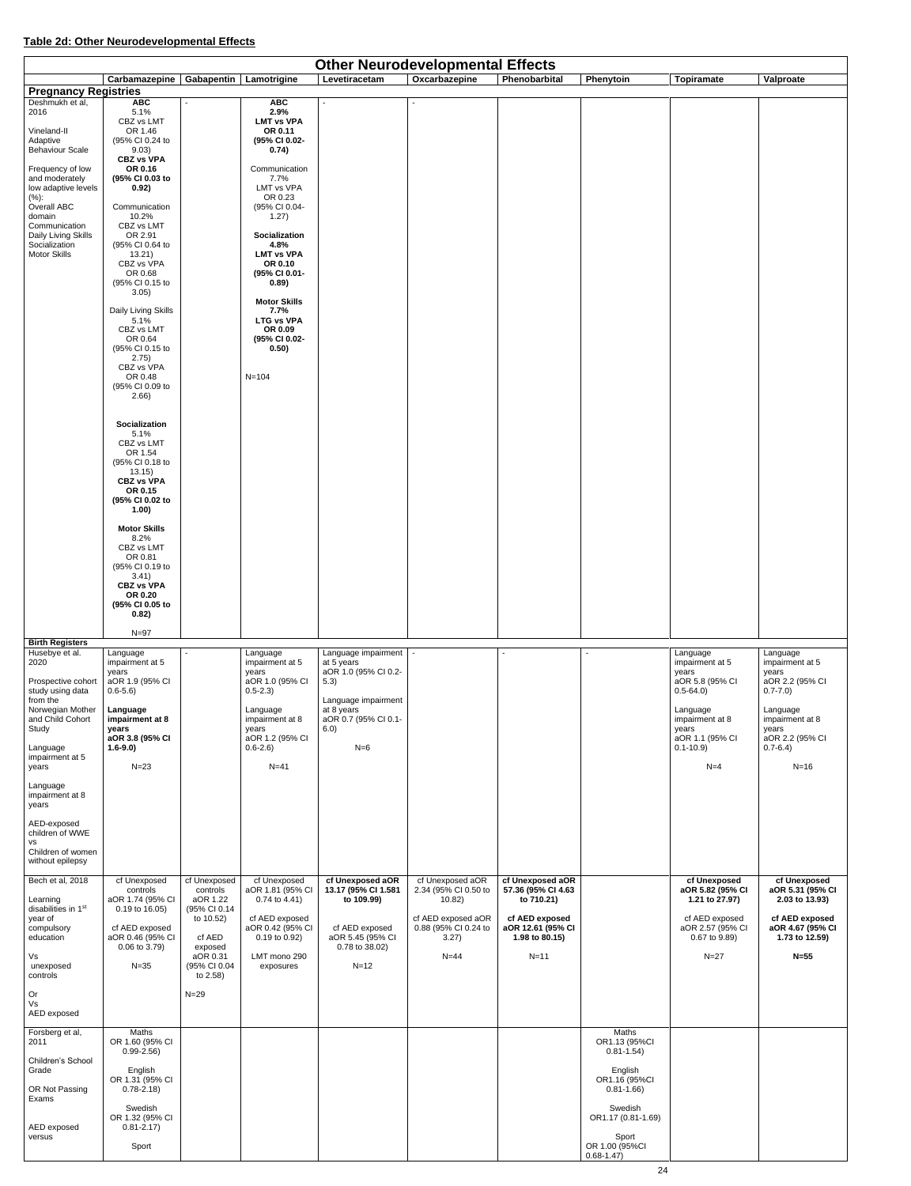**Table 2d: Other Neurodevelopmental Effects**

| Other Neurodevelopmental Effects | | | | | | | | | |
|---|---|---|---|---|---|---|---|---|---|
| | Carbamazepine | Gabapentin | Lamotrigine | Levetiracetam | Oxcarbazepine | Phenobarbital | Phenytoin | Topiramate | Valproate |
| **Pregnancy Registries** | | | | | | | | | |
| Deshmukh et al, 2016<br><br>Vineland-II Adaptive Behaviour Scale<br><br>Frequency of low and moderately low adaptive levels (%):<br>Overall ABC domain<br>Communication<br>Daily Living Skills<br>Socialization<br>Motor Skills | **ABC**<br>5.1%<br>CBZ vs LMT<br>OR 1.46<br>(95% CI 0.24 to 9.03)<br>**CBZ vs VPA**<br>**OR 0.16**<br>**(95% CI 0.03 to 0.92)**<br><br>Communication<br>10.2%<br>CBZ vs LMT<br>OR 2.91<br>(95% CI 0.64 to 13.21)<br>CBZ vs VPA<br>OR 0.68<br>(95% CI 0.15 to 3.05)<br><br>Daily Living Skills<br>5.1%<br>CBZ vs LMT<br>OR 0.64<br>(95% CI 0.15 to 2.75)<br>CBZ vs VPA<br>OR 0.48<br>(95% CI 0.09 to 2.66)<br><br>**Socialization**<br>5.1%<br>CBZ vs LMT<br>OR 1.54<br>(95% CI 0.18 to 13.15)<br>**CBZ vs VPA**<br>**OR 0.15**<br>**(95% CI 0.02 to 1.00)**<br><br>**Motor Skills**<br>8.2%<br>CBZ vs LMT<br>OR 0.81<br>(95% CI 0.19 to 3.41)<br>**CBZ vs VPA**<br>**OR 0.20**<br>**(95% CI 0.05 to 0.82)**<br><br>N=97 | - | **ABC**<br>**2.9%**<br>**LMT vs VPA**<br>**OR 0.11**<br>**(95% CI 0.02-0.74)**<br><br>Communication<br>7.7%<br>LMT vs VPA<br>OR 0.23<br>(95% CI 0.04-1.27)<br><br>**Socialization**<br>**4.8%**<br>**LMT vs VPA**<br>**OR 0.10**<br>**(95% CI 0.01-0.89)**<br><br>**Motor Skills**<br>**7.7%**<br>**LTG vs VPA**<br>**OR 0.09**<br>**(95% CI 0.02-0.50)**<br><br>N=104 | - | - | | | | |
| **Birth Registers** | | | | | | | | | |
| Husebye et al. 2020<br><br>Prospective cohort study using data from the Norwegian Mother and Child Cohort Study<br><br>Language impairment at 5 years<br><br>Language impairment at 8 years<br><br>AED-exposed children of WWE vs Children of women without epilepsy | Language impairment at 5 years<br>aOR 1.9 (95% CI 0.6-5.6)<br><br>**Language impairment at 8 years**<br>**aOR 3.8 (95% CI 1.6-9.0)**<br><br>N=23 | - | Language impairment at 5 years<br>aOR 1.0 (95% CI 0.5-2.3)<br><br>Language impairment at 8 years<br>aOR 1.2 (95% CI 0.6-2.6)<br><br>N=41 | Language impairment at 5 years<br>aOR 1.0 (95% CI 0.2-5.3)<br><br>Language impairment at 8 years<br>aOR 0.7 (95% CI 0.1-6.0)<br><br>N=6 | - | - | - | Language impairment at 5 years<br>aOR 5.8 (95% CI 0.5-64.0)<br><br>Language impairment at 8 years<br>aOR 1.1 (95% CI 0.1-10.9)<br><br>N=4 | Language impairment at 5 years<br>aOR 2.2 (95% CI 0.7-7.0)<br><br>Language impairment at 8 years<br>aOR 2.2 (95% CI 0.7-6.4)<br><br>N=16 |
| Bech et al, 2018<br><br>Learning disabilities in 1st year of compulsory education<br><br>Vs unexposed controls<br><br>Or Vs AED exposed | cf Unexposed controls<br>aOR 1.74 (95% CI 0.19 to 16.05)<br><br>cf AED exposed<br>aOR 0.46 (95% CI 0.06 to 3.79)<br><br>N=35 | cf Unexposed controls<br>aOR 1.22 (95% CI 0.14 to 10.52)<br><br>cf AED exposed<br>aOR 0.31 (95% CI 0.04 to 2.58)<br><br>N=29 | cf Unexposed<br>aOR 1.81 (95% CI 0.74 to 4.41)<br><br>cf AED exposed<br>aOR 0.42 (95% CI 0.19 to 0.92)<br><br>LMT mono 290 exposures | **cf Unexposed aOR 13.17 (95% CI 1.581 to 109.99)**<br><br>cf AED exposed<br>aOR 5.45 (95% CI 0.78 to 38.02)<br><br>N=12 | cf Unexposed aOR 2.34 (95% CI 0.50 to 10.82)<br><br>cf AED exposed aOR 0.88 (95% CI 0.24 to 3.27)<br><br>N=44 | **cf Unexposed aOR 57.36 (95% CI 4.63 to 710.21)**<br><br>**cf AED exposed aOR 12.61 (95% CI 1.98 to 80.15)**<br><br>N=11 | | **cf Unexposed aOR 5.82 (95% CI 1.21 to 27.97)**<br><br>cf AED exposed<br>aOR 2.57 (95% CI 0.67 to 9.89)<br><br>N=27 | **cf Unexposed aOR 5.31 (95% CI 2.03 to 13.93)**<br><br>**cf AED exposed aOR 4.67 (95% CI 1.73 to 12.59)**<br><br>**N=55** |
| Forsberg et al, 2011<br><br>Children's School Grade<br><br>OR Not Passing Exams<br><br>AED exposed versus | Maths<br>OR 1.60 (95% CI 0.99-2.56)<br><br>English<br>OR 1.31 (95% CI 0.78-2.18)<br><br>Swedish<br>OR 1.32 (95% CI 0.81-2.17)<br><br>Sport | | | | | | Maths<br>OR1.13 (95%CI 0.81-1.54)<br><br>English<br>OR1.16 (95%CI 0.81-1.66)<br><br>Swedish<br>OR1.17 (0.81-1.69)<br><br>Sport<br>OR 1.00 (95%CI 0.68-1.47) | | |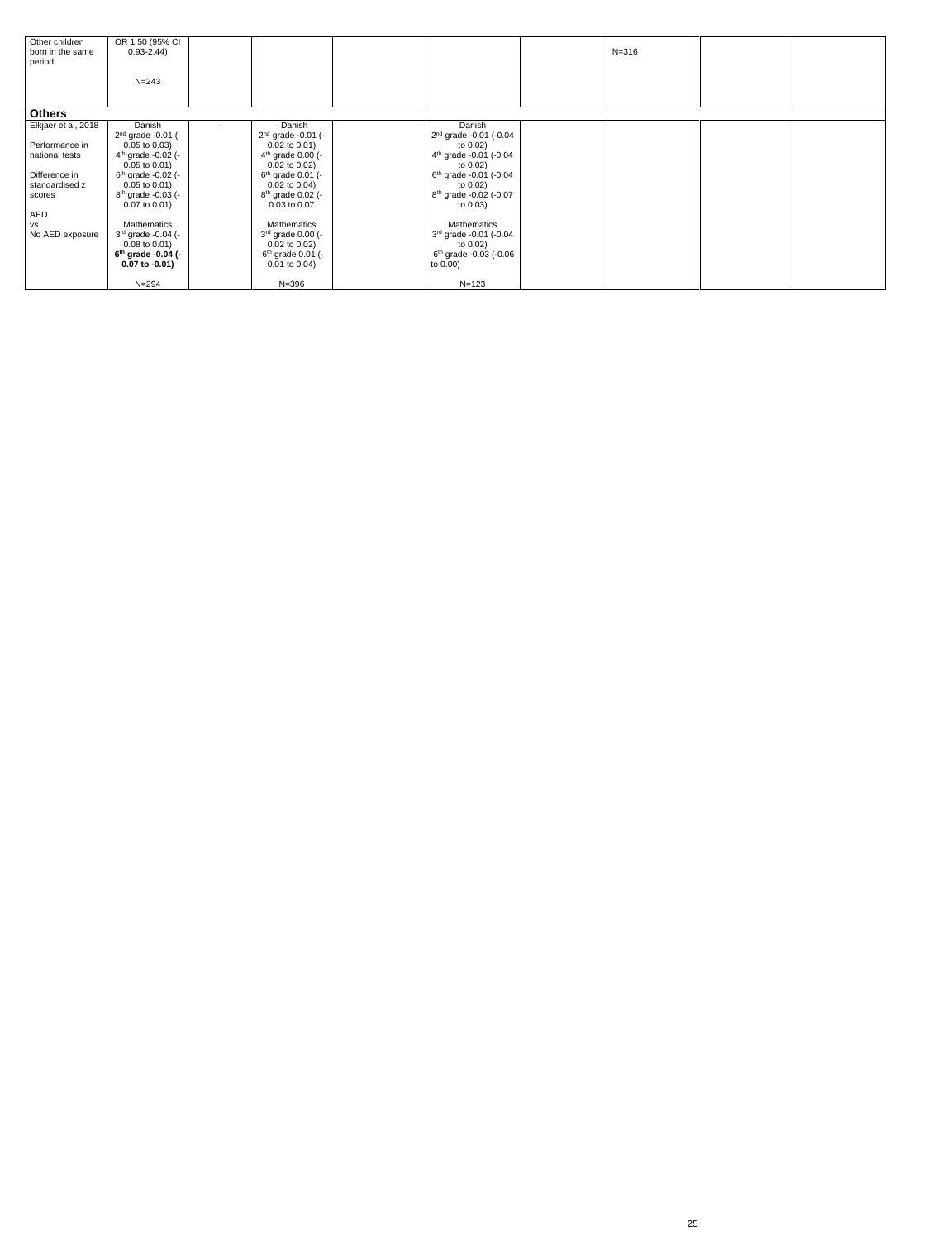| | | | | | | | | | |
|---|---|---|---|---|---|---|---|---|---|
| Other children born in the same period | OR 1.50 (95% CI 0.93-2.44)<br><br>N=243 | | | | | | N=316 | | |
| **Others** | | | | | | | | | |
| Elkjaer et al, 2018<br><br>Performance in national tests<br><br>Difference in standardised z scores<br><br>AED<br>vs<br>No AED exposure | Danish<br>2nd grade -0.01 (-0.05 to 0.03)<br>4th grade -0.02 (-0.05 to 0.01)<br>6th grade -0.02 (-0.05 to 0.01)<br>8th grade -0.03 (-0.07 to 0.01)<br><br>Mathematics<br>3rd grade -0.04 (-0.08 to 0.01)<br>**6th grade -0.04 (-0.07 to -0.01)**<br><br>N=294 | - | - Danish<br>2nd grade -0.01 (-0.02 to 0.01)<br>4th grade 0.00 (-0.02 to 0.02)<br>6th grade 0.01 (-0.02 to 0.04)<br>8th grade 0.02 (-0.03 to 0.07<br><br>Mathematics<br>3rd grade 0.00 (-0.02 to 0.02)<br>6th grade 0.01 (-0.01 to 0.04)<br><br>N=396 | | Danish<br>2nd grade -0.01 (-0.04 to 0.02)<br>4th grade -0.01 (-0.04 to 0.02)<br>6th grade -0.01 (-0.04 to 0.02)<br>8th grade -0.02 (-0.07 to 0.03)<br><br>Mathematics<br>3rd grade -0.01 (-0.04 to 0.02)<br>6th grade -0.03 (-0.06 to 0.00)<br><br>N=123 | | | | |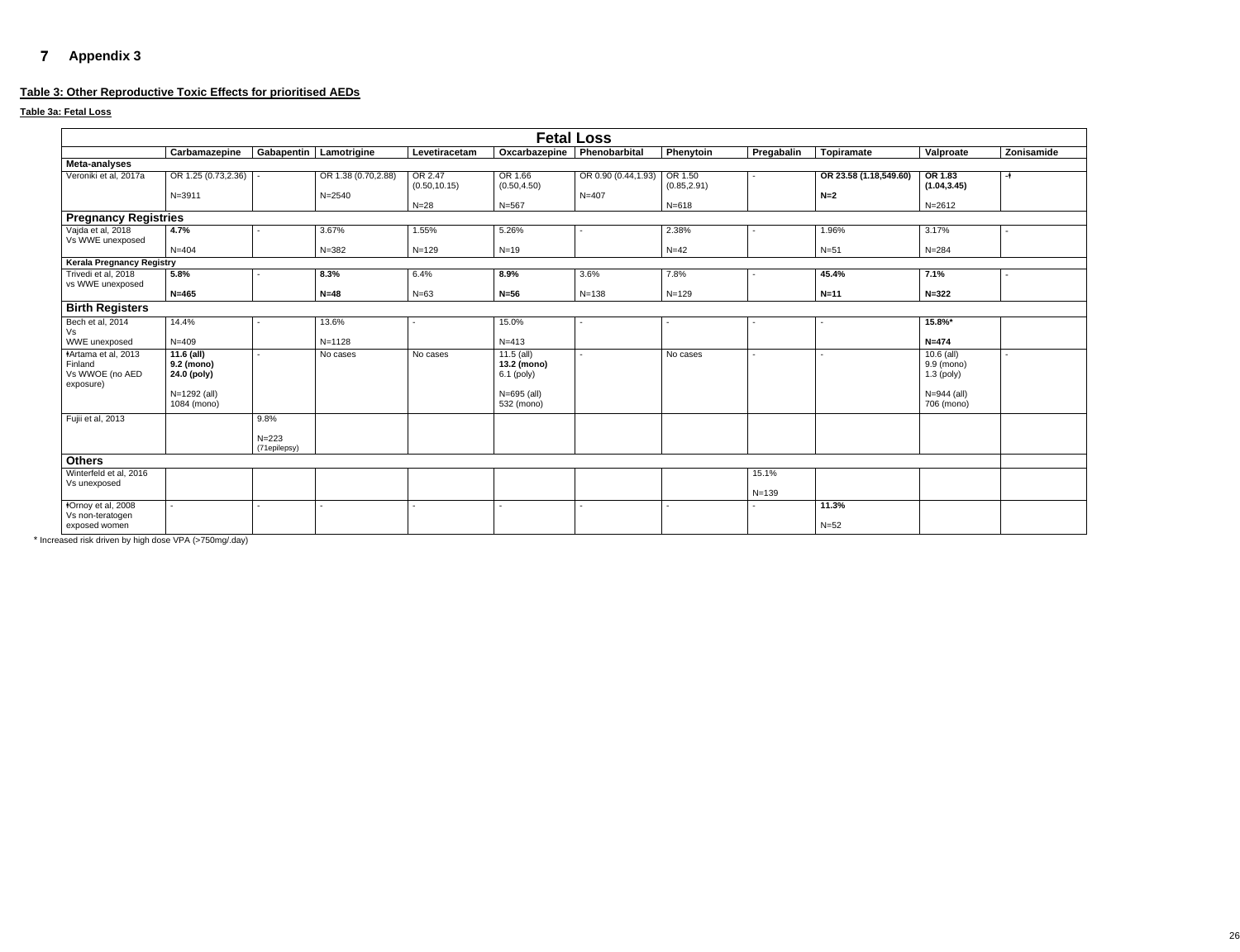## 7 Appendix 3

**Table 3: Other Reproductive Toxic Effects for prioritised AEDs**

**Table 3a: Fetal Loss**

| Fetal Loss | | | | | | | | | | | |
|---|---|---|---|---|---|---|---|---|---|---|---|
| | Carbamazepine | Gabapentin | Lamotrigine | Levetiracetam | Oxcarbazepine | Phenobarbital | Phenytoin | Pregabalin | Topiramate | Valproate | Zonisamide |
| **Meta-analyses** | | | | | | | | | | | |
| Veroniki et al, 2017a | OR 1.25 (0.73,2.36)<br>N=3911 | - | OR 1.38 (0.70,2.88)<br>N=2540 | OR 2.47 (0.50,10.15)<br>N=28 | OR 1.66 (0.50,4.50)<br>N=567 | OR 0.90 (0.44,1.93)<br>N=407 | OR 1.50 (0.85,2.91)<br>N=618 | - | **OR 23.58 (1.18,549.60)**<br>**N=2** | **OR 1.83 (1.04,3.45)**<br>N=2612 | -ᵻ |
| **Pregnancy Registries** | | | | | | | | | | | |
| Vajda et al, 2018<br>Vs WWE unexposed | **4.7%**<br>N=404 | - | 3.67%<br>N=382 | 1.55%<br>N=129 | 5.26%<br>N=19 | - | 2.38%<br>N=42 | - | 1.96%<br>N=51 | 3.17%<br>N=284 | - |
| **Kerala Pregnancy Registry** | | | | | | | | | | | |
| Trivedi et al, 2018<br>vs WWE unexposed | **5.8%**<br>**N=465** | - | **8.3%**<br>**N=48** | 6.4%<br>N=63 | **8.9%**<br>**N=56** | 3.6%<br>N=138 | 7.8%<br>N=129 | - | **45.4%**<br>**N=11** | **7.1%**<br>**N=322** | - |
| **Birth Registers** | | | | | | | | | | | |
| Bech et al, 2014<br>Vs<br>WWE unexposed | 14.4%<br>N=409 | - | 13.6%<br>N=1128 | - | 15.0%<br>N=413 | - | - | - | - | **15.8%***<br>**N=474** | |
| ᵻArtama et al, 2013<br>Finland<br>Vs WWOE (no AED exposure) | **11.6 (all)**<br>**9.2 (mono)**<br>**24.0 (poly)**<br>N=1292 (all)<br>1084 (mono) | - | No cases | No cases | 11.5 (all)<br>**13.2 (mono)**<br>6.1 (poly)<br>N=695 (all)<br>532 (mono) | - | No cases | - | - | 10.6 (all)<br>9.9 (mono)<br>1.3 (poly)<br>N=944 (all)<br>706 (mono) | - |
| Fujii et al, 2013 | | 9.8%<br>N=223<br>(71epilepsy) | | | | | | | | | |
| **Others** | | | | | | | | | | | |
| Winterfeld et al, 2016<br>Vs unexposed | | | | | | | | 15.1%<br>N=139 | | | |
| ᵻOrnoy et al, 2008<br>Vs non-teratogen exposed women | - | - | - | - | - | - | - | - | **11.3%**<br>N=52 | | |

\* Increased risk driven by high dose VPA (>750mg/.day)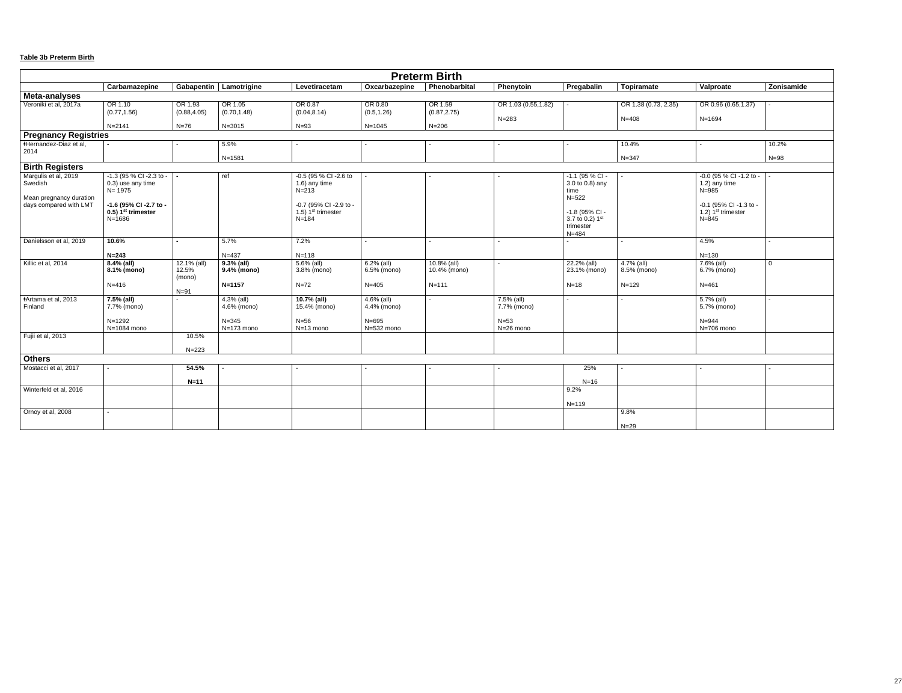**Table 3b Preterm Birth**

| Preterm Birth | | | | | | | | | | | |
|---|---|---|---|---|---|---|---|---|---|---|---|
| | Carbamazepine | Gabapentin | Lamotrigine | Levetiracetam | Oxcarbazepine | Phenobarbital | Phenytoin | Pregabalin | Topiramate | Valproate | Zonisamide |
| **Meta-analyses** | | | | | | | | | | | |
| Veroniki et al, 2017a | OR 1.10 (0.77,1.56) N=2141 | OR 1.93 (0.88,4.05) N=76 | OR 1.05 (0.70,1.48) N=3015 | OR 0.87 (0.04,8.14) N=93 | OR 0.80 (0.5,1.26) N=1045 | OR 1.59 (0.87,2.75) N=206 | OR 1.03 (0.55,1.82) N=283 | - | OR 1.38 (0.73, 2.35) N=408 | OR 0.96 (0.65,1.37) N=1694 | - |
| **Pregnancy Registries** | | | | | | | | | | | |
| ǂHernandez-Diaz et al, 2014 | - | - | 5.9% N=1581 | - | - | - | - | - | 10.4% N=347 | - | 10.2% N=98 |
| **Birth Registers** | | | | | | | | | | | |
| Margulis et al, 2019 Swedish Mean pregnancy duration days compared with LMT | -1.3 (95 % CI -2.3 to -0.3) use any time N= 1975 **-1.6 (95% CI -2.7 to -0.5) 1st trimester** N=1686 | - | ref | -0.5 (95 % CI -2.6 to 1.6) any time N=213 -0.7 (95% CI -2.9 to -1.5) 1st trimester N=184 | - | - | - | -1.1 (95 % CI -3.0 to 0.8) any time N=522 -1.8 (95% CI -3.7 to 0.2) 1st trimester N=484 | - | -0.0 (95 % CI -1.2 to -1.2) any time N=985 -0.1 (95% CI -1.3 to -1.2) 1st trimester N=845 | - |
| Danielsson et al, 2019 | **10.6% N=243** | - | 5.7% N=437 | 7.2% N=118 | - | - | - | - | - | 4.5% N=130 | - |
| Killic et al, 2014 | **8.4% (all) 8.1% (mono)** N=416 | 12.1% (all) 12.5% (mono) N=91 | **9.3% (all) 9.4% (mono) N=1157** | 5.6% (all) 3.8% (mono) N=72 | 6.2% (all) 6.5% (mono) N=405 | 10.8% (all) 10.4% (mono) N=111 | - | 22.2% (all) 23.1% (mono) N=18 | 4.7% (all) 8.5% (mono) N=129 | 7.6% (all) 6.7% (mono) N=461 | 0 |
| ǂArtama et al, 2013 Finland | **7.5% (all)** 7.7% (mono) N=1292 N=1084 mono | - | 4.3% (all) 4.6% (mono) N=345 N=173 mono | **10.7% (all)** 15.4% (mono) N=56 N=13 mono | 4.6% (all) 4.4% (mono) N=695 N=532 mono | - | 7.5% (all) 7.7% (mono) N=53 N=26 mono | - | - | 5.7% (all) 5.7% (mono) N=944 N=706 mono | - |
| Fujii et al, 2013 | | 10.5% N=223 | | | | | | | | | |
| **Others** | | | | | | | | | | | |
| Mostacci et al, 2017 | - | **54.5% N=11** | - | - | - | - | - | 25% N=16 | - | - | - |
| Winterfeld et al, 2016 | | | | | | | | 9.2% N=119 | | | |
| Ornoy et al, 2008 | - | | | | | | | | 9.8% N=29 | | |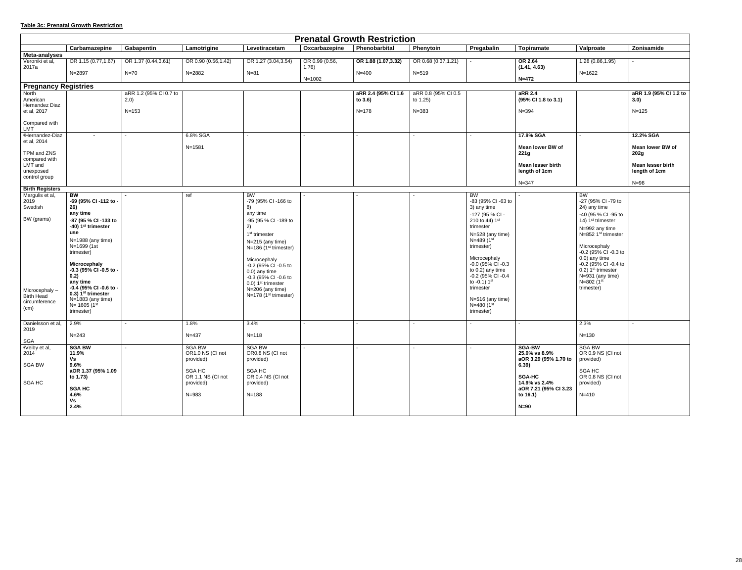**Table 3c: Prenatal Growth Restriction**

| Prenatal Growth Restriction | | | | | | | | | | | |
|---|---|---|---|---|---|---|---|---|---|---|---|
| | Carbamazepine | Gabapentin | Lamotrigine | Levetiracetam | Oxcarbazepine | Phenobarbital | Phenytoin | Pregabalin | Topiramate | Valproate | Zonisamide |
| **Meta-analyses** | | | | | | | | | | | |
| Veroniki et al, 2017a | OR 1.15 (0.77,1.67)<br><br>N=2897 | OR 1.37 (0.44,3.61)<br><br>N=70 | OR 0.90 (0.56,1.42)<br><br>N=2882 | OR 1.27 (3.04,3.54)<br><br>N=81 | OR 0.99 (0.56, 1.76)<br><br>N=1002 | **OR 1.88 (1.07,3.32)**<br><br>N=400 | OR 0.68 (0.37,1.21)<br><br>N=519 | - | **OR 2.64 (1.41, 4.63)**<br><br>**N=472** | 1.28 (0.86,1.95)<br><br>N=1622 | - |
| **Pregnancy Registries** | | | | | | | | | | | |
| North American Hernandez Diaz et al, 2017<br><br>Compared with LMT | | aRR 1.2 (95% CI 0.7 to 2.0)<br><br>N=153 | | | | **aRR 2.4 (95% CI 1.6 to 3.6)**<br><br>N=178 | aRR 0.8 (95% CI 0.5 to 1.25)<br><br>N=383 | | **aRR 2.4 (95% CI 1.8 to 3.1)**<br><br>N=394 | | **aRR 1.9 (95% CI 1.2 to 3.0)**<br><br>N=125 |
| ǂHernandez-Diaz et al, 2014<br><br>TPM and ZNS compared with LMT and unexposed control group | **-** | - | 6.8% SGA<br><br>N=1581 | - | - | - | - | - | **17.9% SGA**<br><br>**Mean lower BW of 221g**<br><br>**Mean lesser birth length of 1cm**<br><br>N=347 | - | **12.2% SGA**<br><br>**Mean lower BW of 202g**<br><br>**Mean lesser birth length of 1cm**<br><br>N=98 |
| **Birth Registers** | | | | | | | | | | | |
| Margulis et al, 2019 Swedish<br><br>BW (grams)<br><br>Microcephaly – Birth Head circumference (cm) | **BW**<br>**-69 (95% CI -112 to -26)**<br>**any time**<br>**-87 (95 % CI -133 to -40) 1st trimester use**<br>N=1988 (any time)<br>N=1699 (1st trimester)<br><br>**Microcephaly**<br>**-0.3 (95% CI -0.5 to -0.2)**<br>**any time**<br>**-0.4 (95% CI -0.6 to -0.3) 1st trimester**<br>N=1883 (any time)<br>N= 1605 (1st trimester) | **-** | ref | BW<br>-79 (95% CI -166 to 8)<br>any time<br>-95 (95 % CI -189 to 2)<br>1st trimester<br>N=215 (any time)<br>N=186 (1st trimester)<br><br>Microcephaly<br>-0.2 (95% CI -0.5 to 0.0) any time<br>-0.3 (95% CI -0.6 to 0.0) 1st trimester<br>N=206 (any time)<br>N=178 (1st trimester) | - | - | - | BW<br>-83 (95% CI -63 to 3) any time<br>-127 (95 % CI -210 to 44) 1st trimester<br>N=528 (any time)<br>N=489 (1st trimester)<br><br>Microcephaly<br>-0.0 (95% CI -0.3 to 0.2) any time<br>-0.2 (95% CI -0.4 to -0.1) 1st trimester<br><br>N=516 (any time)<br>N=480 (1st trimester) | - | BW<br>-27 (95% CI -79 to 24) any time<br>-40 (95 % CI -95 to 14) 1st trimester<br>N=992 any time<br>N=852 1st trimester<br><br>Microcephaly<br>-0.2 (95% CI -0.3 to 0.0) any time<br>-0.2 (95% CI -0.4 to 0.2) 1st trimester<br>N=931 (any time)<br>N=802 (1st trimester) | |
| Danielsson et al, 2019<br><br>SGA | 2.9%<br><br>N=243 | **-** | 1.8%<br><br>N=437 | 3.4%<br><br>N=118 | - | - | - | - | - | 2.3%<br><br>N=130 | - |
| ǂVeiby et al, 2014<br><br>SGA BW<br><br>SGA HC | **SGA BW**<br>**11.9%**<br>**Vs**<br>**9.6%**<br>**aOR 1.37 (95% 1.09 to 1.73)**<br><br>**SGA HC**<br>**4.6%**<br>**Vs**<br>**2.4%** | - | SGA BW<br>OR1.0 NS (CI not provided)<br><br>SGA HC<br>OR 1.1 NS (CI not provided)<br><br>N=983 | SGA BW<br>OR0.8 NS (CI not provided)<br><br>SGA HC<br>OR 0.4 NS (CI not provided)<br><br>N=188 | - | - | - | - | **SGA-BW**<br>**25.0% vs 8.9%**<br>**aOR 3.29 (95% 1.70 to 6.39)**<br><br>**SGA-HC**<br>**14.9% vs 2.4%**<br>**aOR 7.21 (95% CI 3.23 to 16.1)**<br><br>**N=90** | SGA BW<br>OR 0.9 NS (CI not provided)<br><br>SGA HC<br>OR 0.8 NS (CI not provided)<br><br>N=410 | |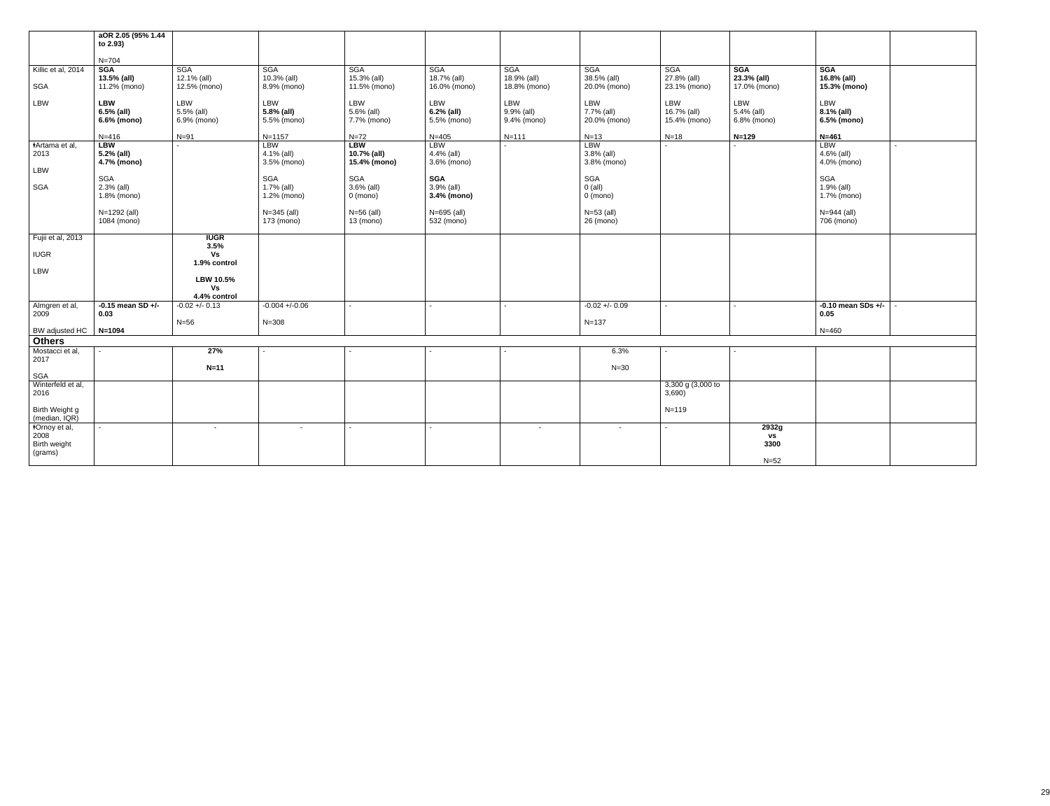|  | **aOR 2.05 (95% 1.44 to 2.93)**<br><br>N=704 |  |  |  |  |  |  |  |  |  |  |
|---|---|---|---|---|---|---|---|---|---|---|---|
| Killic et al, 2014<br><br>SGA<br><br>LBW | **SGA**<br>**13.5% (all)**<br>11.2% (mono)<br><br>**LBW**<br>**6.5% (all)**<br>**6.6% (mono)**<br><br>N=416 | SGA<br>12.1% (all)<br>12.5% (mono)<br><br>LBW<br>5.5% (all)<br>6.9% (mono)<br><br>N=91 | SGA<br>10.3% (all)<br>8.9% (mono)<br><br>LBW<br>**5.8% (all)**<br>5.5% (mono)<br><br>N=1157 | SGA<br>15.3% (all)<br>11.5% (mono)<br><br>LBW<br>5.6% (all)<br>7.7% (mono)<br><br>N=72 | SGA<br>18.7% (all)<br>16.0% (mono)<br><br>LBW<br>**6.2% (all)**<br>5.5% (mono)<br><br>N=405 | SGA<br>18.9% (all)<br>18.8% (mono)<br><br>LBW<br>9.9% (all)<br>9.4% (mono)<br><br>N=111 | SGA<br>38.5% (all)<br>20.0% (mono)<br><br>LBW<br>7.7% (all)<br>20.0% (mono)<br><br>N=13 | SGA<br>27.8% (all)<br>23.1% (mono)<br><br>LBW<br>16.7% (all)<br>15.4% (mono)<br><br>N=18 | **SGA**<br>**23.3% (all)**<br>17.0% (mono)<br><br>LBW<br>5.4% (all)<br>6.8% (mono)<br><br>**N=129** | **SGA**<br>**16.8% (all)**<br>**15.3% (mono)**<br><br>LBW<br>**8.1% (all)**<br>**6.5% (mono)**<br><br>**N=461** |  |
| ǂArtama et al, 2013<br><br>LBW<br><br>SGA | **LBW**<br>**5.2% (all)**<br>**4.7% (mono)**<br><br>SGA<br>2.3% (all)<br>1.8% (mono)<br><br>N=1292 (all)<br>1084 (mono) | - | LBW<br>4.1% (all)<br>3.5% (mono)<br><br>SGA<br>1.7% (all)<br>1.2% (mono)<br><br>N=345 (all)<br>173 (mono) | **LBW**<br>**10.7% (all)**<br>**15.4% (mono)**<br><br>SGA<br>3.6% (all)<br>0 (mono)<br><br>N=56 (all)<br>13 (mono) | LBW<br>4.4% (all)<br>3.6% (mono)<br><br>**SGA**<br>3.9% (all)<br>**3.4% (mono)**<br><br>N=695 (all)<br>532 (mono) | - | LBW<br>3.8% (all)<br>3.8% (mono)<br><br>SGA<br>0 (all)<br>0 (mono)<br><br>N=53 (all)<br>26 (mono) | - | - | LBW<br>4.6% (all)<br>4.0% (mono)<br><br>SGA<br>1.9% (all)<br>1.7% (mono)<br><br>N=944 (all)<br>706 (mono) | - |
| Fujii et al, 2013<br><br>IUGR<br><br>LBW |  | **IUGR**<br>**3.5%**<br>**Vs**<br>**1.9% control**<br><br>**LBW 10.5%**<br>**Vs**<br>**4.4% control** |  |  |  |  |  |  |  |  |  |
| Almgren et al, 2009<br><br>BW adjusted HC | **-0.15 mean SD +/- 0.03**<br><br>**N=1094** | -0.02 +/- 0.13<br><br>N=56 | -0.004 +/-0.06<br><br>N=308 | - | - | - | -0.02 +/- 0.09<br><br>N=137 | - | - | **-0.10 mean SDs +/- 0.05**<br><br>N=460 | - |
| **Others** |  |  |  |  |  |  |  |  |  |  |  |
| Mostacci et al, 2017<br><br>SGA | - | **27%**<br><br>**N=11** | - | - | - | - | 6.3%<br><br>N=30 | - | - |  |  |
| Winterfeld et al, 2016<br><br>Birth Weight g (median, IQR) |  |  |  |  |  |  |  | 3,300 g (3,000 to 3,690)<br><br>N=119 |  |  |  |
| ǂOrnoy et al, 2008<br>Birth weight (grams) | - | - | - | - | - | - | - | - | **2932g**<br>**vs**<br>**3300**<br><br>N=52 |  |  |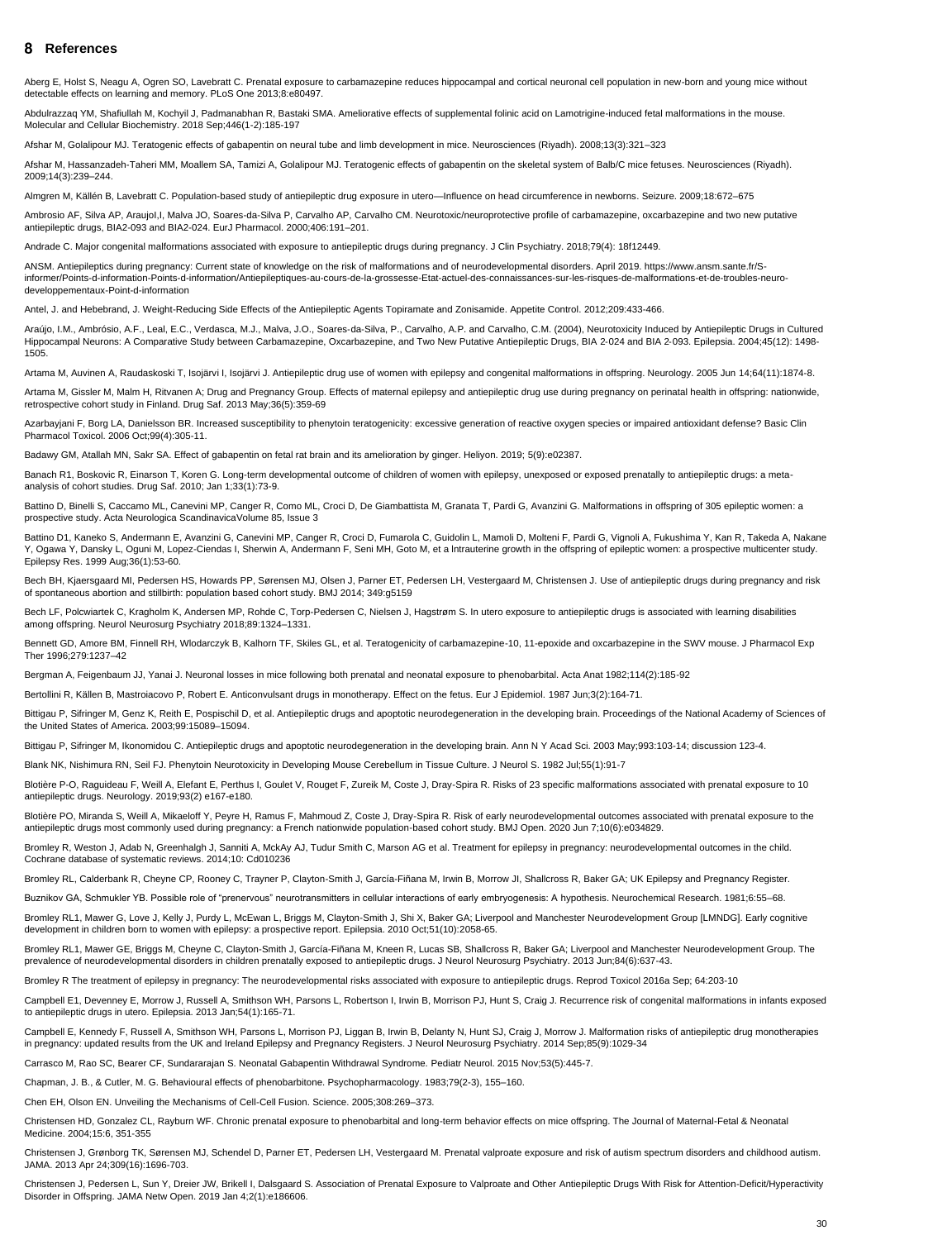# 8 References

Aberg E, Holst S, Neagu A, Ogren SO, Lavebratt C. Prenatal exposure to carbamazepine reduces hippocampal and cortical neuronal cell population in new-born and young mice without detectable effects on learning and memory. PLoS One 2013;8:e80497.

Abdulrazzaq YM, Shafiullah M, Kochyil J, Padmanabhan R, Bastaki SMA. Ameliorative effects of supplemental folinic acid on Lamotrigine-induced fetal malformations in the mouse. Molecular and Cellular Biochemistry. 2018 Sep;446(1-2):185-197

Afshar M, Golalipour MJ. Teratogenic effects of gabapentin on neural tube and limb development in mice. Neurosciences (Riyadh). 2008;13(3):321–323

Afshar M, Hassanzadeh-Taheri MM, Moallem SA, Tamizi A, Golalipour MJ. Teratogenic effects of gabapentin on the skeletal system of Balb/C mice fetuses. Neurosciences (Riyadh). 2009;14(3):239–244.

Almgren M, Källén B, Lavebratt C. Population-based study of antiepileptic drug exposure in utero—Influence on head circumference in newborns. Seizure. 2009;18:672–675

Ambrosio AF, Silva AP, Araujol,I, Malva JO, Soares-da-Silva P, Carvalho AP, Carvalho CM. Neurotoxic/neuroprotective profile of carbamazepine, oxcarbazepine and two new putative antiepileptic drugs, BIA2-093 and BIA2-024. EurJ Pharmacol. 2000;406:191–201.

Andrade C. Major congenital malformations associated with exposure to antiepileptic drugs during pregnancy. J Clin Psychiatry. 2018;79(4): 18f12449.

ANSM. Antiepileptics during pregnancy: Current state of knowledge on the risk of malformations and of neurodevelopmental disorders. April 2019. https://www.ansm.sante.fr/S-informer/Points-d-information-Points-d-information/Antiepileptiques-au-cours-de-la-grossesse-Etat-actuel-des-connaissances-sur-les-risques-de-malformations-et-de-troubles-neuro-developpementaux-Point-d-information

Antel, J. and Hebebrand, J. Weight-Reducing Side Effects of the Antiepileptic Agents Topiramate and Zonisamide. Appetite Control. 2012;209:433-466.

Araújo, I.M., Ambrósio, A.F., Leal, E.C., Verdasca, M.J., Malva, J.O., Soares-da-Silva, P., Carvalho, A.P. and Carvalho, C.M. (2004), Neurotoxicity Induced by Antiepileptic Drugs in Cultured Hippocampal Neurons: A Comparative Study between Carbamazepine, Oxcarbazepine, and Two New Putative Antiepileptic Drugs, BIA 2-024 and BIA 2-093. Epilepsia. 2004;45(12): 1498-1505.

Artama M, Auvinen A, Raudaskoski T, Isojärvi I, Isojärvi J. Antiepileptic drug use of women with epilepsy and congenital malformations in offspring. Neurology. 2005 Jun 14;64(11):1874-8.

Artama M, Gissler M, Malm H, Ritvanen A; Drug and Pregnancy Group. Effects of maternal epilepsy and antiepileptic drug use during pregnancy on perinatal health in offspring: nationwide, retrospective cohort study in Finland. Drug Saf. 2013 May;36(5):359-69

Azarbayjani F, Borg LA, Danielsson BR. Increased susceptibility to phenytoin teratogenicity: excessive generation of reactive oxygen species or impaired antioxidant defense? Basic Clin Pharmacol Toxicol. 2006 Oct;99(4):305-11.

Badawy GM, Atallah MN, Sakr SA. Effect of gabapentin on fetal rat brain and its amelioration by ginger. Heliyon. 2019; 5(9):e02387.

Banach R1, Boskovic R, Einarson T, Koren G. Long-term developmental outcome of children of women with epilepsy, unexposed or exposed prenatally to antiepileptic drugs: a meta-analysis of cohort studies. Drug Saf. 2010; Jan 1;33(1):73-9.

Battino D, Binelli S, Caccamo ML, Canevini MP, Canger R, Como ML, Croci D, De Giambattista M, Granata T, Pardi G, Avanzini G. Malformations in offspring of 305 epileptic women: a prospective study. Acta Neurologica ScandinavicaVolume 85, Issue 3

Battino D1, Kaneko S, Andermann E, Avanzini G, Canevini MP, Canger R, Croci D, Fumarola C, Guidolin L, Mamoli D, Molteni F, Pardi G, Vignoli A, Fukushima Y, Kan R, Takeda A, Nakane Y, Ogawa Y, Dansky L, Oguni M, Lopez-Ciendas I, Sherwin A, Andermann F, Seni MH, Goto M, et a lntrauterine growth in the offspring of epileptic women: a prospective multicenter study. Epilepsy Res. 1999 Aug;36(1):53-60.

Bech BH, Kjaersgaard MI, Pedersen HS, Howards PP, Sørensen MJ, Olsen J, Parner ET, Pedersen LH, Vestergaard M, Christensen J. Use of antiepileptic drugs during pregnancy and risk of spontaneous abortion and stillbirth: population based cohort study. BMJ 2014; 349:g5159

Bech LF, Polcwiartek C, Kragholm K, Andersen MP, Rohde C, Torp-Pedersen C, Nielsen J, Hagstrøm S. In utero exposure to antiepileptic drugs is associated with learning disabilities among offspring. Neurol Neurosurg Psychiatry 2018;89:1324–1331.

Bennett GD, Amore BM, Finnell RH, Wlodarczyk B, Kalhorn TF, Skiles GL, et al. Teratogenicity of carbamazepine-10, 11-epoxide and oxcarbazepine in the SWV mouse. J Pharmacol Exp Ther 1996;279:1237–42

Bergman A, Feigenbaum JJ, Yanai J. Neuronal losses in mice following both prenatal and neonatal exposure to phenobarbital. Acta Anat 1982;114(2):185-92

Bertollini R, Källen B, Mastroiacovo P, Robert E. Anticonvulsant drugs in monotherapy. Effect on the fetus. Eur J Epidemiol. 1987 Jun;3(2):164-71.

Bittigau P, Sifringer M, Genz K, Reith E, Pospischil D, et al. Antiepileptic drugs and apoptotic neurodegeneration in the developing brain. Proceedings of the National Academy of Sciences of the United States of America. 2003;99:15089–15094.

Bittigau P, Sifringer M, Ikonomidou C. Antiepileptic drugs and apoptotic neurodegeneration in the developing brain. Ann N Y Acad Sci. 2003 May;993:103-14; discussion 123-4.

Blank NK, Nishimura RN, Seil FJ. Phenytoin Neurotoxicity in Developing Mouse Cerebellum in Tissue Culture. J Neurol S. 1982 Jul;55(1):91-7

Blotière P-O, Raguideau F, Weill A, Elefant E, Perthus I, Goulet V, Rouget F, Zureik M, Coste J, Dray-Spira R. Risks of 23 specific malformations associated with prenatal exposure to 10 antiepileptic drugs. Neurology. 2019;93(2) e167-e180.

Blotière PO, Miranda S, Weill A, Mikaeloff Y, Peyre H, Ramus F, Mahmoud Z, Coste J, Dray-Spira R. Risk of early neurodevelopmental outcomes associated with prenatal exposure to the antiepileptic drugs most commonly used during pregnancy: a French nationwide population-based cohort study. BMJ Open. 2020 Jun 7;10(6):e034829.

Bromley R, Weston J, Adab N, Greenhalgh J, Sanniti A, McKay AJ, Tudur Smith C, Marson AG et al. Treatment for epilepsy in pregnancy: neurodevelopmental outcomes in the child. Cochrane database of systematic reviews. 2014;10: Cd010236

Bromley RL, Calderbank R, Cheyne CP, Rooney C, Trayner P, Clayton-Smith J, García-Fiñana M, Irwin B, Morrow JI, Shallcross R, Baker GA; UK Epilepsy and Pregnancy Register.

Buznikov GA, Schmukler YB. Possible role of "prenervous" neurotransmitters in cellular interactions of early embryogenesis: A hypothesis. Neurochemical Research. 1981;6:55–68.

Bromley RL1, Mawer G, Love J, Kelly J, Purdy L, McEwan L, Briggs M, Clayton-Smith J, Shi X, Baker GA; Liverpool and Manchester Neurodevelopment Group [LMNDG]. Early cognitive development in children born to women with epilepsy: a prospective report. Epilepsia. 2010 Oct;51(10):2058-65.

Bromley RL1, Mawer GE, Briggs M, Cheyne C, Clayton-Smith J, García-Fiñana M, Kneen R, Lucas SB, Shallcross R, Baker GA; Liverpool and Manchester Neurodevelopment Group. The prevalence of neurodevelopmental disorders in children prenatally exposed to antiepileptic drugs. J Neurol Neurosurg Psychiatry. 2013 Jun;84(6):637-43.

Bromley R The treatment of epilepsy in pregnancy: The neurodevelopmental risks associated with exposure to antiepileptic drugs. Reprod Toxicol 2016a Sep; 64:203-10

Campbell E1, Devenney E, Morrow J, Russell A, Smithson WH, Parsons L, Robertson I, Irwin B, Morrison PJ, Hunt S, Craig J. Recurrence risk of congenital malformations in infants exposed to antiepileptic drugs in utero. Epilepsia. 2013 Jan;54(1):165-71.

Campbell E, Kennedy F, Russell A, Smithson WH, Parsons L, Morrison PJ, Liggan B, Irwin B, Delanty N, Hunt SJ, Craig J, Morrow J. Malformation risks of antiepileptic drug monotherapies in pregnancy: updated results from the UK and Ireland Epilepsy and Pregnancy Registers. J Neurol Neurosurg Psychiatry. 2014 Sep;85(9):1029-34

Carrasco M, Rao SC, Bearer CF, Sundararajan S. Neonatal Gabapentin Withdrawal Syndrome. Pediatr Neurol. 2015 Nov;53(5):445-7.

Chapman, J. B., & Cutler, M. G. Behavioural effects of phenobarbitone. Psychopharmacology. 1983;79(2-3), 155–160.

Chen EH, Olson EN. Unveiling the Mechanisms of Cell-Cell Fusion. Science. 2005;308:269–373.

Christensen HD, Gonzalez CL, Rayburn WF. Chronic prenatal exposure to phenobarbital and long-term behavior effects on mice offspring. The Journal of Maternal-Fetal & Neonatal Medicine. 2004;15:6, 351-355

Christensen J, Grønborg TK, Sørensen MJ, Schendel D, Parner ET, Pedersen LH, Vestergaard M. Prenatal valproate exposure and risk of autism spectrum disorders and childhood autism. JAMA. 2013 Apr 24;309(16):1696-703.

Christensen J, Pedersen L, Sun Y, Dreier JW, Brikell I, Dalsgaard S. Association of Prenatal Exposure to Valproate and Other Antiepileptic Drugs With Risk for Attention-Deficit/Hyperactivity Disorder in Offspring. JAMA Netw Open. 2019 Jan 4;2(1):e186606.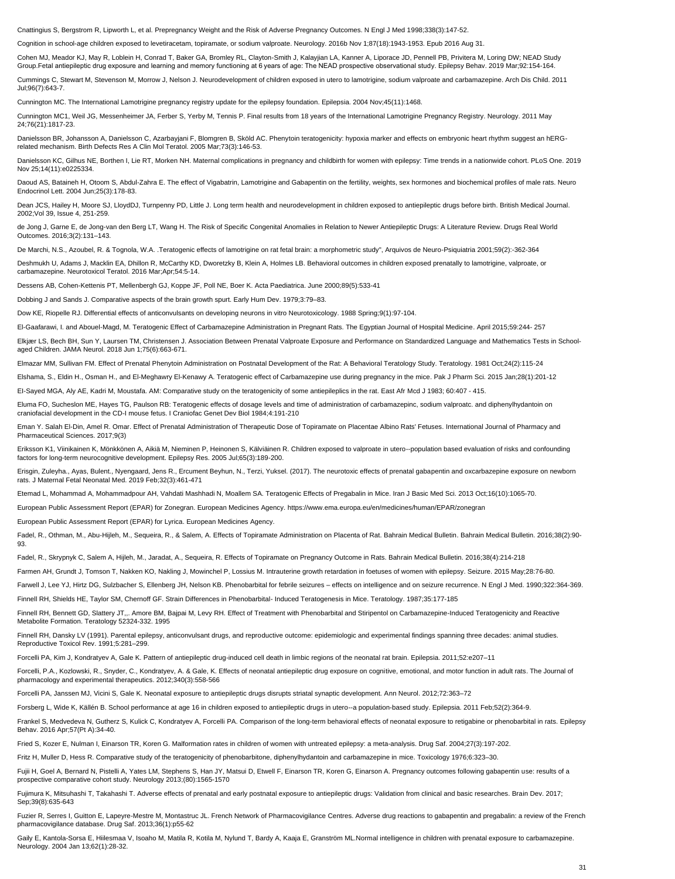Cnattingius S, Bergstrom R, Lipworth L, et al. Prepregnancy Weight and the Risk of Adverse Pregnancy Outcomes. N Engl J Med 1998;338(3):147-52.

Cognition in school-age children exposed to levetiracetam, topiramate, or sodium valproate. Neurology. 2016b Nov 1;87(18):1943-1953. Epub 2016 Aug 31.

Cohen MJ, Meador KJ, May R, Loblein H, Conrad T, Baker GA, Bromley RL, Clayton-Smith J, Kalayjian LA, Kanner A, Liporace JD, Pennell PB, Privitera M, Loring DW; NEAD Study Group.Fetal antiepileptic drug exposure and learning and memory functioning at 6 years of age: The NEAD prospective observational study. Epilepsy Behav. 2019 Mar;92:154-164.

Cummings C, Stewart M, Stevenson M, Morrow J, Nelson J. Neurodevelopment of children exposed in utero to lamotrigine, sodium valproate and carbamazepine. Arch Dis Child. 2011 Jul;96(7):643-7.

Cunnington MC. The International Lamotrigine pregnancy registry update for the epilepsy foundation. Epilepsia. 2004 Nov;45(11):1468.

Cunnington MC1, Weil JG, Messenheimer JA, Ferber S, Yerby M, Tennis P. Final results from 18 years of the International Lamotrigine Pregnancy Registry. Neurology. 2011 May 24;76(21):1817-23.

Danielsson BR, Johansson A, Danielsson C, Azarbayjani F, Blomgren B, Sköld AC. Phenytoin teratogenicity: hypoxia marker and effects on embryonic heart rhythm suggest an hERG-related mechanism. Birth Defects Res A Clin Mol Teratol. 2005 Mar;73(3):146-53.

Danielsson KC, Gilhus NE, Borthen I, Lie RT, Morken NH. Maternal complications in pregnancy and childbirth for women with epilepsy: Time trends in a nationwide cohort. PLoS One. 2019 Nov 25;14(11):e0225334.

Daoud AS, Bataineh H, Otoom S, Abdul-Zahra E. The effect of Vigabatrin, Lamotrigine and Gabapentin on the fertility, weights, sex hormones and biochemical profiles of male rats. Neuro Endocrinol Lett. 2004 Jun;25(3):178-83.

Dean JCS, Hailey H, Moore SJ, LloydDJ, Turnpenny PD, Little J. Long term health and neurodevelopment in children exposed to antiepileptic drugs before birth. British Medical Journal. 2002;Vol 39, Issue 4, 251-259.

de Jong J, Garne E, de Jong-van den Berg LT, Wang H. The Risk of Specific Congenital Anomalies in Relation to Newer Antiepileptic Drugs: A Literature Review. Drugs Real World Outcomes. 2016;3(2):131–143.

De Marchi, N.S., Azoubel, R. & Tognola, W.A. .Teratogenic effects of lamotrigine on rat fetal brain: a morphometric study", Arquivos de Neuro-Psiquiatria 2001;59(2):-362-364

Deshmukh U, Adams J, Macklin EA, Dhillon R, McCarthy KD, Dworetzky B, Klein A, Holmes LB. Behavioral outcomes in children exposed prenatally to lamotrigine, valproate, or carbamazepine. Neurotoxicol Teratol. 2016 Mar;Apr;54:5-14.

Dessens AB, Cohen-Kettenis PT, Mellenbergh GJ, Koppe JF, Poll NE, Boer K. Acta Paediatrica. June 2000;89(5):533-41

Dobbing J and Sands J. Comparative aspects of the brain growth spurt. Early Hum Dev. 1979;3:79–83.

Dow KE, Riopelle RJ. Differential effects of anticonvulsants on developing neurons in vitro Neurotoxicology. 1988 Spring;9(1):97-104.

El-Gaafarawi, I. and Abouel-Magd, M. Teratogenic Effect of Carbamazepine Administration in Pregnant Rats. The Egyptian Journal of Hospital Medicine. April 2015;59:244- 257

Elkjær LS, Bech BH, Sun Y, Laursen TM, Christensen J. Association Between Prenatal Valproate Exposure and Performance on Standardized Language and Mathematics Tests in School-aged Children. JAMA Neurol. 2018 Jun 1;75(6):663-671.

Elmazar MM, Sullivan FM. Effect of Prenatal Phenytoin Administration on Postnatal Development of the Rat: A Behavioral Teratology Study. Teratology. 1981 Oct;24(2):115-24

Elshama, S., Eldin H., Osman H., and El-Meghawry El-Kenawy A. Teratogenic effect of Carbamazepine use during pregnancy in the mice. Pak J Pharm Sci. 2015 Jan;28(1):201-12

El-Sayed MGA, Aly AE, Kadri M, Moustafa. AM: Comparative study on the teratogenicity of some antiepileplics in the rat. East Afr Mcd J 1983; 60:407 - 415.

Eluma FO, Sucheslon ME, Hayes TG, Paulson RB: Teratogenic effects of dosage levels and time of administration of carbamazepinc, sodium valproatc. and diphenylhydantoin on craniofacial development in the CD-I mouse fetus. I Craniofac Genet Dev Biol 1984;4:191-210

Eman Y. Salah El-Din, Amel R. Omar. Effect of Prenatal Administration of Therapeutic Dose of Topiramate on Placentae Albino Rats' Fetuses. International Journal of Pharmacy and Pharmaceutical Sciences. 2017;9(3)

Eriksson K1, Viinikainen K, Mönkkönen A, Aikiä M, Nieminen P, Heinonen S, Kälviäinen R. Children exposed to valproate in utero--population based evaluation of risks and confounding factors for long-term neurocognitive development. Epilepsy Res. 2005 Jul;65(3):189-200.

Erisgin, Zuleyha., Ayas, Bulent., Nyengaard, Jens R., Ercument Beyhun, N., Terzi, Yuksel. (2017). The neurotoxic effects of prenatal gabapentin and oxcarbazepine exposure on newborn rats. J Maternal Fetal Neonatal Med. 2019 Feb;32(3):461-471

Etemad L, Mohammad A, Mohammadpour AH, Vahdati Mashhadi N, Moallem SA. Teratogenic Effects of Pregabalin in Mice. Iran J Basic Med Sci. 2013 Oct;16(10):1065-70.

European Public Assessment Report (EPAR) for Zonegran. European Medicines Agency. https://www.ema.europa.eu/en/medicines/human/EPAR/zonegran

European Public Assessment Report (EPAR) for Lyrica. European Medicines Agency.

Fadel, R., Othman, M., Abu-Hijleh, M., Sequeira, R., & Salem, A. Effects of Topiramate Administration on Placenta of Rat. Bahrain Medical Bulletin. Bahrain Medical Bulletin. 2016;38(2):90-93.

Fadel, R., Skrypnyk C, Salem A, Hijleh, M., Jaradat, A., Sequeira, R. Effects of Topiramate on Pregnancy Outcome in Rats. Bahrain Medical Bulletin. 2016;38(4):214-218

Farmen AH, Grundt J, Tomson T, Nakken KO, Nakling J, Mowinchel P, Lossius M. Intrauterine growth retardation in foetuses of women with epilepsy. Seizure. 2015 May;28:76-80.

Farwell J, Lee YJ, Hirtz DG, Sulzbacher S, Ellenberg JH, Nelson KB. Phenobarbital for febrile seizures – effects on intelligence and on seizure recurrence. N Engl J Med. 1990;322:364-369.

Finnell RH, Shields HE, Taylor SM, Chernoff GF. Strain Differences in Phenobarbital- Induced Teratogenesis in Mice. Teratology. 1987;35:177-185

Finnell RH, Bennett GD, Slattery JT,. Amore BM, Bajpai M, Levy RH. Effect of Treatment with Phenobarbital and Stiripentol on Carbamazepine-Induced Teratogenicity and Reactive Metabolite Formation. Teratology 52324-332. 1995

Finnell RH, Dansky LV (1991). Parental epilepsy, anticonvulsant drugs, and reproductive outcome: epidemiologic and experimental findings spanning three decades: animal studies. Reproductive Toxicol Rev. 1991;5:281–299.

Forcelli PA, Kim J, Kondratyev A, Gale K. Pattern of antiepileptic drug-induced cell death in limbic regions of the neonatal rat brain. Epilepsia. 2011;52:e207–11

Forcelli, P.A., Kozlowski, R., Snyder, C., Kondratyev, A. & Gale, K. Effects of neonatal antiepileptic drug exposure on cognitive, emotional, and motor function in adult rats. The Journal of pharmacology and experimental therapeutics. 2012;340(3):558-566

Forcelli PA, Janssen MJ, Vicini S, Gale K. Neonatal exposure to antiepileptic drugs disrupts striatal synaptic development. Ann Neurol. 2012;72:363–72

Forsberg L, Wide K, Källén B. School performance at age 16 in children exposed to antiepileptic drugs in utero--a population-based study. Epilepsia. 2011 Feb;52(2):364-9.

Frankel S, Medvedeva N, Gutherz S, Kulick C, Kondratyev A, Forcelli PA. Comparison of the long-term behavioral effects of neonatal exposure to retigabine or phenobarbital in rats. Epilepsy Behav. 2016 Apr;57(Pt A):34-40.

Fried S, Kozer E, Nulman I, Einarson TR, Koren G. Malformation rates in children of women with untreated epilepsy: a meta-analysis. Drug Saf. 2004;27(3):197-202.

Fritz H, Muller D, Hess R. Comparative study of the teratogenicity of phenobarbitone, diphenylhydantoin and carbamazepine in mice. Toxicology 1976;6:323–30.

Fujii H, Goel A, Bernard N, Pistelli A, Yates LM, Stephens S, Han JY, Matsui D, Etwell F, Einarson TR, Koren G, Einarson A. Pregnancy outcomes following gabapentin use: results of a prospective comparative cohort study. Neurology 2013;(80):1565-1570

Fujimura K, Mitsuhashi T, Takahashi T. Adverse effects of prenatal and early postnatal exposure to antiepileptic drugs: Validation from clinical and basic researches. Brain Dev. 2017; Sep;39(8):635-643

Fuzier R, Serres I, Guitton E, Lapeyre-Mestre M, Montastruc JL. French Network of Pharmacovigilance Centres. Adverse drug reactions to gabapentin and pregabalin: a review of the French pharmacovigilance database. Drug Saf. 2013;36(1):p55-62

Gaily E, Kantola-Sorsa E, Hiilesmaa V, Isoaho M, Matila R, Kotila M, Nylund T, Bardy A, Kaaja E, Granström ML.Normal intelligence in children with prenatal exposure to carbamazepine. Neurology. 2004 Jan 13;62(1):28-32.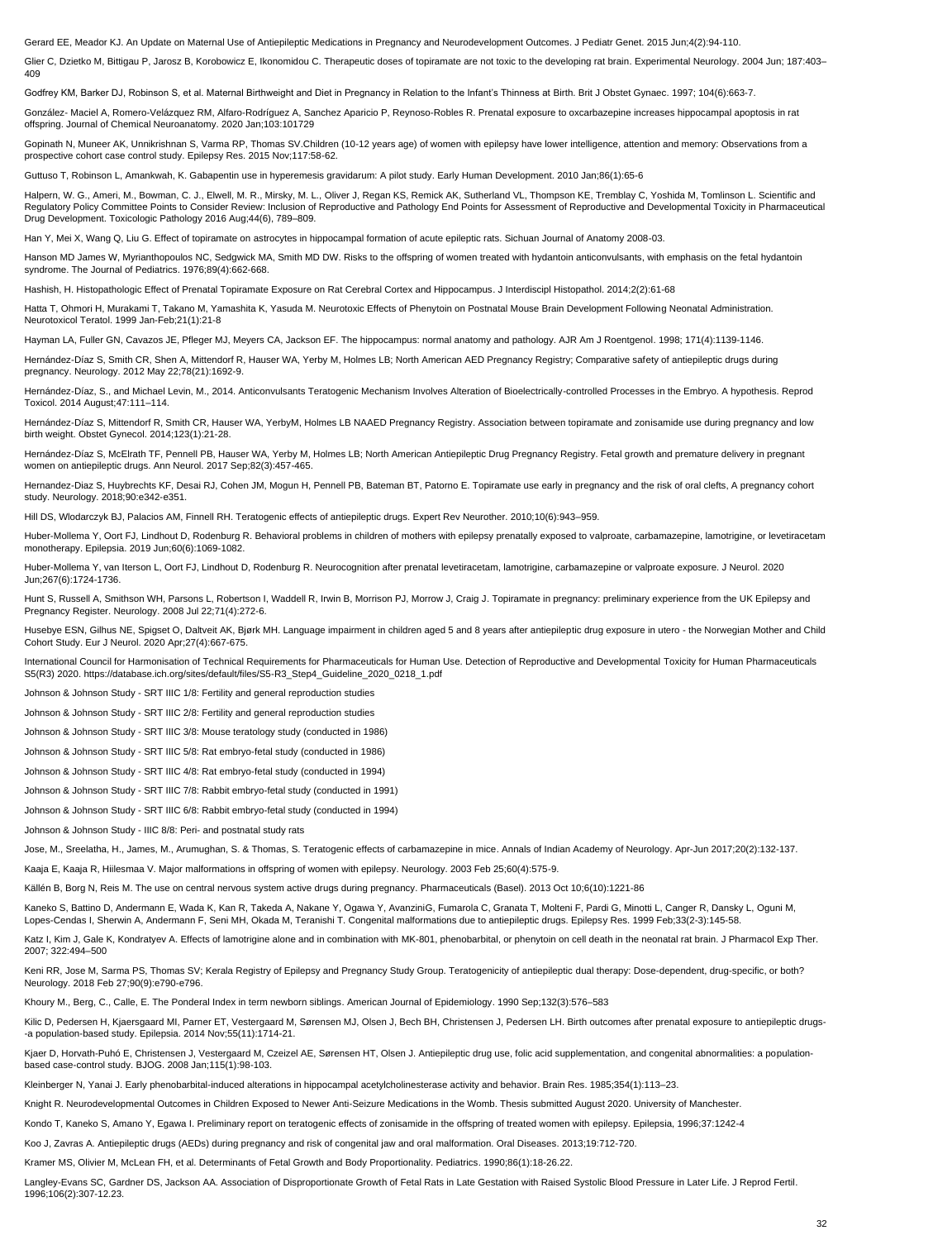Gerard EE, Meador KJ. An Update on Maternal Use of Antiepileptic Medications in Pregnancy and Neurodevelopment Outcomes. J Pediatr Genet. 2015 Jun;4(2):94-110.

Glier C, Dzietko M, Bittigau P, Jarosz B, Korobowicz E, Ikonomidou C. Therapeutic doses of topiramate are not toxic to the developing rat brain. Experimental Neurology. 2004 Jun; 187:403–409

Godfrey KM, Barker DJ, Robinson S, et al. Maternal Birthweight and Diet in Pregnancy in Relation to the Infant's Thinness at Birth. Brit J Obstet Gynaec. 1997; 104(6):663-7.

González- Maciel A, Romero-Velázquez RM, Alfaro-Rodríguez A, Sanchez Aparicio P, Reynoso-Robles R. Prenatal exposure to oxcarbazepine increases hippocampal apoptosis in rat offspring. Journal of Chemical Neuroanatomy. 2020 Jan;103:101729

Gopinath N, Muneer AK, Unnikrishnan S, Varma RP, Thomas SV.Children (10-12 years age) of women with epilepsy have lower intelligence, attention and memory: Observations from a prospective cohort case control study. Epilepsy Res. 2015 Nov;117:58-62.

Guttuso T, Robinson L, Amankwah, K. Gabapentin use in hyperemesis gravidarum: A pilot study. Early Human Development. 2010 Jan;86(1):65-6

Halpern, W. G., Ameri, M., Bowman, C. J., Elwell, M. R., Mirsky, M. L., Oliver J, Regan KS, Remick AK, Sutherland VL, Thompson KE, Tremblay C, Yoshida M, Tomlinson L. Scientific and Regulatory Policy Committee Points to Consider Review: Inclusion of Reproductive and Pathology End Points for Assessment of Reproductive and Developmental Toxicity in Pharmaceutical Drug Development. Toxicologic Pathology 2016 Aug;44(6), 789–809.

Han Y, Mei X, Wang Q, Liu G. Effect of topiramate on astrocytes in hippocampal formation of acute epileptic rats. Sichuan Journal of Anatomy 2008-03.

Hanson MD James W, Myrianthopoulos NC, Sedgwick MA, Smith MD DW. Risks to the offspring of women treated with hydantoin anticonvulsants, with emphasis on the fetal hydantoin syndrome. The Journal of Pediatrics. 1976;89(4):662-668.

Hashish, H. Histopathologic Effect of Prenatal Topiramate Exposure on Rat Cerebral Cortex and Hippocampus. J Interdiscipl Histopathol. 2014;2(2):61-68

Hatta T, Ohmori H, Murakami T, Takano M, Yamashita K, Yasuda M. Neurotoxic Effects of Phenytoin on Postnatal Mouse Brain Development Following Neonatal Administration. Neurotoxicol Teratol. 1999 Jan-Feb;21(1):21-8

Hayman LA, Fuller GN, Cavazos JE, Pfleger MJ, Meyers CA, Jackson EF. The hippocampus: normal anatomy and pathology. AJR Am J Roentgenol. 1998; 171(4):1139-1146.

Hernández-Díaz S, Smith CR, Shen A, Mittendorf R, Hauser WA, Yerby M, Holmes LB; North American AED Pregnancy Registry; Comparative safety of antiepileptic drugs during pregnancy. Neurology. 2012 May 22;78(21):1692-9.

Hernández-Díaz, S., and Michael Levin, M., 2014. Anticonvulsants Teratogenic Mechanism Involves Alteration of Bioelectrically-controlled Processes in the Embryo. A hypothesis. Reprod Toxicol. 2014 August;47:111–114.

Hernández-Díaz S, Mittendorf R, Smith CR, Hauser WA, YerbyM, Holmes LB NAAED Pregnancy Registry. Association between topiramate and zonisamide use during pregnancy and low birth weight. Obstet Gynecol. 2014;123(1):21-28.

Hernández-Díaz S, McElrath TF, Pennell PB, Hauser WA, Yerby M, Holmes LB; North American Antiepileptic Drug Pregnancy Registry. Fetal growth and premature delivery in pregnant women on antiepileptic drugs. Ann Neurol. 2017 Sep;82(3):457-465.

Hernandez-Diaz S, Huybrechts KF, Desai RJ, Cohen JM, Mogun H, Pennell PB, Bateman BT, Patorno E. Topiramate use early in pregnancy and the risk of oral clefts, A pregnancy cohort study. Neurology. 2018;90:e342-e351.

Hill DS, Wlodarczyk BJ, Palacios AM, Finnell RH. Teratogenic effects of antiepileptic drugs. Expert Rev Neurother. 2010;10(6):943–959.

Huber-Mollema Y, Oort FJ, Lindhout D, Rodenburg R. Behavioral problems in children of mothers with epilepsy prenatally exposed to valproate, carbamazepine, lamotrigine, or levetiracetam monotherapy. Epilepsia. 2019 Jun;60(6):1069-1082.

Huber-Mollema Y, van Iterson L, Oort FJ, Lindhout D, Rodenburg R. Neurocognition after prenatal levetiracetam, lamotrigine, carbamazepine or valproate exposure. J Neurol. 2020 Jun;267(6):1724-1736.

Hunt S, Russell A, Smithson WH, Parsons L, Robertson I, Waddell R, Irwin B, Morrison PJ, Morrow J, Craig J. Topiramate in pregnancy: preliminary experience from the UK Epilepsy and Pregnancy Register. Neurology. 2008 Jul 22;71(4):272-6.

Husebye ESN, Gilhus NE, Spigset O, Daltveit AK, Bjørk MH. Language impairment in children aged 5 and 8 years after antiepileptic drug exposure in utero - the Norwegian Mother and Child Cohort Study. Eur J Neurol. 2020 Apr;27(4):667-675.

International Council for Harmonisation of Technical Requirements for Pharmaceuticals for Human Use. Detection of Reproductive and Developmental Toxicity for Human Pharmaceuticals S5(R3) 2020. https://database.ich.org/sites/default/files/S5-R3_Step4_Guideline_2020_0218_1.pdf

Johnson & Johnson Study - SRT IIIC 1/8: Fertility and general reproduction studies

Johnson & Johnson Study - SRT IIIC 2/8: Fertility and general reproduction studies

Johnson & Johnson Study - SRT IIIC 3/8: Mouse teratology study (conducted in 1986)

Johnson & Johnson Study - SRT IIIC 5/8: Rat embryo-fetal study (conducted in 1986)

Johnson & Johnson Study - SRT IIIC 4/8: Rat embryo-fetal study (conducted in 1994)

Johnson & Johnson Study - SRT IIIC 7/8: Rabbit embryo-fetal study (conducted in 1991)

Johnson & Johnson Study - SRT IIIC 6/8: Rabbit embryo-fetal study (conducted in 1994)

Johnson & Johnson Study - IIIC 8/8: Peri- and postnatal study rats

Jose, M., Sreelatha, H., James, M., Arumughan, S. & Thomas, S. Teratogenic effects of carbamazepine in mice. Annals of Indian Academy of Neurology. Apr-Jun 2017;20(2):132-137.

Kaaja E, Kaaja R, Hiilesmaa V. Major malformations in offspring of women with epilepsy. Neurology. 2003 Feb 25;60(4):575-9.

Källén B, Borg N, Reis M. The use on central nervous system active drugs during pregnancy. Pharmaceuticals (Basel). 2013 Oct 10;6(10):1221-86

Kaneko S, Battino D, Andermann E, Wada K, Kan R, Takeda A, Nakane Y, Ogawa Y, AvanziniG, Fumarola C, Granata T, Molteni F, Pardi G, Minotti L, Canger R, Dansky L, Oguni M, Lopes-Cendas I, Sherwin A, Andermann F, Seni MH, Okada M, Teranishi T. Congenital malformations due to antiepileptic drugs. Epilepsy Res. 1999 Feb;33(2-3):145-58.

Katz I, Kim J, Gale K, Kondratyev A. Effects of lamotrigine alone and in combination with MK-801, phenobarbital, or phenytoin on cell death in the neonatal rat brain. J Pharmacol Exp Ther. 2007; 322:494–500

Keni RR, Jose M, Sarma PS, Thomas SV; Kerala Registry of Epilepsy and Pregnancy Study Group. Teratogenicity of antiepileptic dual therapy: Dose-dependent, drug-specific, or both? Neurology. 2018 Feb 27;90(9):e790-e796.

Khoury M., Berg, C., Calle, E. The Ponderal Index in term newborn siblings. American Journal of Epidemiology. 1990 Sep;132(3):576–583

Kilic D, Pedersen H, Kjaersgaard MI, Parner ET, Vestergaard M, Sørensen MJ, Olsen J, Bech BH, Christensen J, Pedersen LH. Birth outcomes after prenatal exposure to antiepileptic drugs--a population-based study. Epilepsia. 2014 Nov;55(11):1714-21.

Kjaer D, Horvath-Puhó E, Christensen J, Vestergaard M, Czeizel AE, Sørensen HT, Olsen J. Antiepileptic drug use, folic acid supplementation, and congenital abnormalities: a population-based case-control study. BJOG. 2008 Jan;115(1):98-103.

Kleinberger N, Yanai J. Early phenobarbital-induced alterations in hippocampal acetylcholinesterase activity and behavior. Brain Res. 1985;354(1):113–23.

Knight R. Neurodevelopmental Outcomes in Children Exposed to Newer Anti-Seizure Medications in the Womb. Thesis submitted August 2020. University of Manchester.

Kondo T, Kaneko S, Amano Y, Egawa I. Preliminary report on teratogenic effects of zonisamide in the offspring of treated women with epilepsy. Epilepsia, 1996;37:1242-4

Koo J, Zavras A. Antiepileptic drugs (AEDs) during pregnancy and risk of congenital jaw and oral malformation. Oral Diseases. 2013;19:712-720.

Kramer MS, Olivier M, McLean FH, et al. Determinants of Fetal Growth and Body Proportionality. Pediatrics. 1990;86(1):18-26.22.

Langley-Evans SC, Gardner DS, Jackson AA. Association of Disproportionate Growth of Fetal Rats in Late Gestation with Raised Systolic Blood Pressure in Later Life. J Reprod Fertil. 1996;106(2):307-12.23.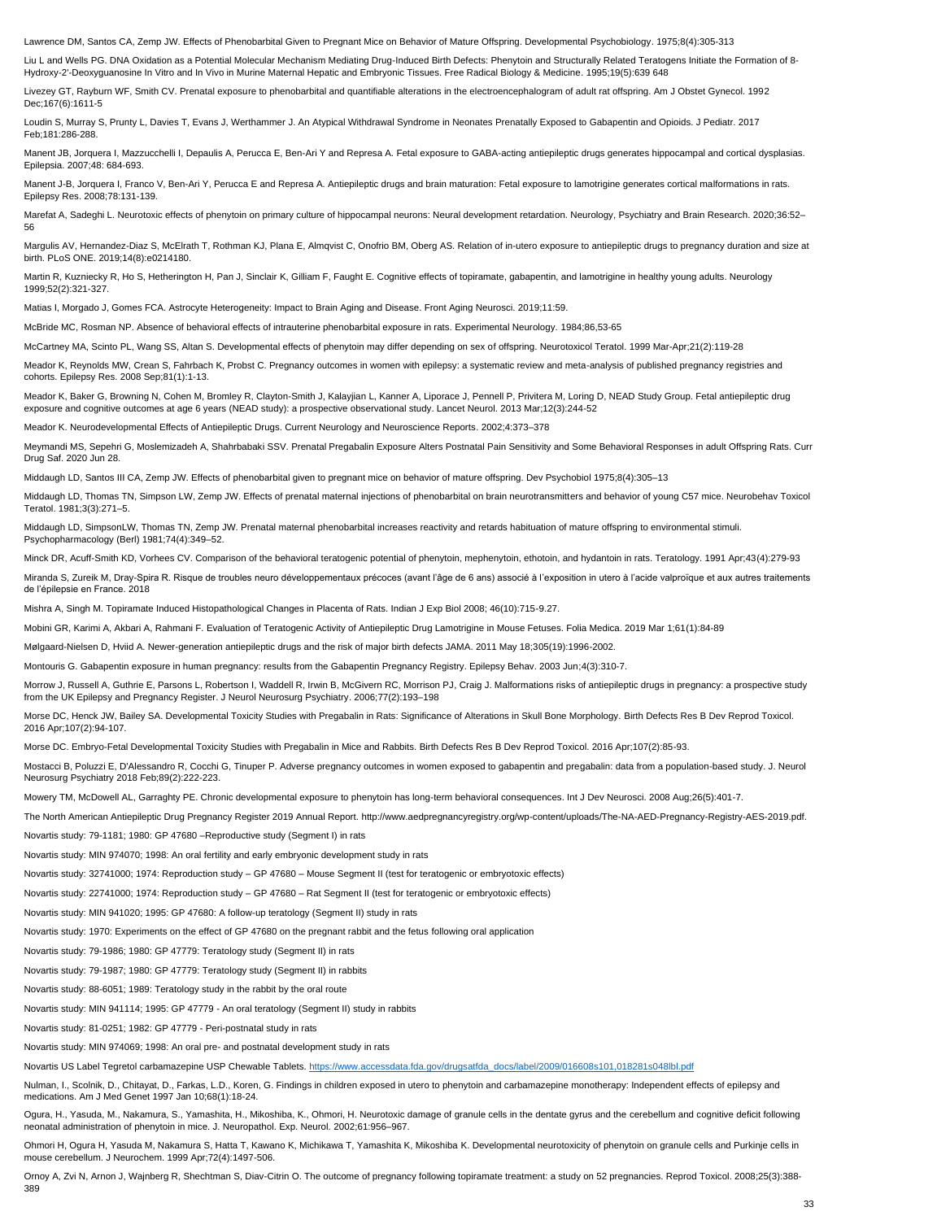Lawrence DM, Santos CA, Zemp JW. Effects of Phenobarbital Given to Pregnant Mice on Behavior of Mature Offspring. Developmental Psychobiology. 1975;8(4):305-313

Liu L and Wells PG. DNA Oxidation as a Potential Molecular Mechanism Mediating Drug-Induced Birth Defects: Phenytoin and Structurally Related Teratogens Initiate the Formation of 8-Hydroxy-2'-Deoxyguanosine In Vitro and In Vivo in Murine Maternal Hepatic and Embryonic Tissues. Free Radical Biology & Medicine. 1995;19(5):639 648

Livezey GT, Rayburn WF, Smith CV. Prenatal exposure to phenobarbital and quantifiable alterations in the electroencephalogram of adult rat offspring. Am J Obstet Gynecol. 1992 Dec;167(6):1611-5

Loudin S, Murray S, Prunty L, Davies T, Evans J, Werthammer J. An Atypical Withdrawal Syndrome in Neonates Prenatally Exposed to Gabapentin and Opioids. J Pediatr. 2017 Feb;181:286-288.

Manent JB, Jorquera I, Mazzucchelli I, Depaulis A, Perucca E, Ben-Ari Y and Represa A. Fetal exposure to GABA-acting antiepileptic drugs generates hippocampal and cortical dysplasias. Epilepsia. 2007;48: 684-693.

Manent J-B, Jorquera I, Franco V, Ben-Ari Y, Perucca E and Represa A. Antiepileptic drugs and brain maturation: Fetal exposure to lamotrigine generates cortical malformations in rats. Epilepsy Res. 2008;78:131-139.

Marefat A, Sadeghi L. Neurotoxic effects of phenytoin on primary culture of hippocampal neurons: Neural development retardation. Neurology, Psychiatry and Brain Research. 2020;36:52–56

Margulis AV, Hernandez-Diaz S, McElrath T, Rothman KJ, Plana E, Almqvist C, Onofrio BM, Oberg AS. Relation of in-utero exposure to antiepileptic drugs to pregnancy duration and size at birth. PLoS ONE. 2019;14(8):e0214180.

Martin R, Kuzniecky R, Ho S, Hetherington H, Pan J, Sinclair K, Gilliam F, Faught E. Cognitive effects of topiramate, gabapentin, and lamotrigine in healthy young adults. Neurology 1999;52(2):321-327.

Matias I, Morgado J, Gomes FCA. Astrocyte Heterogeneity: Impact to Brain Aging and Disease. Front Aging Neurosci. 2019;11:59.

McBride MC, Rosman NP. Absence of behavioral effects of intrauterine phenobarbital exposure in rats. Experimental Neurology. 1984;86,53-65

McCartney MA, Scinto PL, Wang SS, Altan S. Developmental effects of phenytoin may differ depending on sex of offspring. Neurotoxicol Teratol. 1999 Mar-Apr;21(2):119-28

Meador K, Reynolds MW, Crean S, Fahrbach K, Probst C. Pregnancy outcomes in women with epilepsy: a systematic review and meta-analysis of published pregnancy registries and cohorts. Epilepsy Res. 2008 Sep;81(1):1-13.

Meador K, Baker G, Browning N, Cohen M, Bromley R, Clayton-Smith J, Kalayjian L, Kanner A, Liporace J, Pennell P, Privitera M, Loring D, NEAD Study Group. Fetal antiepileptic drug exposure and cognitive outcomes at age 6 years (NEAD study): a prospective observational study. Lancet Neurol. 2013 Mar;12(3):244-52

Meador K. Neurodevelopmental Effects of Antiepileptic Drugs. Current Neurology and Neuroscience Reports. 2002;4:373–378

Meymandi MS, Sepehri G, Moslemizadeh A, Shahrbabaki SSV. Prenatal Pregabalin Exposure Alters Postnatal Pain Sensitivity and Some Behavioral Responses in adult Offspring Rats. Curr Drug Saf. 2020 Jun 28.

Middaugh LD, Santos III CA, Zemp JW. Effects of phenobarbital given to pregnant mice on behavior of mature offspring. Dev Psychobiol 1975;8(4):305–13

Middaugh LD, Thomas TN, Simpson LW, Zemp JW. Effects of prenatal maternal injections of phenobarbital on brain neurotransmitters and behavior of young C57 mice. Neurobehav Toxicol Teratol. 1981;3(3):271–5.

Middaugh LD, SimpsonLW, Thomas TN, Zemp JW. Prenatal maternal phenobarbital increases reactivity and retards habituation of mature offspring to environmental stimuli. Psychopharmacology (Berl) 1981;74(4):349–52.

Minck DR, Acuff-Smith KD, Vorhees CV. Comparison of the behavioral teratogenic potential of phenytoin, mephenytoin, ethotoin, and hydantoin in rats. Teratology. 1991 Apr;43(4):279-93

Miranda S, Zureik M, Dray-Spira R. Risque de troubles neuro développementaux précoces (avant l'âge de 6 ans) associé à l'exposition in utero à l'acide valproïque et aux autres traitements de l'épilepsie en France. 2018

Mishra A, Singh M. Topiramate Induced Histopathological Changes in Placenta of Rats. Indian J Exp Biol 2008; 46(10):715-9.27.

Mobini GR, Karimi A, Akbari A, Rahmani F. Evaluation of Teratogenic Activity of Antiepileptic Drug Lamotrigine in Mouse Fetuses. Folia Medica. 2019 Mar 1;61(1):84-89

Mølgaard-Nielsen D, Hviid A. Newer-generation antiepileptic drugs and the risk of major birth defects JAMA. 2011 May 18;305(19):1996-2002.

Montouris G. Gabapentin exposure in human pregnancy: results from the Gabapentin Pregnancy Registry. Epilepsy Behav. 2003 Jun;4(3):310-7.

Morrow J, Russell A, Guthrie E, Parsons L, Robertson I, Waddell R, Irwin B, McGivern RC, Morrison PJ, Craig J. Malformations risks of antiepileptic drugs in pregnancy: a prospective study from the UK Epilepsy and Pregnancy Register. J Neurol Neurosurg Psychiatry. 2006;77(2):193–198

Morse DC, Henck JW, Bailey SA. Developmental Toxicity Studies with Pregabalin in Rats: Significance of Alterations in Skull Bone Morphology. Birth Defects Res B Dev Reprod Toxicol. 2016 Apr;107(2):94-107.

Morse DC. Embryo-Fetal Developmental Toxicity Studies with Pregabalin in Mice and Rabbits. Birth Defects Res B Dev Reprod Toxicol. 2016 Apr;107(2):85-93.

Mostacci B, Poluzzi E, D'Alessandro R, Cocchi G, Tinuper P. Adverse pregnancy outcomes in women exposed to gabapentin and pregabalin: data from a population-based study. J. Neurol Neurosurg Psychiatry 2018 Feb;89(2):222-223.

Mowery TM, McDowell AL, Garraghty PE. Chronic developmental exposure to phenytoin has long-term behavioral consequences. Int J Dev Neurosci. 2008 Aug;26(5):401-7.

The North American Antiepileptic Drug Pregnancy Register 2019 Annual Report. http://www.aedpregnancyregistry.org/wp-content/uploads/The-NA-AED-Pregnancy-Registry-AES-2019.pdf.

Novartis study: 79-1181; 1980: GP 47680 –Reproductive study (Segment I) in rats

Novartis study: MIN 974070; 1998: An oral fertility and early embryonic development study in rats

Novartis study: 32741000; 1974: Reproduction study – GP 47680 – Mouse Segment II (test for teratogenic or embryotoxic effects)

Novartis study: 22741000; 1974: Reproduction study – GP 47680 – Rat Segment II (test for teratogenic or embryotoxic effects)

Novartis study: MIN 941020; 1995: GP 47680: A follow-up teratology (Segment II) study in rats

Novartis study: 1970: Experiments on the effect of GP 47680 on the pregnant rabbit and the fetus following oral application

Novartis study: 79-1986; 1980: GP 47779: Teratology study (Segment II) in rats

Novartis study: 79-1987; 1980: GP 47779: Teratology study (Segment II) in rabbits

Novartis study: 88-6051; 1989: Teratology study in the rabbit by the oral route

Novartis study: MIN 941114; 1995: GP 47779 - An oral teratology (Segment II) study in rabbits

Novartis study: 81-0251; 1982: GP 47779 - Peri-postnatal study in rats

Novartis study: MIN 974069; 1998: An oral pre- and postnatal development study in rats

Novartis US Label Tegretol carbamazepine USP Chewable Tablets. https://www.accessdata.fda.gov/drugsatfda_docs/label/2009/016608s101,018281s048lbl.pdf

Nulman, I., Scolnik, D., Chitayat, D., Farkas, L.D., Koren, G. Findings in children exposed in utero to phenytoin and carbamazepine monotherapy: Independent effects of epilepsy and medications. Am J Med Genet 1997 Jan 10;68(1):18-24.

Ogura, H., Yasuda, M., Nakamura, S., Yamashita, H., Mikoshiba, K., Ohmori, H. Neurotoxic damage of granule cells in the dentate gyrus and the cerebellum and cognitive deficit following neonatal administration of phenytoin in mice. J. Neuropathol. Exp. Neurol. 2002;61:956–967.

Ohmori H, Ogura H, Yasuda M, Nakamura S, Hatta T, Kawano K, Michikawa T, Yamashita K, Mikoshiba K. Developmental neurotoxicity of phenytoin on granule cells and Purkinje cells in mouse cerebellum. J Neurochem. 1999 Apr;72(4):1497-506.

Ornoy A, Zvi N, Arnon J, Wajnberg R, Shechtman S, Diav-Citrin O. The outcome of pregnancy following topiramate treatment: a study on 52 pregnancies. Reprod Toxicol. 2008;25(3):388-389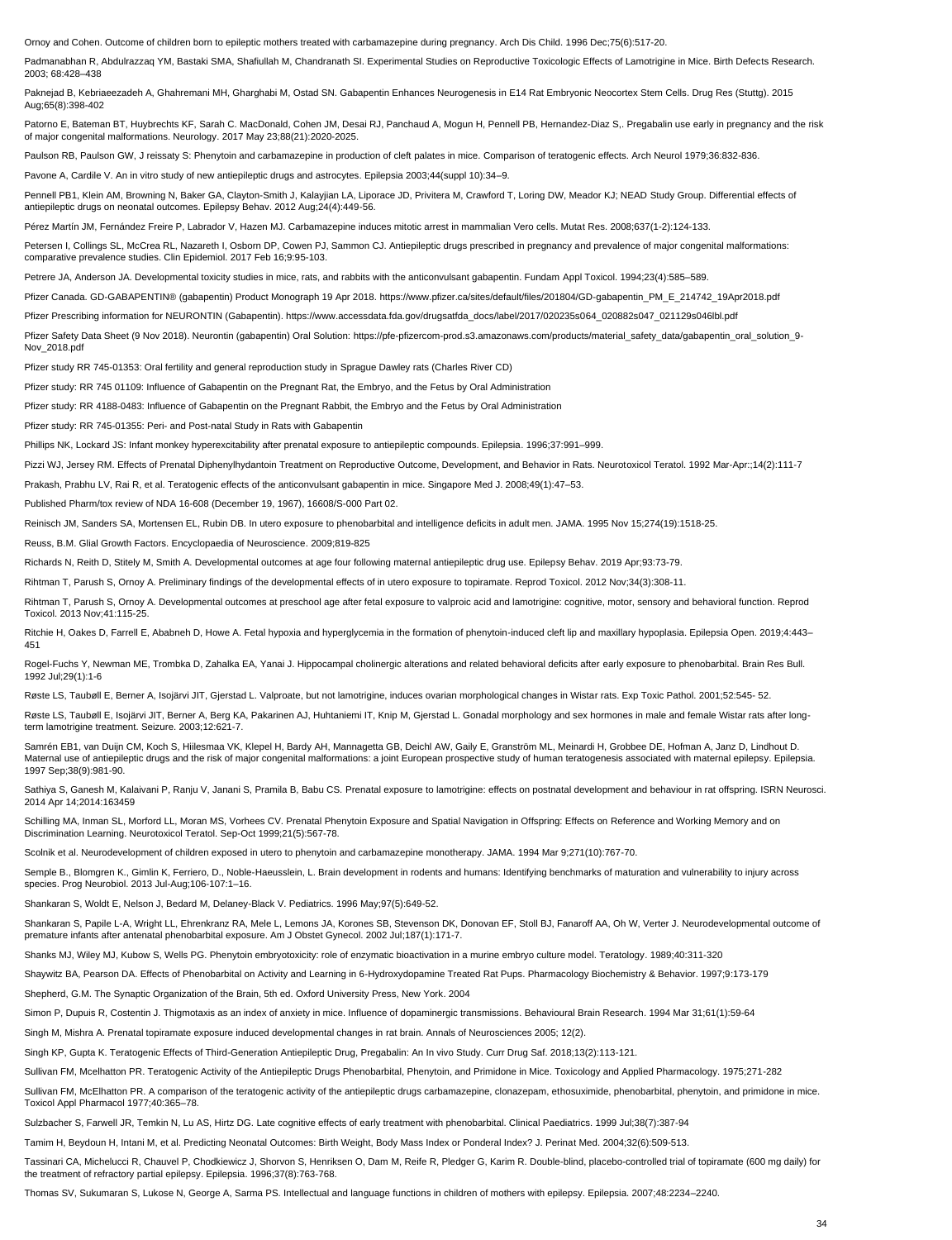Ornoy and Cohen. Outcome of children born to epileptic mothers treated with carbamazepine during pregnancy. Arch Dis Child. 1996 Dec;75(6):517-20.

Padmanabhan R, Abdulrazzaq YM, Bastaki SMA, Shafiullah M, Chandranath SI. Experimental Studies on Reproductive Toxicologic Effects of Lamotrigine in Mice. Birth Defects Research. 2003; 68:428–438

Paknejad B, Kebriaeezadeh A, Ghahremani MH, Gharghabi M, Ostad SN. Gabapentin Enhances Neurogenesis in E14 Rat Embryonic Neocortex Stem Cells. Drug Res (Stuttg). 2015 Aug;65(8):398-402

Patorno E, Bateman BT, Huybrechts KF, Sarah C. MacDonald, Cohen JM, Desai RJ, Panchaud A, Mogun H, Pennell PB, Hernandez-Diaz S,. Pregabalin use early in pregnancy and the risk of major congenital malformations. Neurology. 2017 May 23;88(21):2020-2025.

Paulson RB, Paulson GW, J reissaty S: Phenytoin and carbamazepine in production of cleft palates in mice. Comparison of teratogenic effects. Arch Neurol 1979;36:832-836.

Pavone A, Cardile V. An in vitro study of new antiepileptic drugs and astrocytes. Epilepsia 2003;44(suppl 10):34–9.

Pennell PB1, Klein AM, Browning N, Baker GA, Clayton-Smith J, Kalayjian LA, Liporace JD, Privitera M, Crawford T, Loring DW, Meador KJ; NEAD Study Group. Differential effects of antiepileptic drugs on neonatal outcomes. Epilepsy Behav. 2012 Aug;24(4):449-56.

Pérez Martín JM, Fernández Freire P, Labrador V, Hazen MJ. Carbamazepine induces mitotic arrest in mammalian Vero cells. Mutat Res. 2008;637(1-2):124-133.

Petersen I, Collings SL, McCrea RL, Nazareth I, Osborn DP, Cowen PJ, Sammon CJ. Antiepileptic drugs prescribed in pregnancy and prevalence of major congenital malformations: comparative prevalence studies. Clin Epidemiol. 2017 Feb 16;9:95-103.

Petrere JA, Anderson JA. Developmental toxicity studies in mice, rats, and rabbits with the anticonvulsant gabapentin. Fundam Appl Toxicol. 1994;23(4):585–589.

Pfizer Canada. GD-GABAPENTIN® (gabapentin) Product Monograph 19 Apr 2018. https://www.pfizer.ca/sites/default/files/201804/GD-gabapentin_PM_E_214742_19Apr2018.pdf

Pfizer Prescribing information for NEURONTIN (Gabapentin). https://www.accessdata.fda.gov/drugsatfda_docs/label/2017/020235s064_020882s047_021129s046lbl.pdf

Pfizer Safety Data Sheet (9 Nov 2018). Neurontin (gabapentin) Oral Solution: https://pfe-pfizercom-prod.s3.amazonaws.com/products/material_safety_data/gabapentin_oral_solution_9-Nov_2018.pdf

Pfizer study RR 745-01353: Oral fertility and general reproduction study in Sprague Dawley rats (Charles River CD)

Pfizer study: RR 745 01109: Influence of Gabapentin on the Pregnant Rat, the Embryo, and the Fetus by Oral Administration

Pfizer study: RR 4188-0483: Influence of Gabapentin on the Pregnant Rabbit, the Embryo and the Fetus by Oral Administration

Pfizer study: RR 745-01355: Peri- and Post-natal Study in Rats with Gabapentin

Phillips NK, Lockard JS: Infant monkey hyperexcitability after prenatal exposure to antiepileptic compounds. Epilepsia. 1996;37:991–999.

Pizzi WJ, Jersey RM. Effects of Prenatal Diphenylhydantoin Treatment on Reproductive Outcome, Development, and Behavior in Rats. Neurotoxicol Teratol. 1992 Mar-Apr:;14(2):111-7

Prakash, Prabhu LV, Rai R, et al. Teratogenic effects of the anticonvulsant gabapentin in mice. Singapore Med J. 2008;49(1):47–53.

Published Pharm/tox review of NDA 16-608 (December 19, 1967), 16608/S-000 Part 02.

Reinisch JM, Sanders SA, Mortensen EL, Rubin DB. In utero exposure to phenobarbital and intelligence deficits in adult men. JAMA. 1995 Nov 15;274(19):1518-25.

Reuss, B.M. Glial Growth Factors. Encyclopaedia of Neuroscience. 2009;819-825

Richards N, Reith D, Stitely M, Smith A. Developmental outcomes at age four following maternal antiepileptic drug use. Epilepsy Behav. 2019 Apr;93:73-79.

Rihtman T, Parush S, Ornoy A. Preliminary findings of the developmental effects of in utero exposure to topiramate. Reprod Toxicol. 2012 Nov;34(3):308-11.

Rihtman T, Parush S, Ornoy A. Developmental outcomes at preschool age after fetal exposure to valproic acid and lamotrigine: cognitive, motor, sensory and behavioral function. Reprod Toxicol. 2013 Nov;41:115-25.

Ritchie H, Oakes D, Farrell E, Ababneh D, Howe A. Fetal hypoxia and hyperglycemia in the formation of phenytoin-induced cleft lip and maxillary hypoplasia. Epilepsia Open. 2019;4:443–451

Rogel-Fuchs Y, Newman ME, Trombka D, Zahalka EA, Yanai J. Hippocampal cholinergic alterations and related behavioral deficits after early exposure to phenobarbital. Brain Res Bull. 1992 Jul;29(1):1-6

Røste LS, Tauböll E, Berner A, Isojärvi JIT, Gjerstad L. Valproate, but not lamotrigine, induces ovarian morphological changes in Wistar rats. Exp Toxic Pathol. 2001;52:545- 52.

Røste LS, Tauböll E, Isojärvi JIT, Berner A, Berg KA, Pakarinen AJ, Huhtaniemi IT, Knip M, Gjerstad L. Gonadal morphology and sex hormones in male and female Wistar rats after long-term lamotrigine treatment. Seizure. 2003;12:621-7.

Samrén EB1, van Duijn CM, Koch S, Hiilesmaa VK, Klepel H, Bardy AH, Mannagetta GB, Deichl AW, Gaily E, Granström ML, Meinardi H, Grobbee DE, Hofman A, Janz D, Lindhout D. Maternal use of antiepileptic drugs and the risk of major congenital malformations: a joint European prospective study of human teratogenesis associated with maternal epilepsy. Epilepsia. 1997 Sep;38(9):981-90.

Sathiya S, Ganesh M, Kalaivani P, Ranju V, Janani S, Pramila B, Babu CS. Prenatal exposure to lamotrigine: effects on postnatal development and behaviour in rat offspring. ISRN Neurosci. 2014 Apr 14;2014:163459

Schilling MA, Inman SL, Morford LL, Moran MS, Vorhees CV. Prenatal Phenytoin Exposure and Spatial Navigation in Offspring: Effects on Reference and Working Memory and on Discrimination Learning. Neurotoxicol Teratol. Sep-Oct 1999;21(5):567-78.

Scolnik et al. Neurodevelopment of children exposed in utero to phenytoin and carbamazepine monotherapy. JAMA. 1994 Mar 9;271(10):767-70.

Semple B., Blomgren K., Gimlin K, Ferriero, D., Noble-Haeusslein, L. Brain development in rodents and humans: Identifying benchmarks of maturation and vulnerability to injury across species. Prog Neurobiol. 2013 Jul-Aug;106-107:1–16.

Shankaran S, Woldt E, Nelson J, Bedard M, Delaney-Black V. Pediatrics. 1996 May;97(5):649-52.

Shankaran S, Papile L-A, Wright LL, Ehrenkranz RA, Mele L, Lemons JA, Korones SB, Stevenson DK, Donovan EF, Stoll BJ, Fanaroff AA, Oh W, Verter J. Neurodevelopmental outcome of premature infants after antenatal phenobarbital exposure. Am J Obstet Gynecol. 2002 Jul;187(1):171-7.

Shanks MJ, Wiley MJ, Kubow S, Wells PG. Phenytoin embryotoxicity: role of enzymatic bioactivation in a murine embryo culture model. Teratology. 1989;40:311-320

Shaywitz BA, Pearson DA. Effects of Phenobarbital on Activity and Learning in 6-Hydroxydopamine Treated Rat Pups. Pharmacology Biochemistry & Behavior. 1997;9:173-179

Shepherd, G.M. The Synaptic Organization of the Brain, 5th ed. Oxford University Press, New York. 2004

Simon P, Dupuis R, Costentin J. Thigmotaxis as an index of anxiety in mice. Influence of dopaminergic transmissions. Behavioural Brain Research. 1994 Mar 31;61(1):59-64

Singh M, Mishra A. Prenatal topiramate exposure induced developmental changes in rat brain. Annals of Neurosciences 2005; 12(2).

Singh KP, Gupta K. Teratogenic Effects of Third-Generation Antiepileptic Drug, Pregabalin: An In vivo Study. Curr Drug Saf. 2018;13(2):113-121.

Sullivan FM, Mcelhatton PR. Teratogenic Activity of the Antiepileptic Drugs Phenobarbital, Phenytoin, and Primidone in Mice. Toxicology and Applied Pharmacology. 1975;271-282

Sullivan FM, McElhatton PR. A comparison of the teratogenic activity of the antiepileptic drugs carbamazepine, clonazepam, ethosuximide, phenobarbital, phenytoin, and primidone in mice. Toxicol Appl Pharmacol 1977;40:365–78.

Sulzbacher S, Farwell JR, Temkin N, Lu AS, Hirtz DG. Late cognitive effects of early treatment with phenobarbital. Clinical Paediatrics. 1999 Jul;38(7):387-94

Tamim H, Beydoun H, Intani M, et al. Predicting Neonatal Outcomes: Birth Weight, Body Mass Index or Ponderal Index? J. Perinat Med. 2004;32(6):509-513.

Tassinari CA, Michelucci R, Chauvel P, Chodkiewicz J, Shorvon S, Henriksen O, Dam M, Reife R, Pledger G, Karim R. Double-blind, placebo-controlled trial of topiramate (600 mg daily) for the treatment of refractory partial epilepsy. Epilepsia. 1996;37(8):763-768.

Thomas SV, Sukumaran S, Lukose N, George A, Sarma PS. Intellectual and language functions in children of mothers with epilepsy. Epilepsia. 2007;48:2234–2240.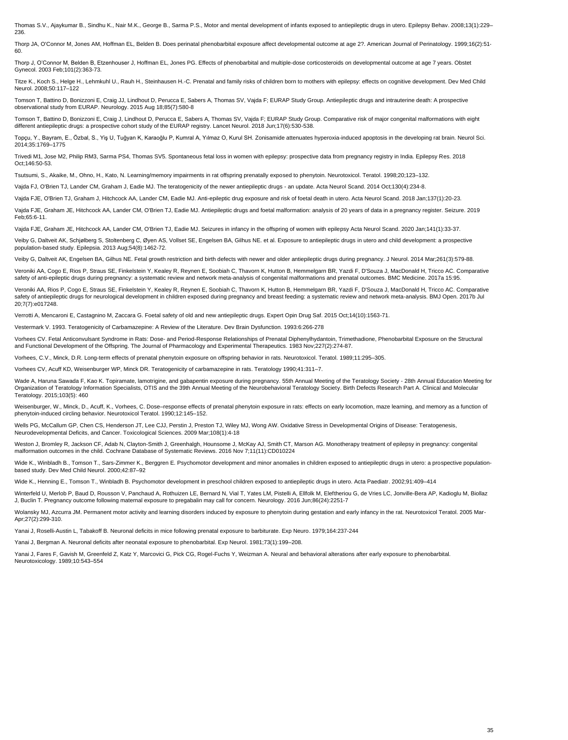Thomas S.V., Ajaykumar B., Sindhu K., Nair M.K., George B., Sarma P.S., Motor and mental development of infants exposed to antiepileptic drugs in utero. Epilepsy Behav. 2008;13(1):229–236.

Thorp JA, O'Connor M, Jones AM, Hoffman EL, Belden B. Does perinatal phenobarbital exposure affect developmental outcome at age 2?. American Journal of Perinatology. 1999;16(2):51-60.

Thorp J, O'Connor M, Belden B, Etzenhouser J, Hoffman EL, Jones PG. Effects of phenobarbital and multiple-dose corticosteroids on developmental outcome at age 7 years. Obstet Gynecol. 2003 Feb;101(2):363-73.

Titze K., Koch S., Helge H., Lehmkuhl U., Rauh H., Steinhausen H.-C. Prenatal and family risks of children born to mothers with epilepsy: effects on cognitive development. Dev Med Child Neurol. 2008;50:117–122

Tomson T, Battino D, Bonizzoni E, Craig JJ, Lindhout D, Perucca E, Sabers A, Thomas SV, Vajda F; EURAP Study Group. Antiepileptic drugs and intrauterine death: A prospective observational study from EURAP. Neurology. 2015 Aug 18;85(7):580-8

Tomson T, Battino D, Bonizzoni E, Craig J, Lindhout D, Perucca E, Sabers A, Thomas SV, Vajda F; EURAP Study Group. Comparative risk of major congenital malformations with eight different antiepileptic drugs: a prospective cohort study of the EURAP registry. Lancet Neurol. 2018 Jun;17(6):530-538.

Topçu, Y., Bayram, E., Özbal, S., Yiş U, Tuğyan K, Karaoğlu P, Kumral A, Yılmaz O, Kurul SH. Zonisamide attenuates hyperoxia-induced apoptosis in the developing rat brain. Neurol Sci. 2014;35:1769–1775

Trivedi M1, Jose M2, Philip RM3, Sarma PS4, Thomas SV5. Spontaneous fetal loss in women with epilepsy: prospective data from pregnancy registry in India. Epilepsy Res. 2018 Oct;146:50-53.

Tsutsumi, S., Akaike, M., Ohno, H., Kato, N. Learning/memory impairments in rat offspring prenatally exposed to phenytoin. Neurotoxicol. Teratol. 1998;20;123–132.

Vajda FJ, O'Brien TJ, Lander CM, Graham J, Eadie MJ. The teratogenicity of the newer antiepileptic drugs - an update. Acta Neurol Scand. 2014 Oct;130(4):234-8.

Vajda FJE, O'Brien TJ, Graham J, Hitchcock AA, Lander CM, Eadie MJ. Anti-epileptic drug exposure and risk of foetal death in utero. Acta Neurol Scand. 2018 Jan;137(1):20-23.

Vajda FJE, Graham JE, Hitchcock AA, Lander CM, O'Brien TJ, Eadie MJ. Antiepileptic drugs and foetal malformation: analysis of 20 years of data in a pregnancy register. Seizure. 2019 Feb;65:6-11.

Vajda FJE, Graham JE, Hitchcock AA, Lander CM, O'Brien TJ, Eadie MJ. Seizures in infancy in the offspring of women with epilepsy Acta Neurol Scand. 2020 Jan;141(1):33-37.

Veiby G, Daltveit AK, Schjølberg S, Stoltenberg C, Øyen AS, Vollset SE, Engelsen BA, Gilhus NE. et al. Exposure to antiepileptic drugs in utero and child development: a prospective population-based study. Epilepsia. 2013 Aug;54(8):1462-72.

Veiby G, Daltveit AK, Engelsen BA, Gilhus NE. Fetal growth restriction and birth defects with newer and older antiepileptic drugs during pregnancy. J Neurol. 2014 Mar;261(3):579-88.

Veroniki AA, Cogo E, Rios P, Straus SE, Finkelstein Y, Kealey R, Reynen E, Soobiah C, Thavorn K, Hutton B, Hemmelgarn BR, Yazdi F, D'Souza J, MacDonald H, Tricco AC. Comparative safety of anti-epileptic drugs during pregnancy: a systematic review and network meta-analysis of congenital malformations and prenatal outcomes. BMC Medicine. 2017a 15:95.

Veroniki AA, Rios P, Cogo E, Straus SE, Finkelstein Y, Kealey R, Reynen E, Soobiah C, Thavorn K, Hutton B, Hemmelgarn BR, Yazdi F, D'Souza J, MacDonald H, Tricco AC. Comparative safety of antiepileptic drugs for neurological development in children exposed during pregnancy and breast feeding: a systematic review and network meta-analysis. BMJ Open. 2017b Jul 20;7(7):e017248.

Verrotti A, Mencaroni E, Castagnino M, Zaccara G. Foetal safety of old and new antiepileptic drugs. Expert Opin Drug Saf. 2015 Oct;14(10):1563-71.

Vestermark V. 1993. Teratogenicity of Carbamazepine: A Review of the Literature. Dev Brain Dysfunction. 1993:6:266-278

Vorhees CV. Fetal Anticonvulsant Syndrome in Rats: Dose- and Period-Response Relationships of Prenatal Diphenylhydantoin, Trimethadione, Phenobarbital Exposure on the Structural and Functional Development of the Offspring. The Journal of Pharmacology and Experimental Therapeutics. 1983 Nov;227(2):274-87.

Vorhees, C.V., Minck, D.R. Long-term effects of prenatal phenytoin exposure on offspring behavior in rats. Neurotoxicol. Teratol. 1989;11:295–305.

Vorhees CV, Acuff KD, Weisenburger WP, Minck DR. Teratogenicity of carbamazepine in rats. Teratology 1990;41:311–7.

Wade A, Haruna Sawada F, Kao K. Topiramate, lamotrigine, and gabapentin exposure during pregnancy. 55th Annual Meeting of the Teratology Society - 28th Annual Education Meeting for Organization of Teratology Information Specialists, OTIS and the 39th Annual Meeting of the Neurobehavioral Teratology Society. Birth Defects Research Part A. Clinical and Molecular Teratology. 2015;103(5): 460

Weisenburger, W., Minck, D., Acuff, K., Vorhees, C. Dose–response effects of prenatal phenytoin exposure in rats: effects on early locomotion, maze learning, and memory as a function of phenytoin-induced circling behavior. Neurotoxicol Teratol. 1990;12:145–152.

Wells PG, McCallum GP, Chen CS, Henderson JT, Lee CJJ, Perstin J, Preston TJ, Wiley MJ, Wong AW. Oxidative Stress in Developmental Origins of Disease: Teratogenesis, Neurodevelopmental Deficits, and Cancer. Toxicological Sciences. 2009 Mar;108(1):4-18

Weston J, Bromley R, Jackson CF, Adab N, Clayton-Smith J, Greenhalgh, Hounsome J, McKay AJ, Smith CT, Marson AG. Monotherapy treatment of epilepsy in pregnancy: congenital malformation outcomes in the child. Cochrane Database of Systematic Reviews. 2016 Nov 7;11(11):CD010224

Wide K., Winbladh B., Tomson T., Sars-Zimmer K., Berggren E. Psychomotor development and minor anomalies in children exposed to antiepileptic drugs in utero: a prospective population-based study. Dev Med Child Neurol. 2000;42:87–92

Wide K., Henning E., Tomson T., Winbladh B. Psychomotor development in preschool children exposed to antiepileptic drugs in utero. Acta Paediatr. 2002;91:409–414

Winterfeld U, Merlob P, Baud D, Rousson V, Panchaud A, Rothuizen LE, Bernard N, Vial T, Yates LM, Pistelli A, Ellfolk M, Eleftheriou G, de Vries LC, Jonville-Bera AP, Kadioglu M, Biollaz J, Buclin T. Pregnancy outcome following maternal exposure to pregabalin may call for concern. Neurology. 2016 Jun;86(24):2251-7

Wolansky MJ, Azcurra JM. Permanent motor activity and learning disorders induced by exposure to phenytoin during gestation and early infancy in the rat. Neurotoxicol Teratol. 2005 Mar-Apr;27(2):299-310.

Yanai J, Roselli-Austin L, Tabakoff B. Neuronal deficits in mice following prenatal exposure to barbiturate. Exp Neuro. 1979;164:237-244

Yanai J, Bergman A. Neuronal deficits after neonatal exposure to phenobarbital. Exp Neurol. 1981;73(1):199–208.

Yanai J, Fares F, Gavish M, Greenfeld Z, Katz Y, Marcovici G, Pick CG, Rogel-Fuchs Y, Weizman A. Neural and behavioral alterations after early exposure to phenobarbital. Neurotoxicology. 1989;10:543–554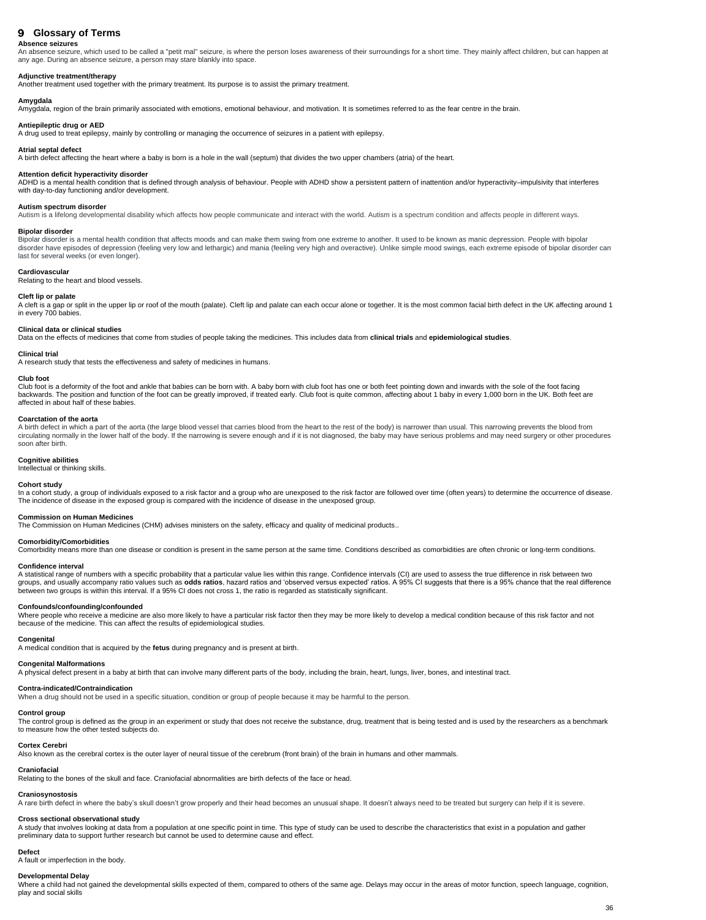# 9 Glossary of Terms

**Absence seizures**
An absence seizure, which used to be called a "petit mal" seizure, is where the person loses awareness of their surroundings for a short time. They mainly affect children, but can happen at any age. During an absence seizure, a person may stare blankly into space.

**Adjunctive treatment/therapy**
Another treatment used together with the primary treatment. Its purpose is to assist the primary treatment.

**Amygdala**
Amygdala, region of the brain primarily associated with emotions, emotional behaviour, and motivation. It is sometimes referred to as the fear centre in the brain.

**Antiepileptic drug or AED**
A drug used to treat epilepsy, mainly by controlling or managing the occurrence of seizures in a patient with epilepsy.

**Atrial septal defect**
A birth defect affecting the heart where a baby is born is a hole in the wall (septum) that divides the two upper chambers (atria) of the heart.

**Attention deficit hyperactivity disorder**
ADHD is a mental health condition that is defined through analysis of behaviour. People with ADHD show a persistent pattern of inattention and/or hyperactivity–impulsivity that interferes with day-to-day functioning and/or development.

**Autism spectrum disorder**
Autism is a lifelong developmental disability which affects how people communicate and interact with the world. Autism is a spectrum condition and affects people in different ways.

**Bipolar disorder**
Bipolar disorder is a mental health condition that affects moods and can make them swing from one extreme to another. It used to be known as manic depression. People with bipolar disorder have episodes of depression (feeling very low and lethargic) and mania (feeling very high and overactive). Unlike simple mood swings, each extreme episode of bipolar disorder can last for several weeks (or even longer).

**Cardiovascular**
Relating to the heart and blood vessels.

**Cleft lip or palate**
A cleft is a gap or split in the upper lip or roof of the mouth (palate). Cleft lip and palate can each occur alone or together. It is the most common facial birth defect in the UK affecting around 1 in every 700 babies.

**Clinical data or clinical studies**
Data on the effects of medicines that come from studies of people taking the medicines. This includes data from **clinical trials** and **epidemiological studies**.

**Clinical trial**
A research study that tests the effectiveness and safety of medicines in humans.

**Club foot**
Club foot is a deformity of the foot and ankle that babies can be born with. A baby born with club foot has one or both feet pointing down and inwards with the sole of the foot facing backwards. The position and function of the foot can be greatly improved, if treated early. Club foot is quite common, affecting about 1 baby in every 1,000 born in the UK. Both feet are affected in about half of these babies.

**Coarctation of the aorta**
A birth defect in which a part of the aorta (the large blood vessel that carries blood from the heart to the rest of the body) is narrower than usual. This narrowing prevents the blood from circulating normally in the lower half of the body. If the narrowing is severe enough and if it is not diagnosed, the baby may have serious problems and may need surgery or other procedures soon after birth.

**Cognitive abilities**
Intellectual or thinking skills.

**Cohort study**
In a cohort study, a group of individuals exposed to a risk factor and a group who are unexposed to the risk factor are followed over time (often years) to determine the occurrence of disease. The incidence of disease in the exposed group is compared with the incidence of disease in the unexposed group.

**Commission on Human Medicines**
The Commission on Human Medicines (CHM) advises ministers on the safety, efficacy and quality of medicinal products..

**Comorbidity/Comorbidities**
Comorbidity means more than one disease or condition is present in the same person at the same time. Conditions described as comorbidities are often chronic or long-term conditions.

**Confidence interval**
A statistical range of numbers with a specific probability that a particular value lies within this range. Confidence intervals (CI) are used to assess the true difference in risk between two groups, and usually accompany ratio values such as **odds ratios**, hazard ratios and 'observed versus expected' ratios. A 95% CI suggests that there is a 95% chance that the real difference between two groups is within this interval. If a 95% CI does not cross 1, the ratio is regarded as statistically significant.

**Confounds/confounding/confounded**
Where people who receive a medicine are also more likely to have a particular risk factor then they may be more likely to develop a medical condition because of this risk factor and not because of the medicine. This can affect the results of epidemiological studies.

**Congenital**
A medical condition that is acquired by the **fetus** during pregnancy and is present at birth.

**Congenital Malformations**
A physical defect present in a baby at birth that can involve many different parts of the body, including the brain, heart, lungs, liver, bones, and intestinal tract.

**Contra-indicated/Contraindication**
When a drug should not be used in a specific situation, condition or group of people because it may be harmful to the person.

**Control group**
The control group is defined as the group in an experiment or study that does not receive the substance, drug, treatment that is being tested and is used by the researchers as a benchmark to measure how the other tested subjects do.

**Cortex Cerebri**
Also known as the cerebral cortex is the outer layer of neural tissue of the cerebrum (front brain) of the brain in humans and other mammals.

**Craniofacial**
Relating to the bones of the skull and face. Craniofacial abnormalities are birth defects of the face or head.

**Craniosynostosis**
A rare birth defect in where the baby's skull doesn't grow properly and their head becomes an unusual shape. It doesn't always need to be treated but surgery can help if it is severe.

**Cross sectional observational study**
A study that involves looking at data from a population at one specific point in time. This type of study can be used to describe the characteristics that exist in a population and gather preliminary data to support further research but cannot be used to determine cause and effect.

**Defect**
A fault or imperfection in the body.

**Developmental Delay**
Where a child had not gained the developmental skills expected of them, compared to others of the same age. Delays may occur in the areas of motor function, speech language, cognition, play and social skills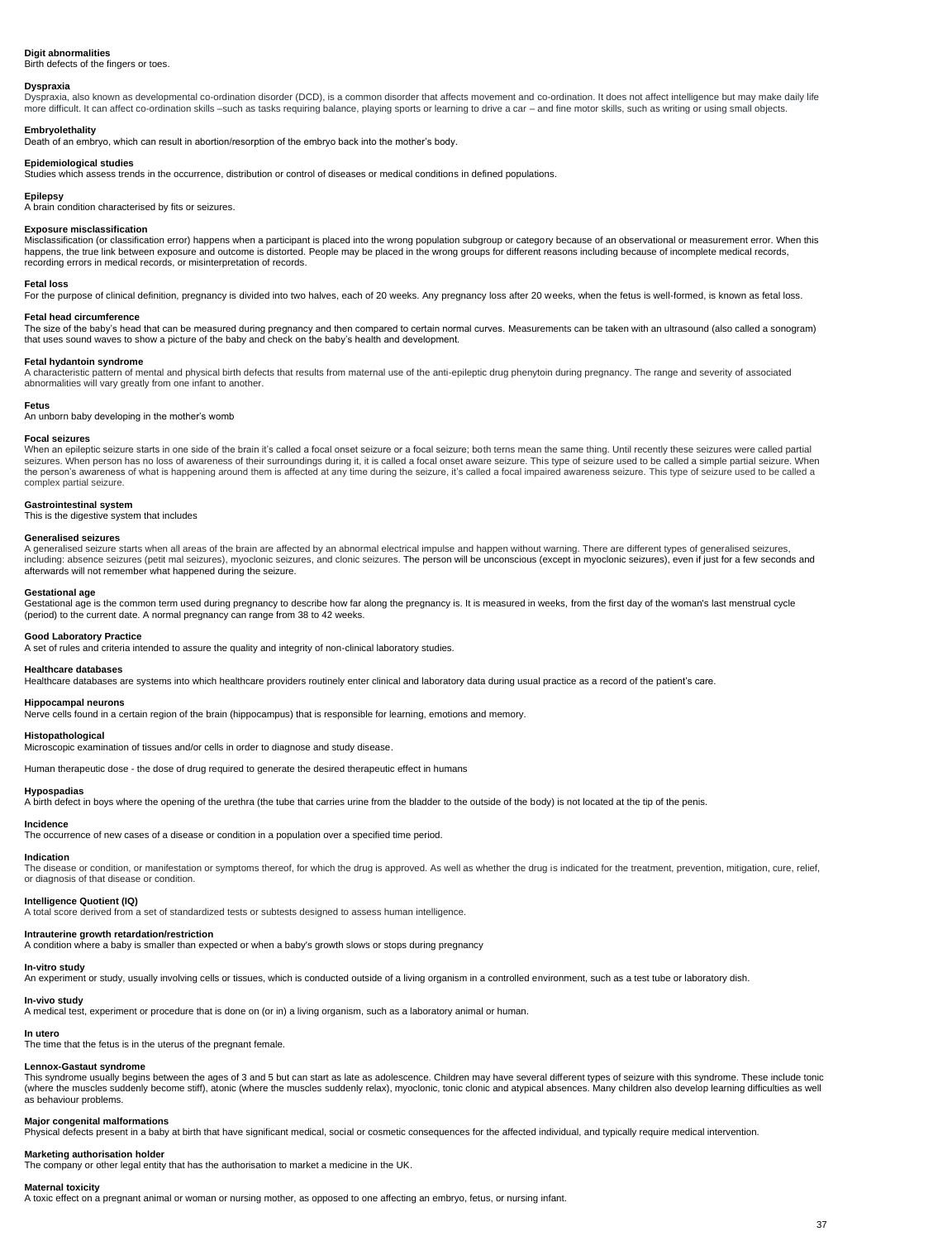**Digit abnormalities**
Birth defects of the fingers or toes.

**Dyspraxia**
Dyspraxia, also known as developmental co-ordination disorder (DCD), is a common disorder that affects movement and co-ordination. It does not affect intelligence but may make daily life more difficult. It can affect co-ordination skills –such as tasks requiring balance, playing sports or learning to drive a car – and fine motor skills, such as writing or using small objects.

**Embryolethality**
Death of an embryo, which can result in abortion/resorption of the embryo back into the mother's body.

**Epidemiological studies**
Studies which assess trends in the occurrence, distribution or control of diseases or medical conditions in defined populations.

**Epilepsy**
A brain condition characterised by fits or seizures.

**Exposure misclassification**
Misclassification (or classification error) happens when a participant is placed into the wrong population subgroup or category because of an observational or measurement error. When this happens, the true link between exposure and outcome is distorted. People may be placed in the wrong groups for different reasons including because of incomplete medical records, recording errors in medical records, or misinterpretation of records.

**Fetal loss**
For the purpose of clinical definition, pregnancy is divided into two halves, each of 20 weeks. Any pregnancy loss after 20 weeks, when the fetus is well-formed, is known as fetal loss.

**Fetal head circumference**
The size of the baby's head that can be measured during pregnancy and then compared to certain normal curves. Measurements can be taken with an ultrasound (also called a sonogram) that uses sound waves to show a picture of the baby and check on the baby's health and development.

**Fetal hydantoin syndrome**
A characteristic pattern of mental and physical birth defects that results from maternal use of the anti-epileptic drug phenytoin during pregnancy. The range and severity of associated abnormalities will vary greatly from one infant to another.

**Fetus**
An unborn baby developing in the mother's womb

**Focal seizures**
When an epileptic seizure starts in one side of the brain it's called a focal onset seizure or a focal seizure; both terns mean the same thing. Until recently these seizures were called partial seizures. When person has no loss of awareness of their surroundings during it, it is called a focal onset aware seizure. This type of seizure used to be called a simple partial seizure. When the person's awareness of what is happening around them is affected at any time during the seizure, it's called a focal impaired awareness seizure. This type of seizure used to be called a complex partial seizure.

**Gastrointestinal system**
This is the digestive system that includes

**Generalised seizures**
A generalised seizure starts when all areas of the brain are affected by an abnormal electrical impulse and happen without warning. There are different types of generalised seizures, including: absence seizures (petit mal seizures), myoclonic seizures, and clonic seizures. The person will be unconscious (except in myoclonic seizures), even if just for a few seconds and afterwards will not remember what happened during the seizure.

**Gestational age**
Gestational age is the common term used during pregnancy to describe how far along the pregnancy is. It is measured in weeks, from the first day of the woman's last menstrual cycle (period) to the current date. A normal pregnancy can range from 38 to 42 weeks.

**Good Laboratory Practice**
A set of rules and criteria intended to assure the quality and integrity of non-clinical laboratory studies.

**Healthcare databases**
Healthcare databases are systems into which healthcare providers routinely enter clinical and laboratory data during usual practice as a record of the patient's care.

**Hippocampal neurons**
Nerve cells found in a certain region of the brain (hippocampus) that is responsible for learning, emotions and memory.

**Histopathological**
Microscopic examination of tissues and/or cells in order to diagnose and study disease.

Human therapeutic dose - the dose of drug required to generate the desired therapeutic effect in humans

**Hypospadias**
A birth defect in boys where the opening of the urethra (the tube that carries urine from the bladder to the outside of the body) is not located at the tip of the penis.

**Incidence**
The occurrence of new cases of a disease or condition in a population over a specified time period.

**Indication**
The disease or condition, or manifestation or symptoms thereof, for which the drug is approved. As well as whether the drug is indicated for the treatment, prevention, mitigation, cure, relief, or diagnosis of that disease or condition.

**Intelligence Quotient (IQ)**
A total score derived from a set of standardized tests or subtests designed to assess human intelligence.

**Intrauterine growth retardation/restriction**
A condition where a baby is smaller than expected or when a baby's growth slows or stops during pregnancy

**In-vitro study**
An experiment or study, usually involving cells or tissues, which is conducted outside of a living organism in a controlled environment, such as a test tube or laboratory dish.

**In-vivo study**
A medical test, experiment or procedure that is done on (or in) a living organism, such as a laboratory animal or human.

**In utero**
The time that the fetus is in the uterus of the pregnant female.

**Lennox-Gastaut syndrome**
This syndrome usually begins between the ages of 3 and 5 but can start as late as adolescence. Children may have several different types of seizure with this syndrome. These include tonic (where the muscles suddenly become stiff), atonic (where the muscles suddenly relax), myoclonic, tonic clonic and atypical absences. Many children also develop learning difficulties as well as behaviour problems.

**Major congenital malformations**
Physical defects present in a baby at birth that have significant medical, social or cosmetic consequences for the affected individual, and typically require medical intervention.

**Marketing authorisation holder**
The company or other legal entity that has the authorisation to market a medicine in the UK.

**Maternal toxicity**
A toxic effect on a pregnant animal or woman or nursing mother, as opposed to one affecting an embryo, fetus, or nursing infant.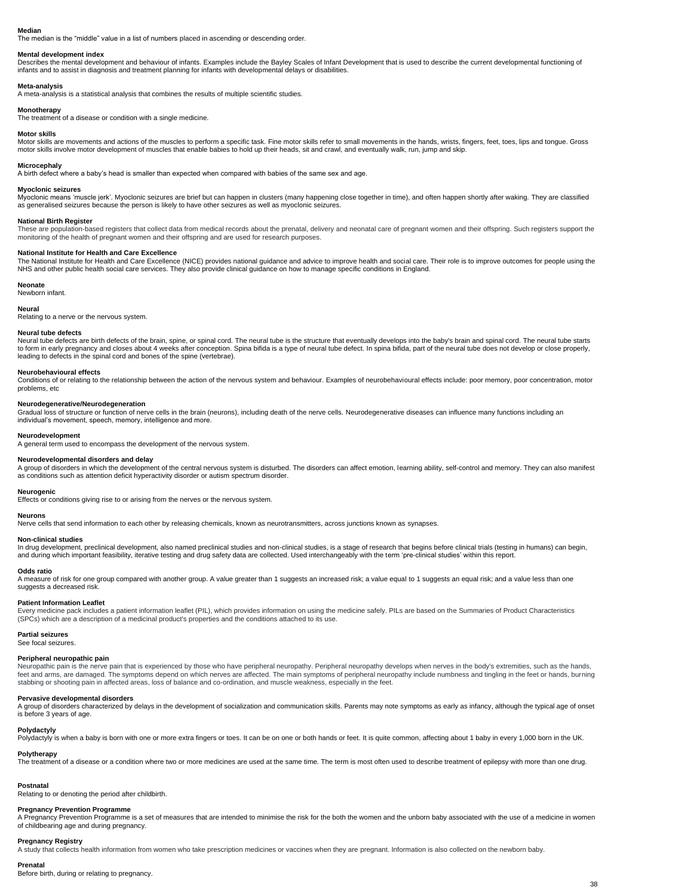**Median**

The median is the "middle" value in a list of numbers placed in ascending or descending order.

**Mental development index**

Describes the mental development and behaviour of infants. Examples include the Bayley Scales of Infant Development that is used to describe the current developmental functioning of infants and to assist in diagnosis and treatment planning for infants with developmental delays or disabilities.

**Meta-analysis**

A meta-analysis is a statistical analysis that combines the results of multiple scientific studies.

**Monotherapy**

The treatment of a disease or condition with a single medicine.

**Motor skills**

Motor skills are movements and actions of the muscles to perform a specific task. Fine motor skills refer to small movements in the hands, wrists, fingers, feet, toes, lips and tongue. Gross motor skills involve motor development of muscles that enable babies to hold up their heads, sit and crawl, and eventually walk, run, jump and skip.

**Microcephaly**

A birth defect where a baby's head is smaller than expected when compared with babies of the same sex and age.

**Myoclonic seizures**

Myoclonic means 'muscle jerk'. Myoclonic seizures are brief but can happen in clusters (many happening close together in time), and often happen shortly after waking. They are classified as generalised seizures because the person is likely to have other seizures as well as myoclonic seizures.

**National Birth Register**

These are population-based registers that collect data from medical records about the prenatal, delivery and neonatal care of pregnant women and their offspring. Such registers support the monitoring of the health of pregnant women and their offspring and are used for research purposes.

**National Institute for Health and Care Excellence**

The National Institute for Health and Care Excellence (NICE) provides national guidance and advice to improve health and social care. Their role is to improve outcomes for people using the NHS and other public health social care services. They also provide clinical guidance on how to manage specific conditions in England.

**Neonate**

Newborn infant.

**Neural**

Relating to a nerve or the nervous system.

**Neural tube defects**

Neural tube defects are birth defects of the brain, spine, or spinal cord. The neural tube is the structure that eventually develops into the baby's brain and spinal cord. The neural tube starts to form in early pregnancy and closes about 4 weeks after conception. Spina bifida is a type of neural tube defect. In spina bifida, part of the neural tube does not develop or close properly, leading to defects in the spinal cord and bones of the spine (vertebrae).

**Neurobehavioural effects**

Conditions of or relating to the relationship between the action of the nervous system and behaviour. Examples of neurobehavioural effects include: poor memory, poor concentration, motor problems, etc

**Neurodegenerative/Neurodegeneration**

Gradual loss of structure or function of nerve cells in the brain (neurons), including death of the nerve cells. Neurodegenerative diseases can influence many functions including an individual's movement, speech, memory, intelligence and more.

**Neurodevelopment**

A general term used to encompass the development of the nervous system.

**Neurodevelopmental disorders and delay**

A group of disorders in which the development of the central nervous system is disturbed. The disorders can affect emotion, learning ability, self-control and memory. They can also manifest as conditions such as attention deficit hyperactivity disorder or autism spectrum disorder.

**Neurogenic**

Effects or conditions giving rise to or arising from the nerves or the nervous system.

**Neurons**

Nerve cells that send information to each other by releasing chemicals, known as neurotransmitters, across junctions known as synapses.

**Non-clinical studies**

In drug development, preclinical development, also named preclinical studies and non-clinical studies, is a stage of research that begins before clinical trials (testing in humans) can begin, and during which important feasibility, iterative testing and drug safety data are collected. Used interchangeably with the term 'pre-clinical studies' within this report.

**Odds ratio**

A measure of risk for one group compared with another group. A value greater than 1 suggests an increased risk; a value equal to 1 suggests an equal risk; and a value less than one suggests a decreased risk.

**Patient Information Leaflet**

Every medicine pack includes a patient information leaflet (PIL), which provides information on using the medicine safely. PILs are based on the Summaries of Product Characteristics (SPCs) which are a description of a medicinal product's properties and the conditions attached to its use.

**Partial seizures**

See focal seizures.

**Peripheral neuropathic pain**

Neuropathic pain is the nerve pain that is experienced by those who have peripheral neuropathy. Peripheral neuropathy develops when nerves in the body's extremities, such as the hands, feet and arms, are damaged. The symptoms depend on which nerves are affected. The main symptoms of peripheral neuropathy include numbness and tingling in the feet or hands, burning stabbing or shooting pain in affected areas, loss of balance and co-ordination, and muscle weakness, especially in the feet.

**Pervasive developmental disorders**

A group of disorders characterized by delays in the development of socialization and communication skills. Parents may note symptoms as early as infancy, although the typical age of onset is before 3 years of age.

**Polydactyly**

Polydactyly is when a baby is born with one or more extra fingers or toes. It can be on one or both hands or feet. It is quite common, affecting about 1 baby in every 1,000 born in the UK.

**Polytherapy**

The treatment of a disease or a condition where two or more medicines are used at the same time. The term is most often used to describe treatment of epilepsy with more than one drug.

**Postnatal**

Relating to or denoting the period after childbirth.

**Pregnancy Prevention Programme**

A Pregnancy Prevention Programme is a set of measures that are intended to minimise the risk for the both the women and the unborn baby associated with the use of a medicine in women of childbearing age and during pregnancy.

**Pregnancy Registry**

A study that collects health information from women who take prescription medicines or vaccines when they are pregnant. Information is also collected on the newborn baby.

**Prenatal**

Before birth, during or relating to pregnancy.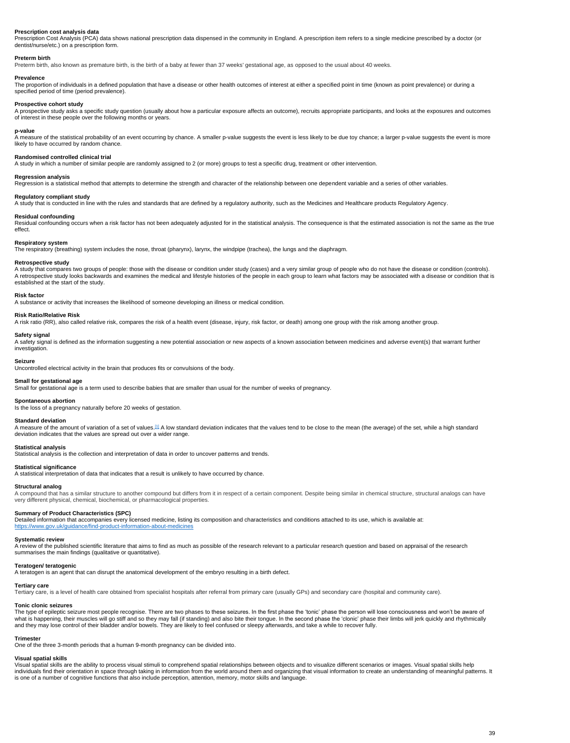**Prescription cost analysis data**

Prescription Cost Analysis (PCA) data shows national prescription data dispensed in the community in England. A prescription item refers to a single medicine prescribed by a doctor (or dentist/nurse/etc.) on a prescription form.

**Preterm birth**

Preterm birth, also known as premature birth, is the birth of a baby at fewer than 37 weeks' gestational age, as opposed to the usual about 40 weeks.

**Prevalence**

The proportion of individuals in a defined population that have a disease or other health outcomes of interest at either a specified point in time (known as point prevalence) or during a specified period of time (period prevalence).

**Prospective cohort study**

A prospective study asks a specific study question (usually about how a particular exposure affects an outcome), recruits appropriate participants, and looks at the exposures and outcomes of interest in these people over the following months or years.

**p-value**

A measure of the statistical probability of an event occurring by chance. A smaller p-value suggests the event is less likely to be due toy chance; a larger p-value suggests the event is more likely to have occurred by random chance.

**Randomised controlled clinical trial**

A study in which a number of similar people are randomly assigned to 2 (or more) groups to test a specific drug, treatment or other intervention.

**Regression analysis**

Regression is a statistical method that attempts to determine the strength and character of the relationship between one dependent variable and a series of other variables.

**Regulatory compliant study**

A study that is conducted in line with the rules and standards that are defined by a regulatory authority, such as the Medicines and Healthcare products Regulatory Agency.

**Residual confounding**

Residual confounding occurs when a risk factor has not been adequately adjusted for in the statistical analysis. The consequence is that the estimated association is not the same as the true effect.

**Respiratory system**

The respiratory (breathing) system includes the nose, throat (pharynx), larynx, the windpipe (trachea), the lungs and the diaphragm.

**Retrospective study**

A study that compares two groups of people: those with the disease or condition under study (cases) and a very similar group of people who do not have the disease or condition (controls). A retrospective study looks backwards and examines the medical and lifestyle histories of the people in each group to learn what factors may be associated with a disease or condition that is established at the start of the study.

**Risk factor**

A substance or activity that increases the likelihood of someone developing an illness or medical condition.

**Risk Ratio/Relative Risk**

A risk ratio (RR), also called relative risk, compares the risk of a health event (disease, injury, risk factor, or death) among one group with the risk among another group.

**Safety signal**

A safety signal is defined as the information suggesting a new potential association or new aspects of a known association between medicines and adverse event(s) that warrant further investigation.

**Seizure**

Uncontrolled electrical activity in the brain that produces fits or convulsions of the body.

**Small for gestational age**

Small for gestational age is a term used to describe babies that are smaller than usual for the number of weeks of pregnancy.

**Spontaneous abortion**

Is the loss of a pregnancy naturally before 20 weeks of gestation.

**Standard deviation**

A measure of the amount of variation of a set of values.[1] A low standard deviation indicates that the values tend to be close to the mean (the average) of the set, while a high standard deviation indicates that the values are spread out over a wider range.

**Statistical analysis**

Statistical analysis is the collection and interpretation of data in order to uncover patterns and trends.

**Statistical significance**

A statistical interpretation of data that indicates that a result is unlikely to have occurred by chance.

**Structural analog**

A compound that has a similar structure to another compound but differs from it in respect of a certain component. Despite being similar in chemical structure, structural analogs can have very different physical, chemical, biochemical, or pharmacological properties.

**Summary of Product Characteristics (SPC)**

Detailed information that accompanies every licensed medicine, listing its composition and characteristics and conditions attached to its use, which is available at: https://www.gov.uk/guidance/find-product-information-about-medicines

**Systematic review**

A review of the published scientific literature that aims to find as much as possible of the research relevant to a particular research question and based on appraisal of the research summarises the main findings (qualitative or quantitative).

**Teratogen/ teratogenic**

A teratogen is an agent that can disrupt the anatomical development of the embryo resulting in a birth defect.

**Tertiary care**

Tertiary care, is a level of health care obtained from specialist hospitals after referral from primary care (usually GPs) and secondary care (hospital and community care).

**Tonic clonic seizures**

The type of epileptic seizure most people recognise. There are two phases to these seizures. In the first phase the 'tonic' phase the person will lose consciousness and won't be aware of what is happening, their muscles will go stiff and so they may fall (if standing) and also bite their tongue. In the second phase the 'clonic' phase their limbs will jerk quickly and rhythmically and they may lose control of their bladder and/or bowels. They are likely to feel confused or sleepy afterwards, and take a while to recover fully.

**Trimester**

One of the three 3-month periods that a human 9-month pregnancy can be divided into.

**Visual spatial skills**

Visual spatial skills are the ability to process visual stimuli to comprehend spatial relationships between objects and to visualize different scenarios or images. Visual spatial skills help individuals find their orientation in space through taking in information from the world around them and organizing that visual information to create an understanding of meaningful patterns. It is one of a number of cognitive functions that also include perception, attention, memory, motor skills and language.